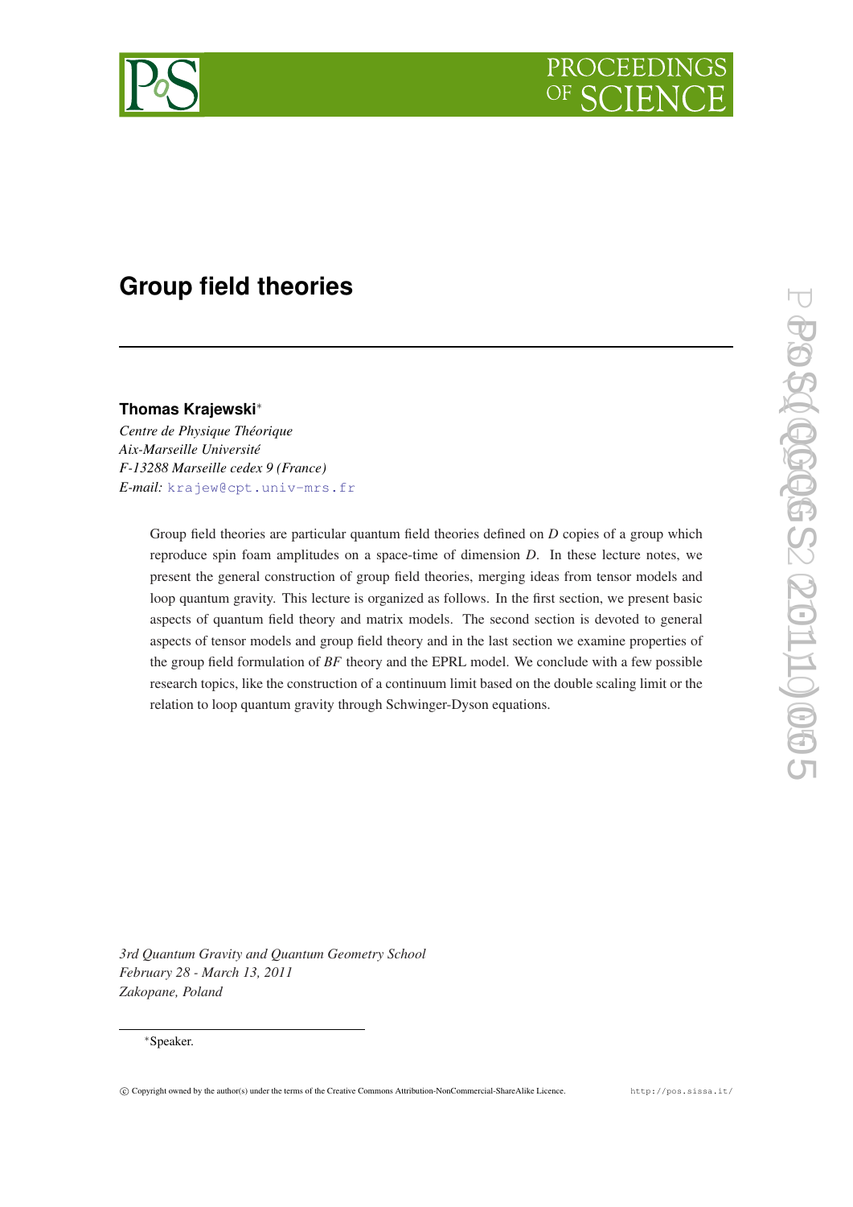# Group field theories

**Thomas Krajewski**[∗]

*Centre de Physique Théorique*
*Aix-Marseille Université*
*F-13288 Marseille cedex 9 (France)*
*E-mail:* krajew@cpt.univ-mrs.fr

Group field theories are particular quantum field theories defined on $D$ copies of a group which reproduce spin foam amplitudes on a space-time of dimension $D$. In these lecture notes, we present the general construction of group field theories, merging ideas from tensor models and loop quantum gravity. This lecture is organized as follows. In the first section, we present basic aspects of quantum field theory and matrix models. The second section is devoted to general aspects of tensor models and group field theory and in the last section we examine properties of the group field formulation of $BF$ theory and the EPRL model. We conclude with a few possible research topics, like the construction of a continuum limit based on the double scaling limit or the relation to loop quantum gravity through Schwinger-Dyson equations.

*3rd Quantum Gravity and Quantum Geometry School*
*February 28 - March 13, 2011*
*Zakopane, Poland*

[∗]Speaker.

© Copyright owned by the author(s) under the terms of the Creative Commons Attribution-NonCommercial-ShareAlike Licence. http://pos.sissa.it/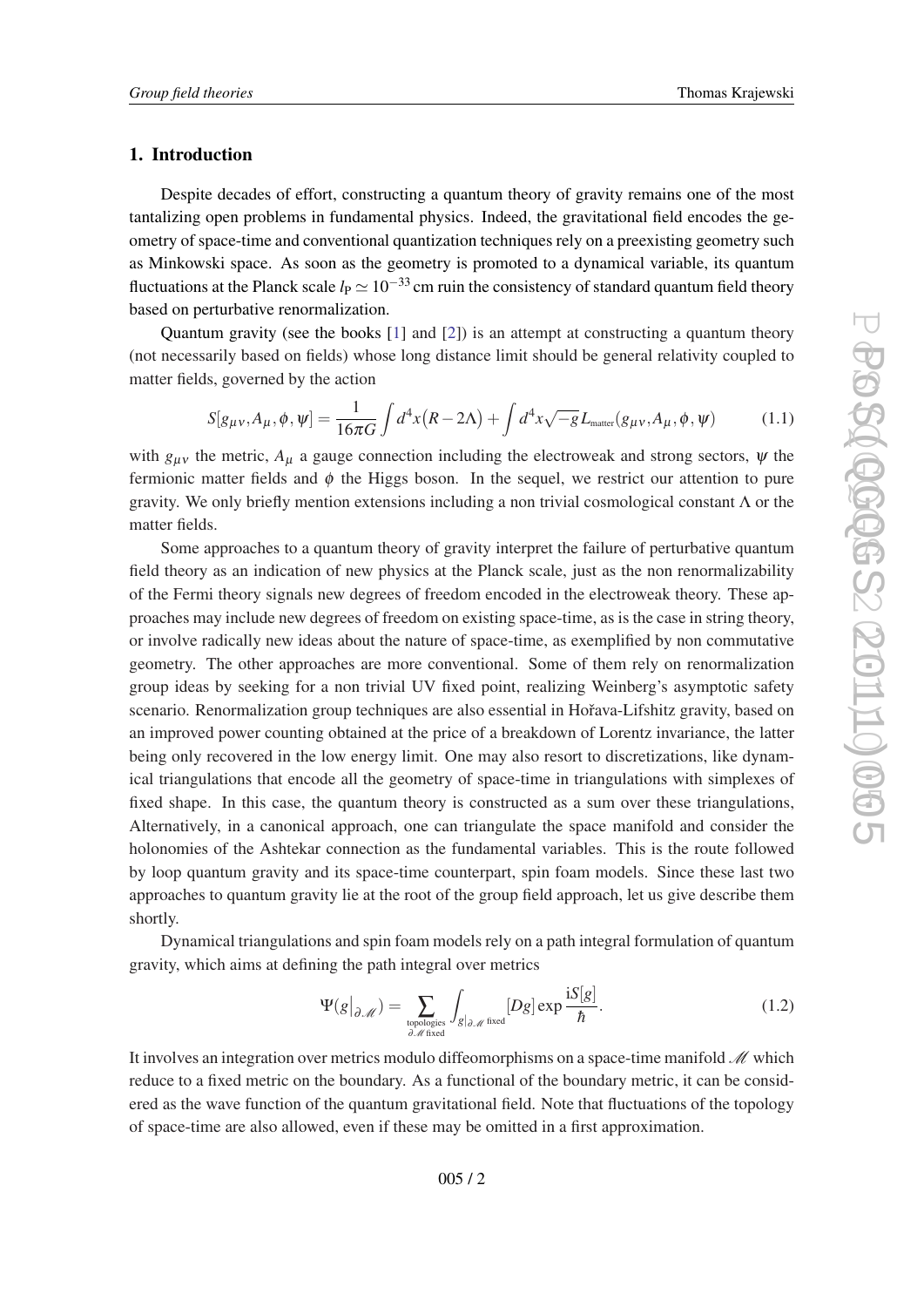## 1. Introduction

Despite decades of effort, constructing a quantum theory of gravity remains one of the most tantalizing open problems in fundamental physics. Indeed, the gravitational field encodes the geometry of space-time and conventional quantization techniques rely on a preexisting geometry such as Minkowski space. As soon as the geometry is promoted to a dynamical variable, its quantum fluctuations at the Planck scale $l_{\mathrm{P}} \simeq 10^{-33}$ cm ruin the consistency of standard quantum field theory based on perturbative renormalization.

Quantum gravity (see the books [1] and [2]) is an attempt at constructing a quantum theory (not necessarily based on fields) whose long distance limit should be general relativity coupled to matter fields, governed by the action

$$S[g_{\mu\nu}, A_\mu, \phi, \psi] = \frac{1}{16\pi G}\int d^4x\big(R - 2\Lambda\big) + \int d^4x\sqrt{-g}\,L_{\text{matter}}(g_{\mu\nu}, A_\mu, \phi, \psi) \tag{1.1}$$

with $g_{\mu\nu}$ the metric, $A_\mu$ a gauge connection including the electroweak and strong sectors, $\psi$ the fermionic matter fields and $\phi$ the Higgs boson. In the sequel, we restrict our attention to pure gravity. We only briefly mention extensions including a non trivial cosmological constant $\Lambda$ or the matter fields.

Some approaches to a quantum theory of gravity interpret the failure of perturbative quantum field theory as an indication of new physics at the Planck scale, just as the non renormalizability of the Fermi theory signals new degrees of freedom encoded in the electroweak theory. These approaches may include new degrees of freedom on existing space-time, as is the case in string theory, or involve radically new ideas about the nature of space-time, as exemplified by non commutative geometry. The other approaches are more conventional. Some of them rely on renormalization group ideas by seeking for a non trivial UV fixed point, realizing Weinberg's asymptotic safety scenario. Renormalization group techniques are also essential in Hořava-Lifshitz gravity, based on an improved power counting obtained at the price of a breakdown of Lorentz invariance, the latter being only recovered in the low energy limit. One may also resort to discretizations, like dynamical triangulations that encode all the geometry of space-time in triangulations with simplexes of fixed shape. In this case, the quantum theory is constructed as a sum over these triangulations, Alternatively, in a canonical approach, one can triangulate the space manifold and consider the holonomies of the Ashtekar connection as the fundamental variables. This is the route followed by loop quantum gravity and its space-time counterpart, spin foam models. Since these last two approaches to quantum gravity lie at the root of the group field approach, let us give describe them shortly.

Dynamical triangulations and spin foam models rely on a path integral formulation of quantum gravity, which aims at defining the path integral over metrics

$$\Psi(g\big|_{\partial\mathscr{M}}) = \sum_{\substack{\text{topologies}\\ \partial\mathscr{M}\text{ fixed}}} \int_{g|_{\partial\mathscr{M}}\text{ fixed}} [Dg]\exp\frac{\mathrm{i}S[g]}{\hbar}. \tag{1.2}$$

It involves an integration over metrics modulo diffeomorphisms on a space-time manifold $\mathscr{M}$ which reduce to a fixed metric on the boundary. As a functional of the boundary metric, it can be considered as the wave function of the quantum gravitational field. Note that fluctuations of the topology of space-time are also allowed, even if these may be omitted in a first approximation.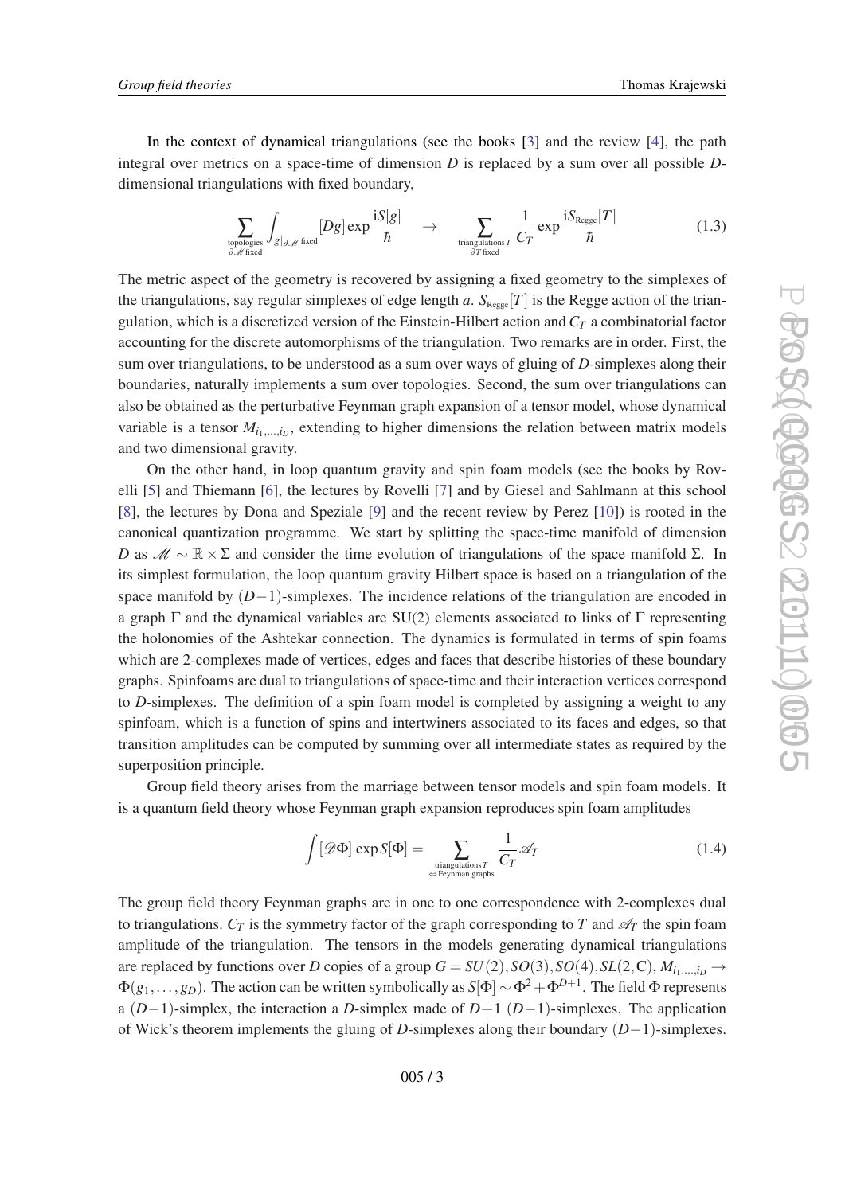In the context of dynamical triangulations (see the books [3] and the review [4], the path integral over metrics on a space-time of dimension $D$ is replaced by a sum over all possible $D$-dimensional triangulations with fixed boundary,

$$\sum_{\substack{\text{topologies}\\ \partial\mathscr{M}\text{ fixed}}} \int_{g|_{\partial\mathscr{M}}\text{ fixed}} [Dg] \exp \frac{\mathrm{i}S[g]}{\hbar} \quad \to \quad \sum_{\substack{\text{triangulations }T\\ \partial T\text{ fixed}}} \frac{1}{C_T} \exp \frac{\mathrm{i}S_{\text{Regge}}[T]}{\hbar} \tag{1.3}$$

The metric aspect of the geometry is recovered by assigning a fixed geometry to the simplexes of the triangulations, say regular simplexes of edge length $a$. $S_{\text{Regge}}[T]$ is the Regge action of the triangulation, which is a discretized version of the Einstein-Hilbert action and $C_T$ a combinatorial factor accounting for the discrete automorphisms of the triangulation. Two remarks are in order. First, the sum over triangulations, to be understood as a sum over ways of gluing of $D$-simplexes along their boundaries, naturally implements a sum over topologies. Second, the sum over triangulations can also be obtained as the perturbative Feynman graph expansion of a tensor model, whose dynamical variable is a tensor $M_{i_1,\dots,i_D}$, extending to higher dimensions the relation between matrix models and two dimensional gravity.

On the other hand, in loop quantum gravity and spin foam models (see the books by Rovelli [5] and Thiemann [6], the lectures by Rovelli [7] and by Giesel and Sahlmann at this school [8], the lectures by Dona and Speziale [9] and the recent review by Perez [10]) is rooted in the canonical quantization programme. We start by splitting the space-time manifold of dimension $D$ as $\mathscr{M} \sim \mathbb{R}\times\Sigma$ and consider the time evolution of triangulations of the space manifold $\Sigma$. In its simplest formulation, the loop quantum gravity Hilbert space is based on a triangulation of the space manifold by $(D-1)$-simplexes. The incidence relations of the triangulation are encoded in a graph $\Gamma$ and the dynamical variables are SU(2) elements associated to links of $\Gamma$ representing the holonomies of the Ashtekar connection. The dynamics is formulated in terms of spin foams which are 2-complexes made of vertices, edges and faces that describe histories of these boundary graphs. Spinfoams are dual to triangulations of space-time and their interaction vertices correspond to $D$-simplexes. The definition of a spin foam model is completed by assigning a weight to any spinfoam, which is a function of spins and intertwiners associated to its faces and edges, so that transition amplitudes can be computed by summing over all intermediate states as required by the superposition principle.

Group field theory arises from the marriage between tensor models and spin foam models. It is a quantum field theory whose Feynman graph expansion reproduces spin foam amplitudes

$$\int [\mathscr{D}\Phi] \exp S[\Phi] = \sum_{\substack{\text{triangulations }T\\ \Leftrightarrow \text{Feynman graphs}}} \frac{1}{C_T} \mathscr{A}_T \tag{1.4}$$

The group field theory Feynman graphs are in one to one correspondence with 2-complexes dual to triangulations. $C_T$ is the symmetry factor of the graph corresponding to $T$ and $\mathscr{A}_T$ the spin foam amplitude of the triangulation. The tensors in the models generating dynamical triangulations are replaced by functions over $D$ copies of a group $G = SU(2), SO(3), SO(4), SL(2,\mathrm{C})$, $M_{i_1,\dots,i_D} \to \Phi(g_1,\dots,g_D)$. The action can be written symbolically as $S[\Phi] \sim \Phi^2 + \Phi^{D+1}$. The field $\Phi$ represents a $(D-1)$-simplex, the interaction a $D$-simplex made of $D+1$ $(D-1)$-simplexes. The application of Wick's theorem implements the gluing of $D$-simplexes along their boundary $(D-1)$-simplexes.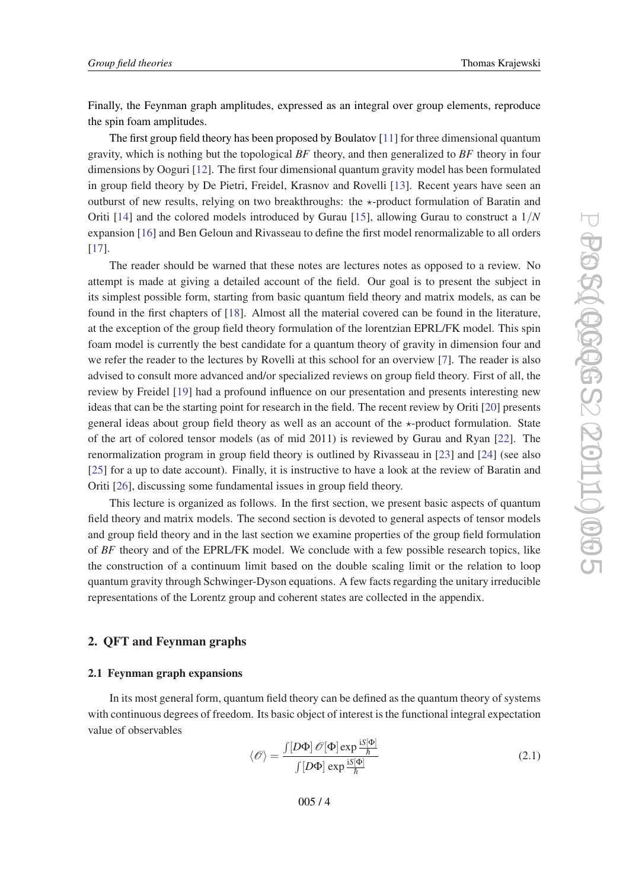Finally, the Feynman graph amplitudes, expressed as an integral over group elements, reproduce the spin foam amplitudes.

The first group field theory has been proposed by Boulatov [11] for three dimensional quantum gravity, which is nothing but the topological *BF* theory, and then generalized to *BF* theory in four dimensions by Ooguri [12]. The first four dimensional quantum gravity model has been formulated in group field theory by De Pietri, Freidel, Krasnov and Rovelli [13]. Recent years have seen an outburst of new results, relying on two breakthroughs: the $\star$-product formulation of Baratin and Oriti [14] and the colored models introduced by Gurau [15], allowing Gurau to construct a $1/N$ expansion [16] and Ben Geloun and Rivasseau to define the first model renormalizable to all orders [17].

The reader should be warned that these notes are lectures notes as opposed to a review. No attempt is made at giving a detailed account of the field. Our goal is to present the subject in its simplest possible form, starting from basic quantum field theory and matrix models, as can be found in the first chapters of [18]. Almost all the material covered can be found in the literature, at the exception of the group field theory formulation of the lorentzian EPRL/FK model. This spin foam model is currently the best candidate for a quantum theory of gravity in dimension four and we refer the reader to the lectures by Rovelli at this school for an overview [7]. The reader is also advised to consult more advanced and/or specialized reviews on group field theory. First of all, the review by Freidel [19] had a profound influence on our presentation and presents interesting new ideas that can be the starting point for research in the field. The recent review by Oriti [20] presents general ideas about group field theory as well as an account of the $\star$-product formulation. State of the art of colored tensor models (as of mid 2011) is reviewed by Gurau and Ryan [22]. The renormalization program in group field theory is outlined by Rivasseau in [23] and [24] (see also [25] for a up to date account). Finally, it is instructive to have a look at the review of Baratin and Oriti [26], discussing some fundamental issues in group field theory.

This lecture is organized as follows. In the first section, we present basic aspects of quantum field theory and matrix models. The second section is devoted to general aspects of tensor models and group field theory and in the last section we examine properties of the group field formulation of *BF* theory and of the EPRL/FK model. We conclude with a few possible research topics, like the construction of a continuum limit based on the double scaling limit or the relation to loop quantum gravity through Schwinger-Dyson equations. A few facts regarding the unitary irreducible representations of the Lorentz group and coherent states are collected in the appendix.

## 2. QFT and Feynman graphs

### 2.1 Feynman graph expansions

In its most general form, quantum field theory can be defined as the quantum theory of systems with continuous degrees of freedom. Its basic object of interest is the functional integral expectation value of observables

$$\langle \mathscr{O} \rangle = \frac{\int [D\Phi]\, \mathscr{O}[\Phi] \exp \frac{\mathrm{i}S[\Phi]}{\hbar}}{\int [D\Phi]\, \exp \frac{\mathrm{i}S[\Phi]}{\hbar}} \tag{2.1}$$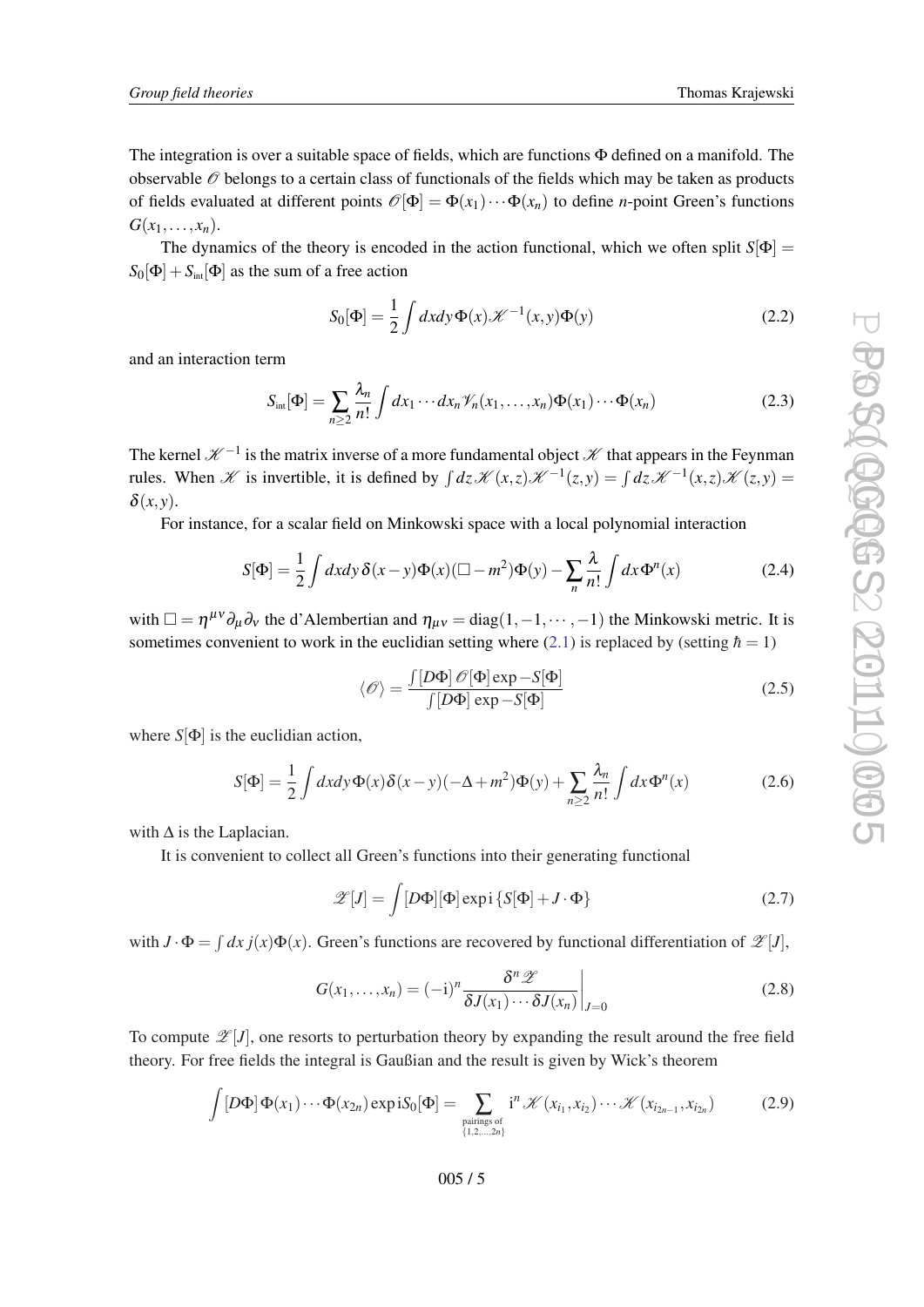The integration is over a suitable space of fields, which are functions $\Phi$ defined on a manifold. The observable $\mathscr{O}$ belongs to a certain class of functionals of the fields which may be taken as products of fields evaluated at different points $\mathscr{O}[\Phi] = \Phi(x_1)\cdots\Phi(x_n)$ to define $n$-point Green's functions $G(x_1,\dots,x_n)$.

The dynamics of the theory is encoded in the action functional, which we often split $S[\Phi] = S_0[\Phi] + S_{\text{int}}[\Phi]$ as the sum of a free action

$$S_0[\Phi] = \frac{1}{2}\int dxdy\,\Phi(x)\mathscr{K}^{-1}(x,y)\Phi(y) \tag{2.2}$$

and an interaction term

$$S_{\text{int}}[\Phi] = \sum_{n\geq 2}\frac{\lambda_n}{n!}\int dx_1\cdots dx_n\mathscr{V}_n(x_1,\dots,x_n)\Phi(x_1)\cdots\Phi(x_n) \tag{2.3}$$

The kernel $\mathscr{K}^{-1}$ is the matrix inverse of a more fundamental object $\mathscr{K}$ that appears in the Feynman rules. When $\mathscr{K}$ is invertible, it is defined by $\int dz\,\mathscr{K}(x,z)\mathscr{K}^{-1}(z,y) = \int dz\,\mathscr{K}^{-1}(x,z)\mathscr{K}(z,y) = \delta(x,y)$.

For instance, for a scalar field on Minkowski space with a local polynomial interaction

$$S[\Phi] = \frac{1}{2}\int dxdy\,\delta(x-y)\Phi(x)(\Box - m^2)\Phi(y) - \sum_n \frac{\lambda}{n!}\int dx\,\Phi^n(x) \tag{2.4}$$

with $\Box = \eta^{\mu\nu}\partial_\mu\partial_\nu$ the d'Alembertian and $\eta_{\mu\nu} = \text{diag}(1,-1,\cdots,-1)$ the Minkowski metric. It is sometimes convenient to work in the euclidian setting where (2.1) is replaced by (setting $\hbar = 1$)

$$\langle\mathscr{O}\rangle = \frac{\int[D\Phi]\,\mathscr{O}[\Phi]\exp - S[\Phi]}{\int[D\Phi]\,\exp - S[\Phi]} \tag{2.5}$$

where $S[\Phi]$ is the euclidian action,

$$S[\Phi] = \frac{1}{2}\int dxdy\,\Phi(x)\delta(x-y)(-\Delta + m^2)\Phi(y) + \sum_{n\geq 2}\frac{\lambda_n}{n!}\int dx\,\Phi^n(x) \tag{2.6}$$

with $\Delta$ is the Laplacian.

It is convenient to collect all Green's functions into their generating functional

$$\mathscr{Z}[J] = \int[D\Phi][\Phi]\exp\mathrm{i}\left\{S[\Phi] + J\cdot\Phi\right\} \tag{2.7}$$

with $J\cdot\Phi = \int dx\,j(x)\Phi(x)$. Green's functions are recovered by functional differentiation of $\mathscr{Z}[J]$,

$$G(x_1,\dots,x_n) = (-\mathrm{i})^n \left.\frac{\delta^n\mathscr{Z}}{\delta J(x_1)\cdots\delta J(x_n)}\right|_{J=0} \tag{2.8}$$

To compute $\mathscr{Z}[J]$, one resorts to perturbation theory by expanding the result around the free field theory. For free fields the integral is Gaußian and the result is given by Wick's theorem

$$\int[D\Phi]\,\Phi(x_1)\cdots\Phi(x_{2n})\exp\mathrm{i}S_0[\Phi] = \sum_{\substack{\text{pairings of}\\ \{1,2,\dots,2n\}}} \mathrm{i}^n\,\mathscr{K}(x_{i_1},x_{i_2})\cdots\mathscr{K}(x_{i_{2n-1}},x_{i_{2n}}) \tag{2.9}$$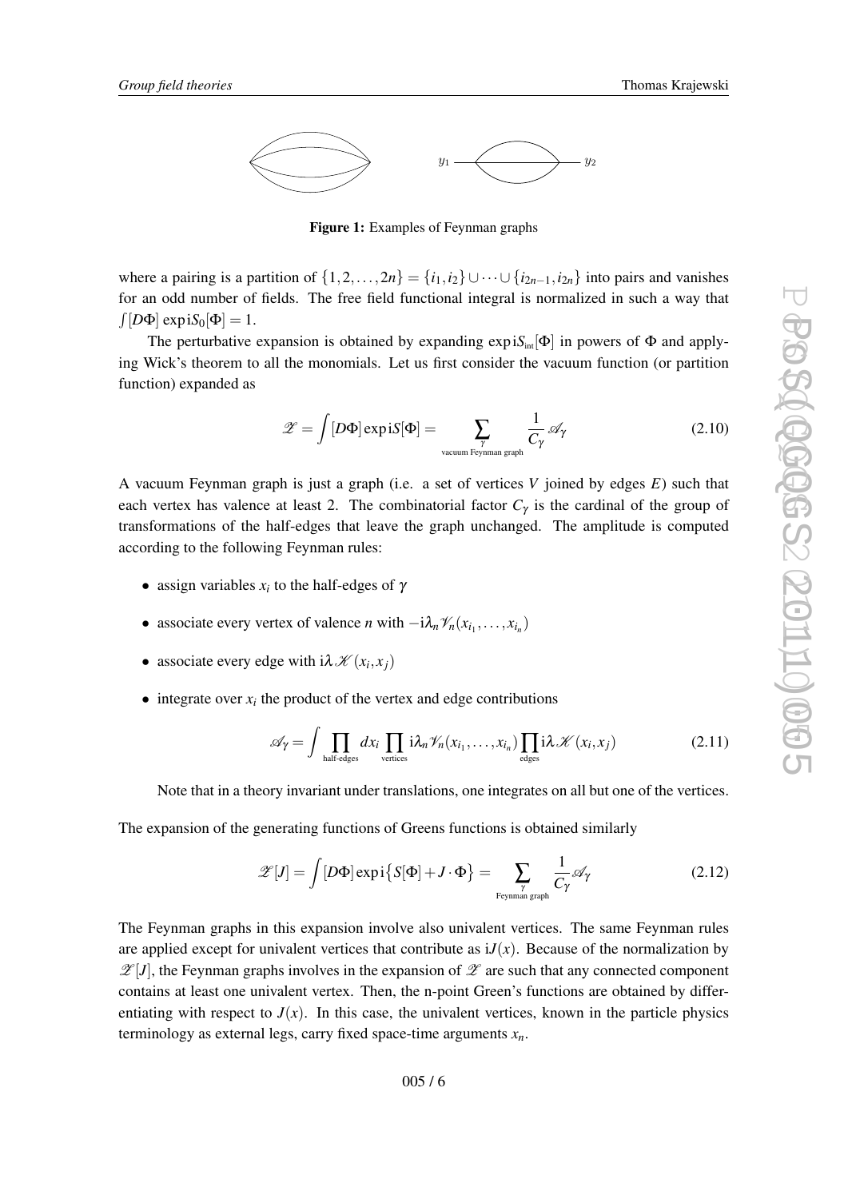Figure 1: Examples of Feynman graphs

where a pairing is a partition of $\{1,2,\dots,2n\} = \{i_1,i_2\} \cup \dots \cup \{i_{2n-1},i_{2n}\}$ into pairs and vanishes for an odd number of fields. The free field functional integral is normalized in such a way that $\int [D\Phi] \exp \mathrm{i} S_0[\Phi] = 1$.

The perturbative expansion is obtained by expanding $\exp \mathrm{i} S_{\text{int}}[\Phi]$ in powers of $\Phi$ and applying Wick's theorem to all the monomials. Let us first consider the vacuum function (or partition function) expanded as

$$\mathscr{Z} = \int [D\Phi] \exp \mathrm{i} S[\Phi] = \sum_{\substack{\gamma \\ \text{vacuum Feynman graph}}} \frac{1}{C_\gamma} \mathscr{A}_\gamma \tag{2.10}$$

A vacuum Feynman graph is just a graph (i.e. a set of vertices $V$ joined by edges $E$) such that each vertex has valence at least 2. The combinatorial factor $C_\gamma$ is the cardinal of the group of transformations of the half-edges that leave the graph unchanged. The amplitude is computed according to the following Feynman rules:

- assign variables $x_i$ to the half-edges of $\gamma$
- associate every vertex of valence $n$ with $-\mathrm{i}\lambda_n \mathscr{V}_n(x_{i_1},\dots,x_{i_n})$
- associate every edge with $\mathrm{i}\lambda \mathscr{K}(x_i,x_j)$
- integrate over $x_i$ the product of the vertex and edge contributions

$$\mathscr{A}_\gamma = \int \prod_{\text{half-edges}} dx_i \prod_{\text{vertices}} \mathrm{i}\lambda_n \mathscr{V}_n(x_{i_1},\dots,x_{i_n}) \prod_{\text{edges}} \mathrm{i}\lambda \mathscr{K}(x_i,x_j) \tag{2.11}$$

Note that in a theory invariant under translations, one integrates on all but one of the vertices.

The expansion of the generating functions of Greens functions is obtained similarly

$$\mathscr{Z}[J] = \int [D\Phi] \exp \mathrm{i} \big\{ S[\Phi] + J \cdot \Phi \big\} = \sum_{\substack{\gamma \\ \text{Feynman graph}}} \frac{1}{C_\gamma} \mathscr{A}_\gamma \tag{2.12}$$

The Feynman graphs in this expansion involve also univalent vertices. The same Feynman rules are applied except for univalent vertices that contribute as $\mathrm{i}J(x)$. Because of the normalization by $\mathscr{Z}[J]$, the Feynman graphs involves in the expansion of $\mathscr{Z}$ are such that any connected component contains at least one univalent vertex. Then, the n-point Green's functions are obtained by differentiating with respect to $J(x)$. In this case, the univalent vertices, known in the particle physics terminology as external legs, carry fixed space-time arguments $x_n$.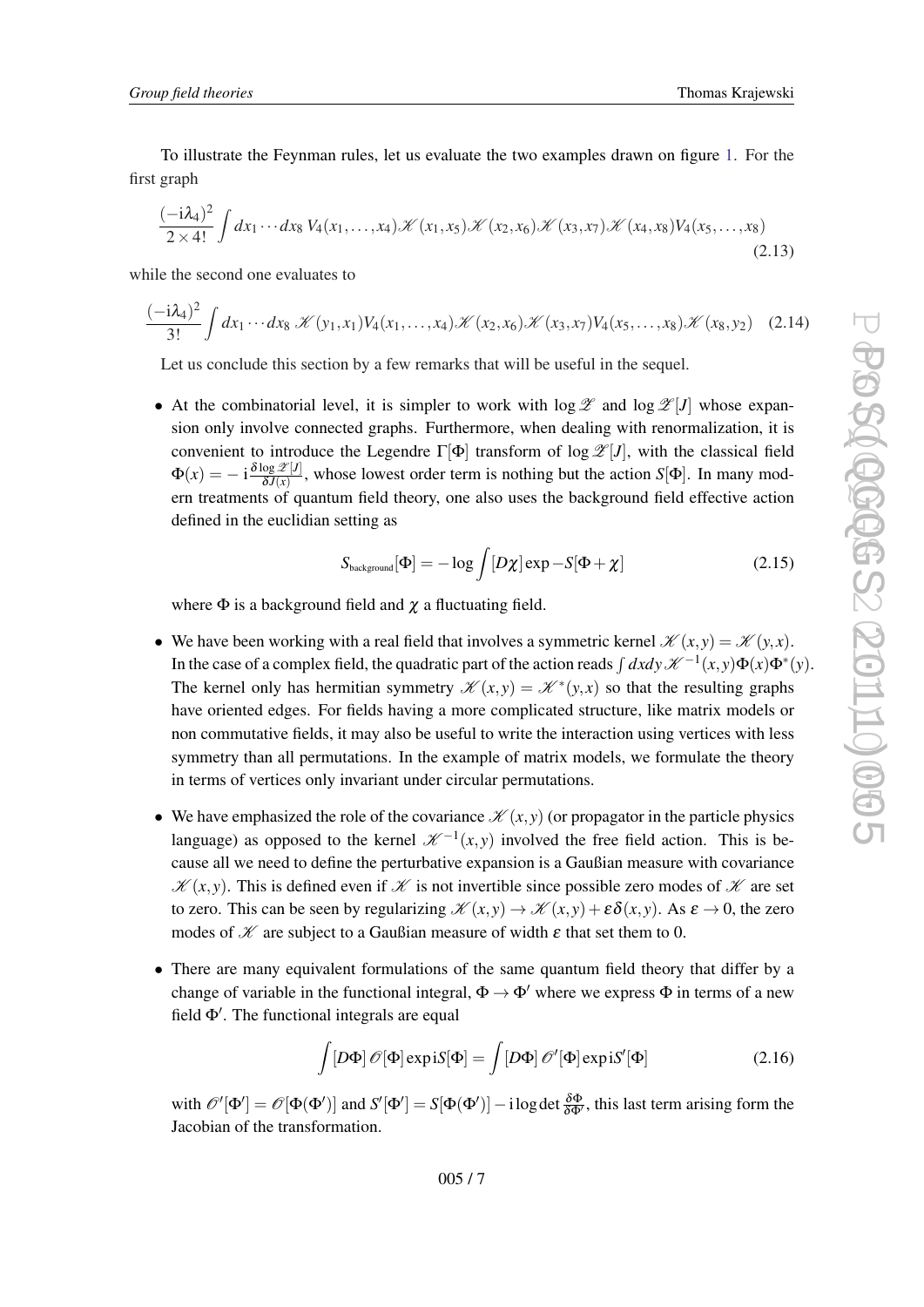To illustrate the Feynman rules, let us evaluate the two examples drawn on figure 1. For the first graph

$$\frac{(-\mathrm{i}\lambda_4)^2}{2\times 4!}\int dx_1\cdots dx_8\, V_4(x_1,\ldots,x_4)\mathscr{K}(x_1,x_5)\mathscr{K}(x_2,x_6)\mathscr{K}(x_3,x_7)\mathscr{K}(x_4,x_8)V_4(x_5,\ldots,x_8) \tag{2.13}$$

while the second one evaluates to

$$\frac{(-\mathrm{i}\lambda_4)^2}{3!}\int dx_1\cdots dx_8\; \mathscr{K}(y_1,x_1)V_4(x_1,\ldots,x_4)\mathscr{K}(x_2,x_6)\mathscr{K}(x_3,x_7)V_4(x_5,\ldots,x_8)\mathscr{K}(x_8,y_2) \tag{2.14}$$

Let us conclude this section by a few remarks that will be useful in the sequel.

- At the combinatorial level, it is simpler to work with $\log\mathscr{Z}$ and $\log\mathscr{Z}[J]$ whose expansion only involve connected graphs. Furthermore, when dealing with renormalization, it is convenient to introduce the Legendre $\Gamma[\Phi]$ transform of $\log\mathscr{Z}[J]$, with the classical field $\Phi(x) = -\,\mathrm{i}\frac{\delta \log\mathscr{Z}[J]}{\delta J(x)}$, whose lowest order term is nothing but the action $S[\Phi]$. In many modern treatments of quantum field theory, one also uses the background field effective action defined in the euclidian setting as

$$S_{\text{background}}[\Phi] = -\log\int[D\chi]\exp -S[\Phi+\chi] \tag{2.15}$$

  where $\Phi$ is a background field and $\chi$ a fluctuating field.

- We have been working with a real field that involves a symmetric kernel $\mathscr{K}(x,y) = \mathscr{K}(y,x)$. In the case of a complex field, the quadratic part of the action reads $\int dxdy\,\mathscr{K}^{-1}(x,y)\Phi(x)\Phi^*(y)$. The kernel only has hermitian symmetry $\mathscr{K}(x,y) = \mathscr{K}^*(y,x)$ so that the resulting graphs have oriented edges. For fields having a more complicated structure, like matrix models or non commutative fields, it may also be useful to write the interaction using vertices with less symmetry than all permutations. In the example of matrix models, we formulate the theory in terms of vertices only invariant under circular permutations.

- We have emphasized the role of the covariance $\mathscr{K}(x,y)$ (or propagator in the particle physics language) as opposed to the kernel $\mathscr{K}^{-1}(x,y)$ involved the free field action. This is because all we need to define the perturbative expansion is a Gaußian measure with covariance $\mathscr{K}(x,y)$. This is defined even if $\mathscr{K}$ is not invertible since possible zero modes of $\mathscr{K}$ are set to zero. This can be seen by regularizing $\mathscr{K}(x,y)\to\mathscr{K}(x,y)+\varepsilon\delta(x,y)$. As $\varepsilon\to 0$, the zero modes of $\mathscr{K}$ are subject to a Gaußian measure of width $\varepsilon$ that set them to 0.

- There are many equivalent formulations of the same quantum field theory that differ by a change of variable in the functional integral, $\Phi\to\Phi'$ where we express $\Phi$ in terms of a new field $\Phi'$. The functional integrals are equal

$$\int[D\Phi]\,\mathscr{O}[\Phi]\exp\mathrm{i}S[\Phi] = \int[D\Phi]\,\mathscr{O}'[\Phi]\exp\mathrm{i}S'[\Phi] \tag{2.16}$$

  with $\mathscr{O}'[\Phi'] = \mathscr{O}[\Phi(\Phi')]$ and $S'[\Phi'] = S[\Phi(\Phi')] - \mathrm{i}\log\det\frac{\delta\Phi}{\delta\Phi'}$, this last term arising form the Jacobian of the transformation.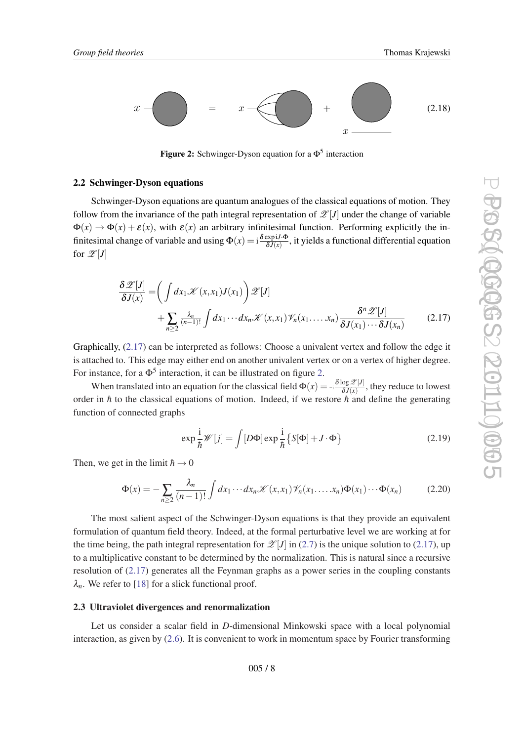(2.18)

**Figure 2:** Schwinger-Dyson equation for a $\Phi^5$ interaction

### 2.2 Schwinger-Dyson equations

Schwinger-Dyson equations are quantum analogues of the classical equations of motion. They follow from the invariance of the path integral representation of $\mathscr{Z}[J]$ under the change of variable $\Phi(x) \to \Phi(x) + \varepsilon(x)$, with $\varepsilon(x)$ an arbitrary infinitesimal function. Performing explicitly the infinitesimal change of variable and using $\Phi(x) = \mathrm{i}\frac{\delta \exp \mathrm{i} J\cdot\Phi}{\delta J(x)}$, it yields a functional differential equation for $\mathscr{Z}[J]$

$$\frac{\delta \mathscr{Z}[J]}{\delta J(x)} = \left( \int dx_1 \mathscr{K}(x,x_1) J(x_1) \right) \mathscr{Z}[J] + \sum_{n\geq 2} \tfrac{\lambda_n}{(n-1)!} \int dx_1 \cdots dx_n \mathscr{K}(x,x_1) \mathscr{V}_n(x_1.\dots.x_n) \frac{\delta^n \mathscr{Z}[J]}{\delta J(x_1)\cdots \delta J(x_n)} \tag{2.17}$$

Graphically, (2.17) can be interpreted as follows: Choose a univalent vertex and follow the edge it is attached to. This edge may either end on another univalent vertex or on a vertex of higher degree. For instance, for a $\Phi^5$ interaction, it can be illustrated on figure 2.

When translated into an equation for the classical field $\Phi(x) = -\mathrm{i}\frac{\delta \log \mathscr{Z}[J]}{\delta J(x)}$, they reduce to lowest order in $\hbar$ to the classical equations of motion. Indeed, if we restore $\hbar$ and define the generating function of connected graphs

$$\exp \frac{\mathrm{i}}{\hbar} \mathscr{W}[j] = \int [D\Phi] \exp \frac{\mathrm{i}}{\hbar} \big\{ S[\Phi] + J\cdot\Phi \big\} \tag{2.19}$$

Then, we get in the limit $\hbar \to 0$

$$\Phi(x) = -\sum_{n\geq 2} \frac{\lambda_n}{(n-1)!} \int dx_1 \cdots dx_n \mathscr{K}(x,x_1) \mathscr{V}_n(x_1.\dots.x_n) \Phi(x_1)\cdots\Phi(x_n) \tag{2.20}$$

The most salient aspect of the Schwinger-Dyson equations is that they provide an equivalent formulation of quantum field theory. Indeed, at the formal perturbative level we are working at for the time being, the path integral representation for $\mathscr{Z}[J]$ in (2.7) is the unique solution to (2.17), up to a multiplicative constant to be determined by the normalization. This is natural since a recursive resolution of (2.17) generates all the Feynman graphs as a power series in the coupling constants $\lambda_n$. We refer to [18] for a slick functional proof.

### 2.3 Ultraviolet divergences and renormalization

Let us consider a scalar field in $D$-dimensional Minkowski space with a local polynomial interaction, as given by (2.6). It is convenient to work in momentum space by Fourier transforming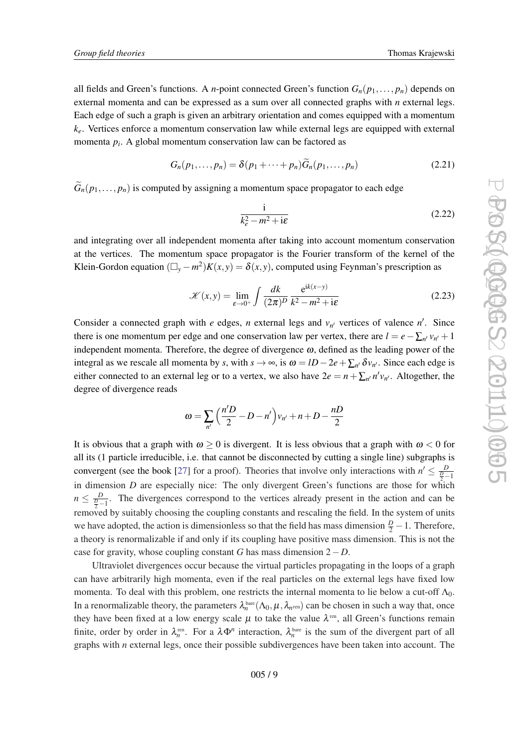all fields and Green's functions. A $n$-point connected Green's function $G_n(p_1,\dots,p_n)$ depends on external momenta and can be expressed as a sum over all connected graphs with $n$ external legs. Each edge of such a graph is given an arbitrary orientation and comes equipped with a momentum $k_e$. Vertices enforce a momentum conservation law while external legs are equipped with external momenta $p_i$. A global momentum conservation law can be factored as

$$G_n(p_1,\dots,p_n) = \delta(p_1+\dots+p_n)\widetilde{G}_n(p_1,\dots,p_n) \tag{2.21}$$

$\widetilde{G}_n(p_1,\dots,p_n)$ is computed by assigning a momentum space propagator to each edge

$$\frac{\mathrm{i}}{k_e^2-m^2+\mathrm{i}\varepsilon} \tag{2.22}$$

and integrating over all independent momenta after taking into account momentum conservation at the vertices. The momentum space propagator is the Fourier transform of the kernel of the Klein-Gordon equation $(\Box_y - m^2)K(x,y) = \delta(x,y)$, computed using Feynman's prescription as

$$\mathscr{K}(x,y) = \lim_{\varepsilon\to 0^+}\int \frac{dk}{(2\pi)^D}\frac{\mathrm{e}^{\mathrm{i}k(x-y)}}{k^2-m^2+\mathrm{i}\varepsilon} \tag{2.23}$$

Consider a connected graph with $e$ edges, $n$ external legs and $v_{n'}$ vertices of valence $n'$. Since there is one momentum per edge and one conservation law per vertex, there are $l = e - \sum_{n'} v_{n'} + 1$ independent momenta. Therefore, the degree of divergence $\omega$, defined as the leading power of the integral as we rescale all momenta by $s$, with $s\to\infty$, is $\omega = lD - 2e + \sum_{n'}\delta v_{n'}$. Since each edge is either connected to an external leg or to a vertex, we also have $2e = n + \sum_{n'} n' v_{n'}$. Altogether, the degree of divergence reads

$$\omega = \sum_{n'}\Big(\frac{n'D}{2} - D - n'\Big)v_{n'} + n + D - \frac{nD}{2}$$

It is obvious that a graph with $\omega \geq 0$ is divergent. It is less obvious that a graph with $\omega < 0$ for all its (1 particle irreducible, i.e. that cannot be disconnected by cutting a single line) subgraphs is convergent (see the book [27] for a proof). Theories that involve only interactions with $n' \leq \frac{D}{\frac{D}{2}-1}$ in dimension $D$ are especially nice: The only divergent Green's functions are those for which $n \leq \frac{D}{\frac{D}{2}-1}$. The divergences correspond to the vertices already present in the action and can be removed by suitably choosing the coupling constants and rescaling the field. In the system of units we have adopted, the action is dimensionless so that the field has mass dimension $\frac{D}{2}-1$. Therefore, a theory is renormalizable if and only if its coupling have positive mass dimension. This is not the case for gravity, whose coupling constant $G$ has mass dimension $2-D$.

Ultraviolet divergences occur because the virtual particles propagating in the loops of a graph can have arbitrarily high momenta, even if the real particles on the external legs have fixed low momenta. To deal with this problem, one restricts the internal momenta to lie below a cut-off $\Lambda_0$. In a renormalizable theory, the parameters $\lambda_n^{\text{bare}}(\Lambda_0,\mu,\lambda_{n^{\text{ren}}})$ can be chosen in such a way that, once they have been fixed at a low energy scale $\mu$ to take the value $\lambda^{\text{ren}}$, all Green's functions remain finite, order by order in $\lambda_n^{\text{ren}}$. For a $\lambda\Phi^n$ interaction, $\lambda_n^{\text{bare}}$ is the sum of the divergent part of all graphs with $n$ external legs, once their possible subdivergences have been taken into account. The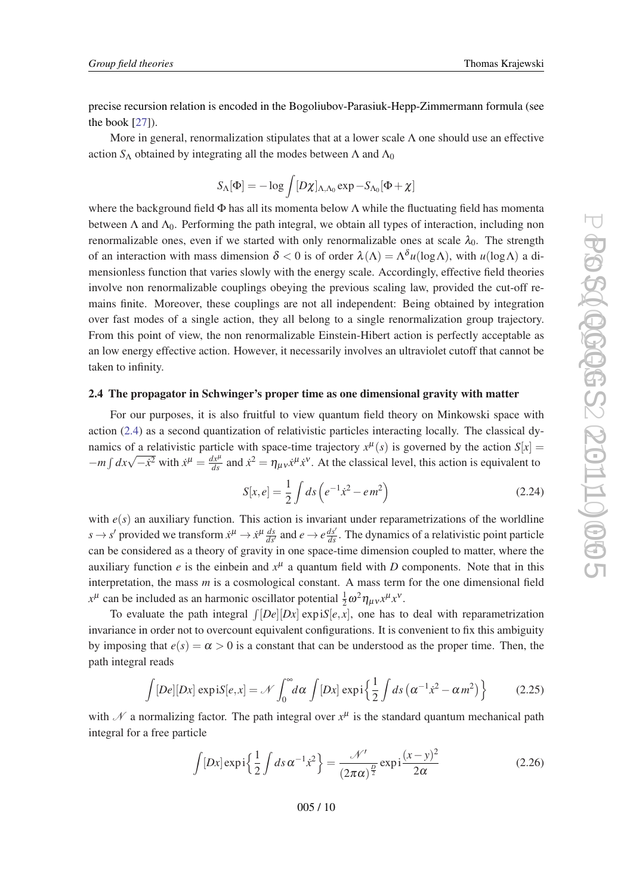precise recursion relation is encoded in the Bogoliubov-Parasiuk-Hepp-Zimmermann formula (see the book [27]).

More in general, renormalization stipulates that at a lower scale $\Lambda$ one should use an effective action $S_\Lambda$ obtained by integrating all the modes between $\Lambda$ and $\Lambda_0$

$$S_\Lambda[\Phi] = -\log \int [D\chi]_{\Lambda,\Lambda_0} \exp -S_{\Lambda_0}[\Phi+\chi]$$

where the background field $\Phi$ has all its momenta below $\Lambda$ while the fluctuating field has momenta between $\Lambda$ and $\Lambda_0$. Performing the path integral, we obtain all types of interaction, including non renormalizable ones, even if we started with only renormalizable ones at scale $\lambda_0$. The strength of an interaction with mass dimension $\delta < 0$ is of order $\lambda(\Lambda) = \Lambda^\delta u(\log\Lambda)$, with $u(\log\Lambda)$ a dimensionless function that varies slowly with the energy scale. Accordingly, effective field theories involve non renormalizable couplings obeying the previous scaling law, provided the cut-off remains finite. Moreover, these couplings are not all independent: Being obtained by integration over fast modes of a single action, they all belong to a single renormalization group trajectory. From this point of view, the non renormalizable Einstein-Hibert action is perfectly acceptable as an low energy effective action. However, it necessarily involves an ultraviolet cutoff that cannot be taken to infinity.

### 2.4 The propagator in Schwinger's proper time as one dimensional gravity with matter

For our purposes, it is also fruitful to view quantum field theory on Minkowski space with action (2.4) as a second quantization of relativistic particles interacting locally. The classical dynamics of a relativistic particle with space-time trajectory $x^\mu(s)$ is governed by the action $S[x] = -m\int dx\sqrt{-\dot{x}^2}$ with $\dot{x}^\mu = \frac{dx^\mu}{ds}$ and $\dot{x}^2 = \eta_{\mu\nu}\dot{x}^\mu\dot{x}^\nu$. At the classical level, this action is equivalent to

$$S[x,e] = \frac{1}{2}\int ds\left(e^{-1}\dot{x}^2 - em^2\right) \tag{2.24}$$

with $e(s)$ an auxiliary function. This action is invariant under reparametrizations of the worldline $s \to s'$ provided we transform $\dot{x}^\mu \to \dot{x}^\mu \frac{ds}{ds'}$ and $e \to e\frac{ds'}{ds}$. The dynamics of a relativistic point particle can be considered as a theory of gravity in one space-time dimension coupled to matter, where the auxiliary function $e$ is the einbein and $x^\mu$ a quantum field with $D$ components. Note that in this interpretation, the mass $m$ is a cosmological constant. A mass term for the one dimensional field $x^\mu$ can be included as an harmonic oscillator potential $\frac{1}{2}\omega^2\eta_{\mu\nu}x^\mu x^\nu$.

To evaluate the path integral $\int[De][Dx]\exp\mathrm{i}S[e,x]$, one has to deal with reparametrization invariance in order not to overcount equivalent configurations. It is convenient to fix this ambiguity by imposing that $e(s) = \alpha > 0$ is a constant that can be understood as the proper time. Then, the path integral reads

$$\int [De][Dx]\exp\mathrm{i}S[e,x] = \mathcal{N}\int_0^\infty d\alpha \int [Dx]\exp\mathrm{i}\Big\{\frac{1}{2}\int ds\left(\alpha^{-1}\dot{x}^2 - \alpha m^2\right)\Big\} \tag{2.25}$$

with $\mathcal{N}$ a normalizing factor. The path integral over $x^\mu$ is the standard quantum mechanical path integral for a free particle

$$\int [Dx]\exp\mathrm{i}\Big\{\frac{1}{2}\int ds\,\alpha^{-1}\dot{x}^2\Big\} = \frac{\mathcal{N}'}{(2\pi\alpha)^{\frac{D}{2}}}\exp\mathrm{i}\frac{(x-y)^2}{2\alpha} \tag{2.26}$$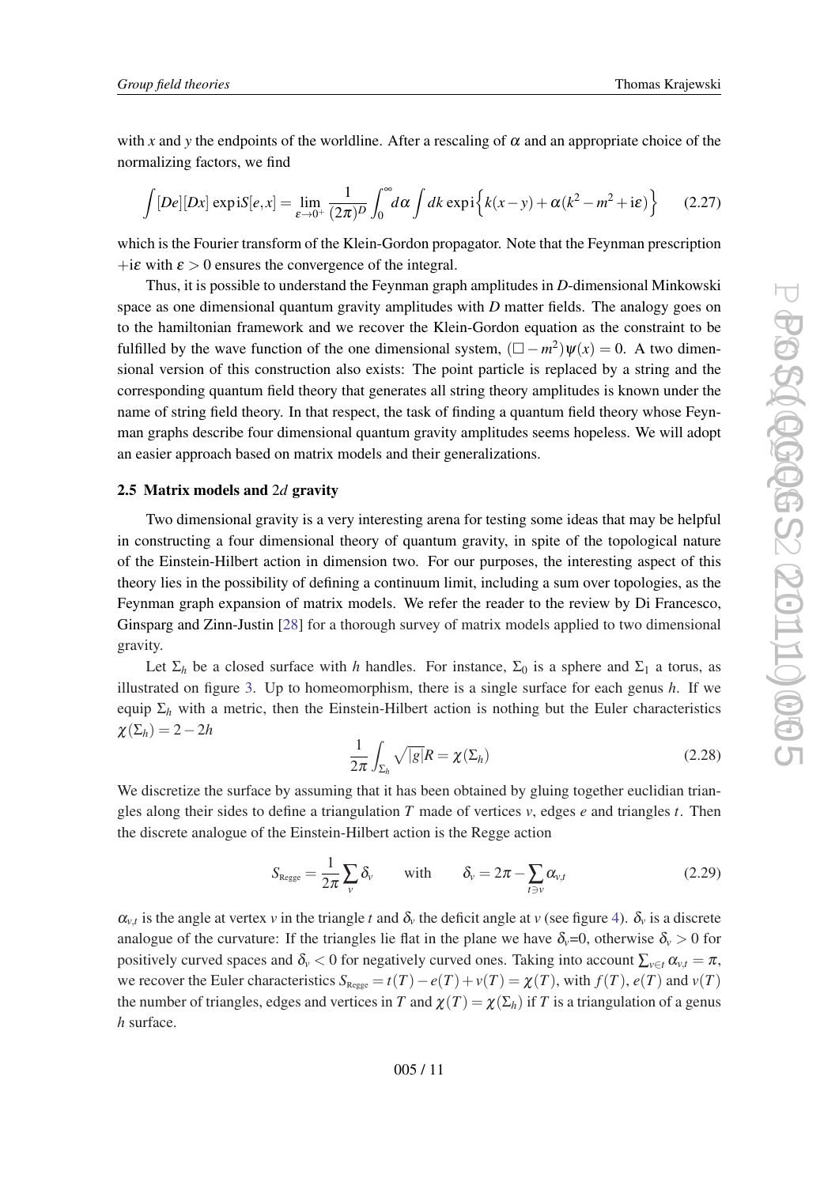with $x$ and $y$ the endpoints of the worldline. After a rescaling of $\alpha$ and an appropriate choice of the normalizing factors, we find

$$\int [De][Dx] \exp \mathrm{i} S[e,x] = \lim_{\varepsilon \to 0^+} \frac{1}{(2\pi)^D} \int_0^\infty d\alpha \int dk \exp \mathrm{i} \Big\{ k(x-y) + \alpha(k^2 - m^2 + \mathrm{i}\varepsilon) \Big\} \tag{2.27}$$

which is the Fourier transform of the Klein-Gordon propagator. Note that the Feynman prescription $+\mathrm{i}\varepsilon$ with $\varepsilon > 0$ ensures the convergence of the integral.

Thus, it is possible to understand the Feynman graph amplitudes in $D$-dimensional Minkowski space as one dimensional quantum gravity amplitudes with $D$ matter fields. The analogy goes on to the hamiltonian framework and we recover the Klein-Gordon equation as the constraint to be fulfilled by the wave function of the one dimensional system, $(\Box - m^2)\psi(x) = 0$. A two dimensional version of this construction also exists: The point particle is replaced by a string and the corresponding quantum field theory that generates all string theory amplitudes is known under the name of string field theory. In that respect, the task of finding a quantum field theory whose Feynman graphs describe four dimensional quantum gravity amplitudes seems hopeless. We will adopt an easier approach based on matrix models and their generalizations.

### 2.5 Matrix models and $2d$ gravity

Two dimensional gravity is a very interesting arena for testing some ideas that may be helpful in constructing a four dimensional theory of quantum gravity, in spite of the topological nature of the Einstein-Hilbert action in dimension two. For our purposes, the interesting aspect of this theory lies in the possibility of defining a continuum limit, including a sum over topologies, as the Feynman graph expansion of matrix models. We refer the reader to the review by Di Francesco, Ginsparg and Zinn-Justin [28] for a thorough survey of matrix models applied to two dimensional gravity.

Let $\Sigma_h$ be a closed surface with $h$ handles. For instance, $\Sigma_0$ is a sphere and $\Sigma_1$ a torus, as illustrated on figure 3. Up to homeomorphism, there is a single surface for each genus $h$. If we equip $\Sigma_h$ with a metric, then the Einstein-Hilbert action is nothing but the Euler characteristics $\chi(\Sigma_h) = 2 - 2h$

$$\frac{1}{2\pi} \int_{\Sigma_h} \sqrt{|g|} R = \chi(\Sigma_h) \tag{2.28}$$

We discretize the surface by assuming that it has been obtained by gluing together euclidian triangles along their sides to define a triangulation $T$ made of vertices $v$, edges $e$ and triangles $t$. Then the discrete analogue of the Einstein-Hilbert action is the Regge action

$$S_{\text{Regge}} = \frac{1}{2\pi} \sum_v \delta_v \qquad \text{with} \qquad \delta_v = 2\pi - \sum_{t \ni v} \alpha_{v,t} \tag{2.29}$$

$\alpha_{v,t}$ is the angle at vertex $v$ in the triangle $t$ and $\delta_v$ the deficit angle at $v$ (see figure 4). $\delta_v$ is a discrete analogue of the curvature: If the triangles lie flat in the plane we have $\delta_v$=0, otherwise $\delta_v > 0$ for positively curved spaces and $\delta_v < 0$ for negatively curved ones. Taking into account $\sum_{v \in t} \alpha_{v,t} = \pi$, we recover the Euler characteristics $S_{\text{Regge}} = t(T) - e(T) + v(T) = \chi(T)$, with $f(T)$, $e(T)$ and $v(T)$ the number of triangles, edges and vertices in $T$ and $\chi(T) = \chi(\Sigma_h)$ if $T$ is a triangulation of a genus $h$ surface.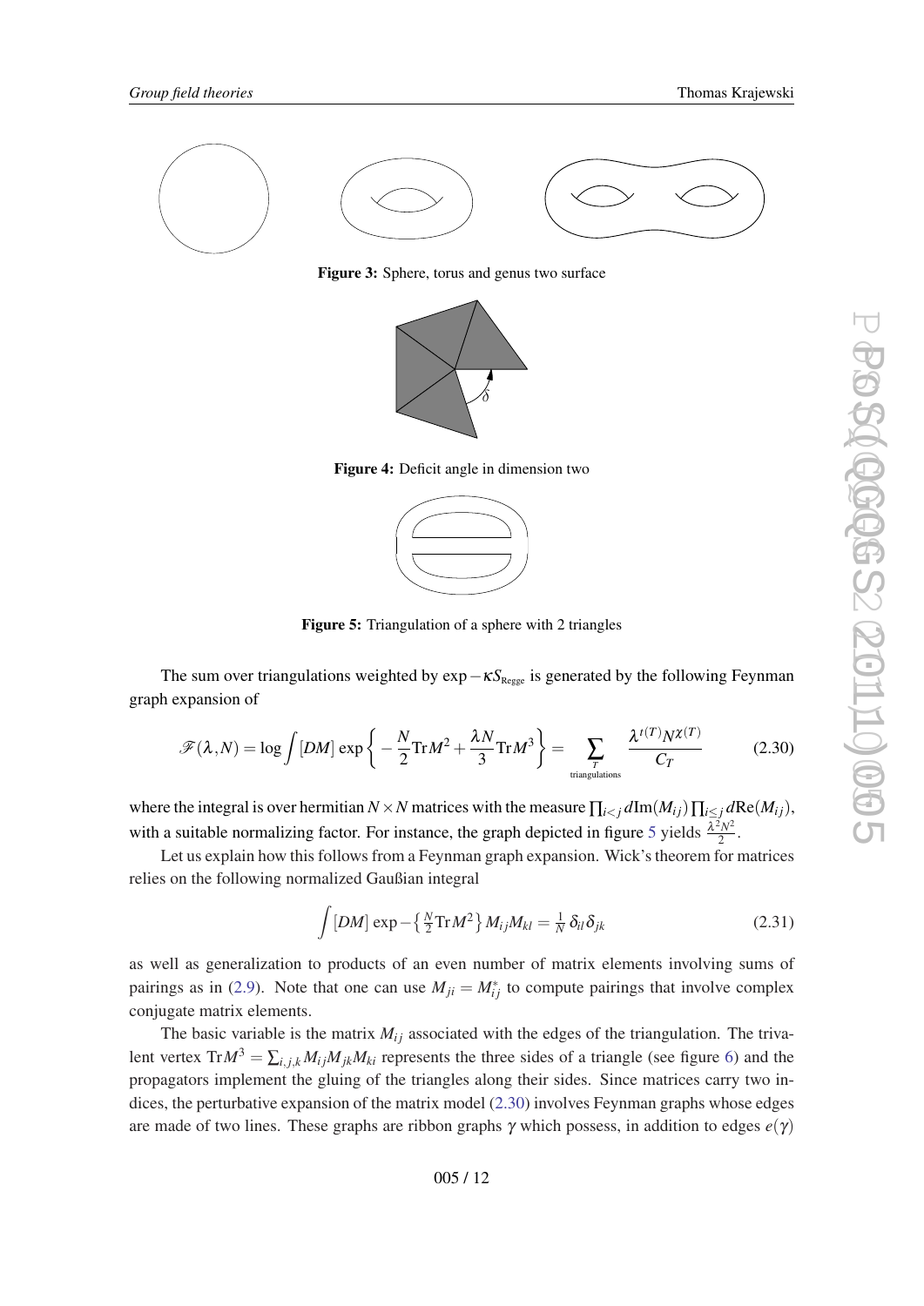**Figure 3:** Sphere, torus and genus two surface

**Figure 4:** Deficit angle in dimension two

**Figure 5:** Triangulation of a sphere with 2 triangles

The sum over triangulations weighted by $\exp -\kappa S_{\text{Regge}}$ is generated by the following Feynman graph expansion of

$$\mathscr{F}(\lambda, N) = \log \int [DM] \, \exp\left\{ -\frac{N}{2}\mathrm{Tr}M^2 + \frac{\lambda N}{3}\mathrm{Tr}M^3 \right\} = \sum_{\substack{T \\ \text{triangulations}}} \frac{\lambda^{t(T)} N^{\chi(T)}}{C_T} \tag{2.30}$$

where the integral is over hermitian $N \times N$ matrices with the measure $\prod_{i<j} d\mathrm{Im}(M_{ij}) \prod_{i \leq j} d\mathrm{Re}(M_{ij})$, with a suitable normalizing factor. For instance, the graph depicted in figure 5 yields $\frac{\lambda^2 N^2}{2}$.

Let us explain how this follows from a Feynman graph expansion. Wick's theorem for matrices relies on the following normalized Gaußian integral

$$\int [DM] \, \exp -\left\{ \tfrac{N}{2}\mathrm{Tr}M^2 \right\} M_{ij} M_{kl} = \tfrac{1}{N}\, \delta_{il} \delta_{jk} \tag{2.31}$$

as well as generalization to products of an even number of matrix elements involving sums of pairings as in (2.9). Note that one can use $M_{ji} = M_{ij}^*$ to compute pairings that involve complex conjugate matrix elements.

The basic variable is the matrix $M_{ij}$ associated with the edges of the triangulation. The trivalent vertex $\mathrm{Tr}M^3 = \sum_{i,j,k} M_{ij} M_{jk} M_{ki}$ represents the three sides of a triangle (see figure 6) and the propagators implement the gluing of the triangles along their sides. Since matrices carry two indices, the perturbative expansion of the matrix model (2.30) involves Feynman graphs whose edges are made of two lines. These graphs are ribbon graphs $\gamma$ which possess, in addition to edges $e(\gamma)$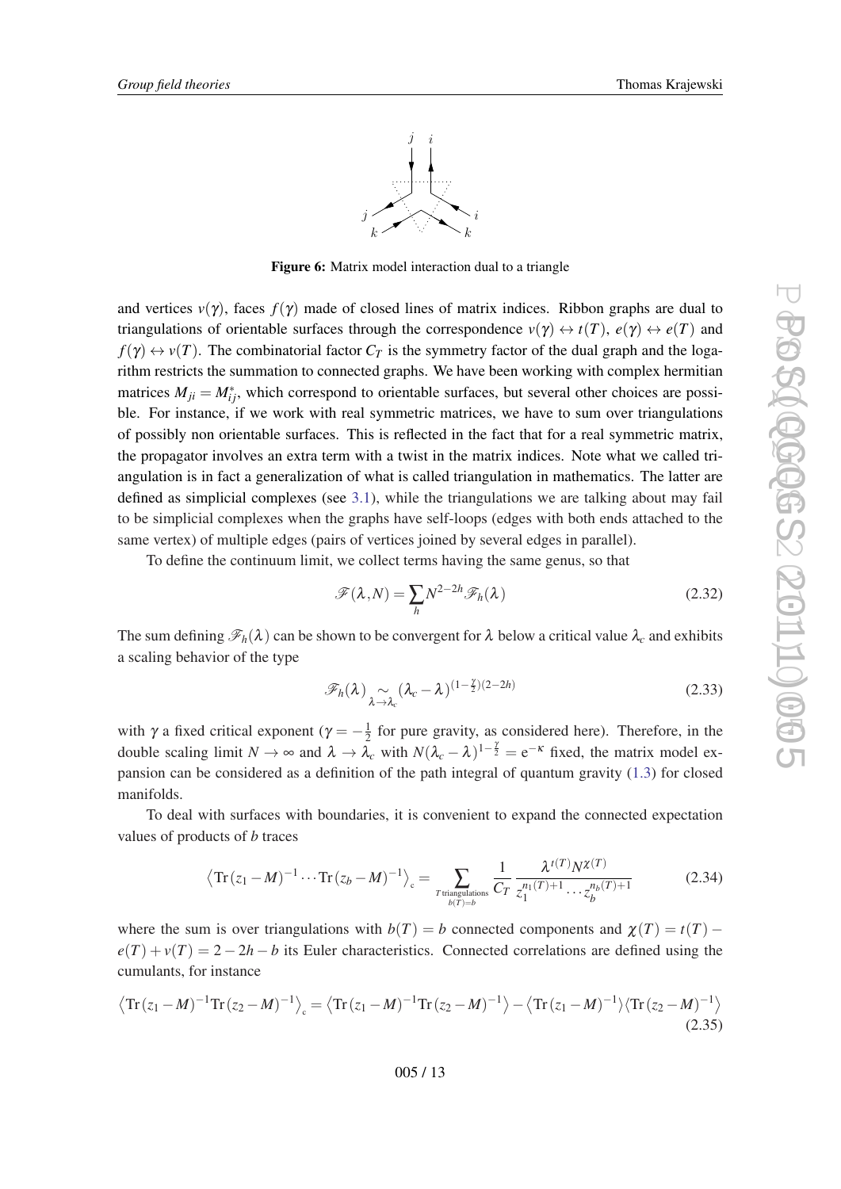Figure 6: Matrix model interaction dual to a triangle

and vertices $v(\gamma)$, faces $f(\gamma)$ made of closed lines of matrix indices. Ribbon graphs are dual to triangulations of orientable surfaces through the correspondence $v(\gamma) \leftrightarrow t(T)$, $e(\gamma) \leftrightarrow e(T)$ and $f(\gamma) \leftrightarrow v(T)$. The combinatorial factor $C_T$ is the symmetry factor of the dual graph and the logarithm restricts the summation to connected graphs. We have been working with complex hermitian matrices $M_{ji} = M^*_{ij}$, which correspond to orientable surfaces, but several other choices are possible. For instance, if we work with real symmetric matrices, we have to sum over triangulations of possibly non orientable surfaces. This is reflected in the fact that for a real symmetric matrix, the propagator involves an extra term with a twist in the matrix indices. Note what we called triangulation is in fact a generalization of what is called triangulation in mathematics. The latter are defined as simplicial complexes (see 3.1), while the triangulations we are talking about may fail to be simplicial complexes when the graphs have self-loops (edges with both ends attached to the same vertex) of multiple edges (pairs of vertices joined by several edges in parallel).

To define the continuum limit, we collect terms having the same genus, so that

$$\mathscr{F}(\lambda, N) = \sum_h N^{2-2h} \mathscr{F}_h(\lambda) \tag{2.32}$$

The sum defining $\mathscr{F}_h(\lambda)$ can be shown to be convergent for $\lambda$ below a critical value $\lambda_c$ and exhibits a scaling behavior of the type

$$\mathscr{F}_h(\lambda) \underset{\lambda \to \lambda_c}{\sim} (\lambda_c - \lambda)^{(1-\frac{\gamma}{2})(2-2h)} \tag{2.33}$$

with $\gamma$ a fixed critical exponent ($\gamma = -\frac{1}{2}$ for pure gravity, as considered here). Therefore, in the double scaling limit $N \to \infty$ and $\lambda \to \lambda_c$ with $N(\lambda_c - \lambda)^{1-\frac{\gamma}{2}} = \mathrm{e}^{-\kappa}$ fixed, the matrix model expansion can be considered as a definition of the path integral of quantum gravity (1.3) for closed manifolds.

To deal with surfaces with boundaries, it is convenient to expand the connected expectation values of products of $b$ traces

$$\left\langle \mathrm{Tr}\,(z_1 - M)^{-1} \cdots \mathrm{Tr}\,(z_b - M)^{-1} \right\rangle_{\mathrm{c}} = \sum_{\substack{T \text{ triangulations} \\ b(T) = b}} \frac{1}{C_T} \frac{\lambda^{t(T)} N^{\chi(T)}}{z_1^{n_1(T)+1} \cdots z_b^{n_b(T)+1}} \tag{2.34}$$

where the sum is over triangulations with $b(T) = b$ connected components and $\chi(T) = t(T) - e(T) + v(T) = 2 - 2h - b$ its Euler characteristics. Connected correlations are defined using the cumulants, for instance

$$\left\langle \mathrm{Tr}\,(z_1 - M)^{-1} \mathrm{Tr}\,(z_2 - M)^{-1} \right\rangle_{\mathrm{c}} = \left\langle \mathrm{Tr}\,(z_1 - M)^{-1} \mathrm{Tr}\,(z_2 - M)^{-1} \right\rangle - \left\langle \mathrm{Tr}\,(z_1 - M)^{-1} \right\rangle \left\langle \mathrm{Tr}\,(z_2 - M)^{-1} \right\rangle \tag{2.35}$$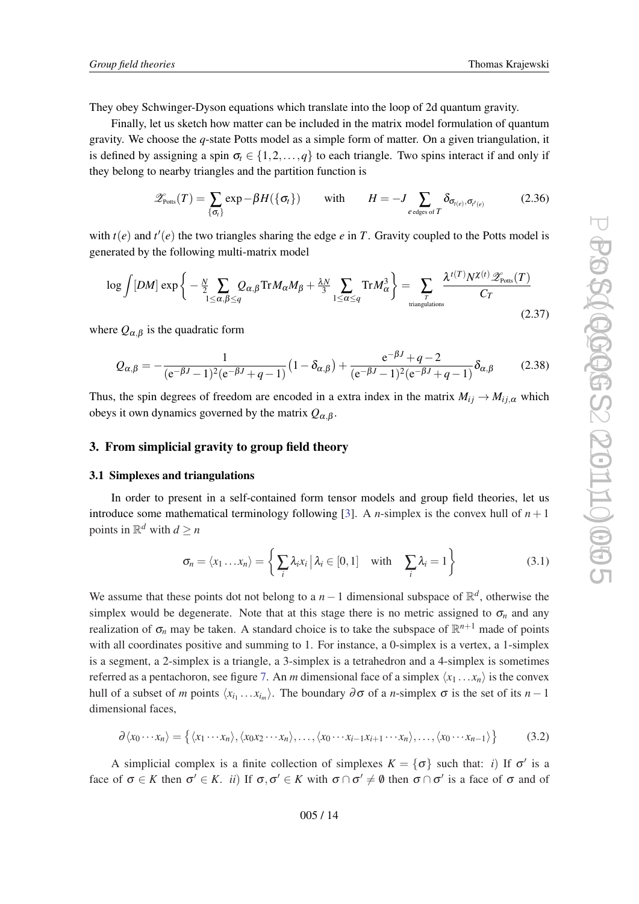They obey Schwinger-Dyson equations which translate into the loop of 2d quantum gravity.

Finally, let us sketch how matter can be included in the matrix model formulation of quantum gravity. We choose the $q$-state Potts model as a simple form of matter. On a given triangulation, it is defined by assigning a spin $\sigma_t \in \{1,2,\dots,q\}$ to each triangle. Two spins interact if and only if they belong to nearby triangles and the partition function is

$$\mathscr{Z}_{\text{Potts}}(T) = \sum_{\{\sigma_t\}} \exp -\beta H(\{\sigma_t\}) \qquad \text{with} \qquad H = -J \sum_{e \text{ edges of } T} \delta_{\sigma_{t(e)},\sigma_{t'(e)}} \tag{2.36}$$

with $t(e)$ and $t'(e)$ the two triangles sharing the edge $e$ in $T$. Gravity coupled to the Potts model is generated by the following multi-matrix model

$$\log \int [DM] \exp\Big\{ -\tfrac{N}{2} \sum_{1\leq \alpha,\beta \leq q} Q_{\alpha,\beta} \text{Tr} M_\alpha M_\beta + \tfrac{\lambda N}{3} \sum_{1\leq \alpha \leq q} \text{Tr} M_\alpha^3 \Big\} = \sum_{\substack{T \\ \text{triangulations}}} \frac{\lambda^{t(T)} N^{\chi(t)} \mathscr{Z}_{\text{Potts}}(T)}{C_T} \tag{2.37}$$

where $Q_{\alpha,\beta}$ is the quadratic form

$$Q_{\alpha,\beta} = -\frac{1}{(\mathrm{e}^{-\beta J}-1)^2(\mathrm{e}^{-\beta J}+q-1)} \big(1-\delta_{\alpha,\beta}\big) + \frac{\mathrm{e}^{-\beta J}+q-2}{(\mathrm{e}^{-\beta J}-1)^2(\mathrm{e}^{-\beta J}+q-1)} \delta_{\alpha,\beta} \tag{2.38}$$

Thus, the spin degrees of freedom are encoded in a extra index in the matrix $M_{ij} \to M_{ij,\alpha}$ which obeys it own dynamics governed by the matrix $Q_{\alpha,\beta}$.

## 3. From simplicial gravity to group field theory

### 3.1 Simplexes and triangulations

In order to present in a self-contained form tensor models and group field theories, let us introduce some mathematical terminology following [3]. A $n$-simplex is the convex hull of $n+1$ points in $\mathbb{R}^d$ with $d \geq n$

$$\sigma_n = \langle x_1 \dots x_n \rangle = \Big\{ \sum_i \lambda_i x_i \,\big|\, \lambda_i \in [0,1] \quad \text{with} \quad \sum_i \lambda_i = 1 \Big\} \tag{3.1}$$

We assume that these points dot not belong to a $n-1$ dimensional subspace of $\mathbb{R}^d$, otherwise the simplex would be degenerate. Note that at this stage there is no metric assigned to $\sigma_n$ and any realization of $\sigma_n$ may be taken. A standard choice is to take the subspace of $\mathbb{R}^{n+1}$ made of points with all coordinates positive and summing to 1. For instance, a 0-simplex is a vertex, a 1-simplex is a segment, a 2-simplex is a triangle, a 3-simplex is a tetrahedron and a 4-simplex is sometimes referred as a pentachoron, see figure 7. An $m$ dimensional face of a simplex $\langle x_1 \dots x_n \rangle$ is the convex hull of a subset of $m$ points $\langle x_{i_1} \dots x_{i_m} \rangle$. The boundary $\partial\sigma$ of a $n$-simplex $\sigma$ is the set of its $n-1$ dimensional faces,

$$\partial\langle x_0 \cdots x_n \rangle = \big\{ \langle x_1 \cdots x_n \rangle, \langle x_0 x_2 \cdots x_n \rangle, \dots, \langle x_0 \cdots x_{i-1} x_{i+1} \cdots x_n \rangle, \dots, \langle x_0 \cdots x_{n-1} \rangle \big\} \tag{3.2}$$

A simplicial complex is a finite collection of simplexes $K = \{\sigma\}$ such that: *i*) If $\sigma'$ is a face of $\sigma \in K$ then $\sigma' \in K$. *ii*) If $\sigma, \sigma' \in K$ with $\sigma \cap \sigma' \neq \emptyset$ then $\sigma \cap \sigma'$ is a face of $\sigma$ and of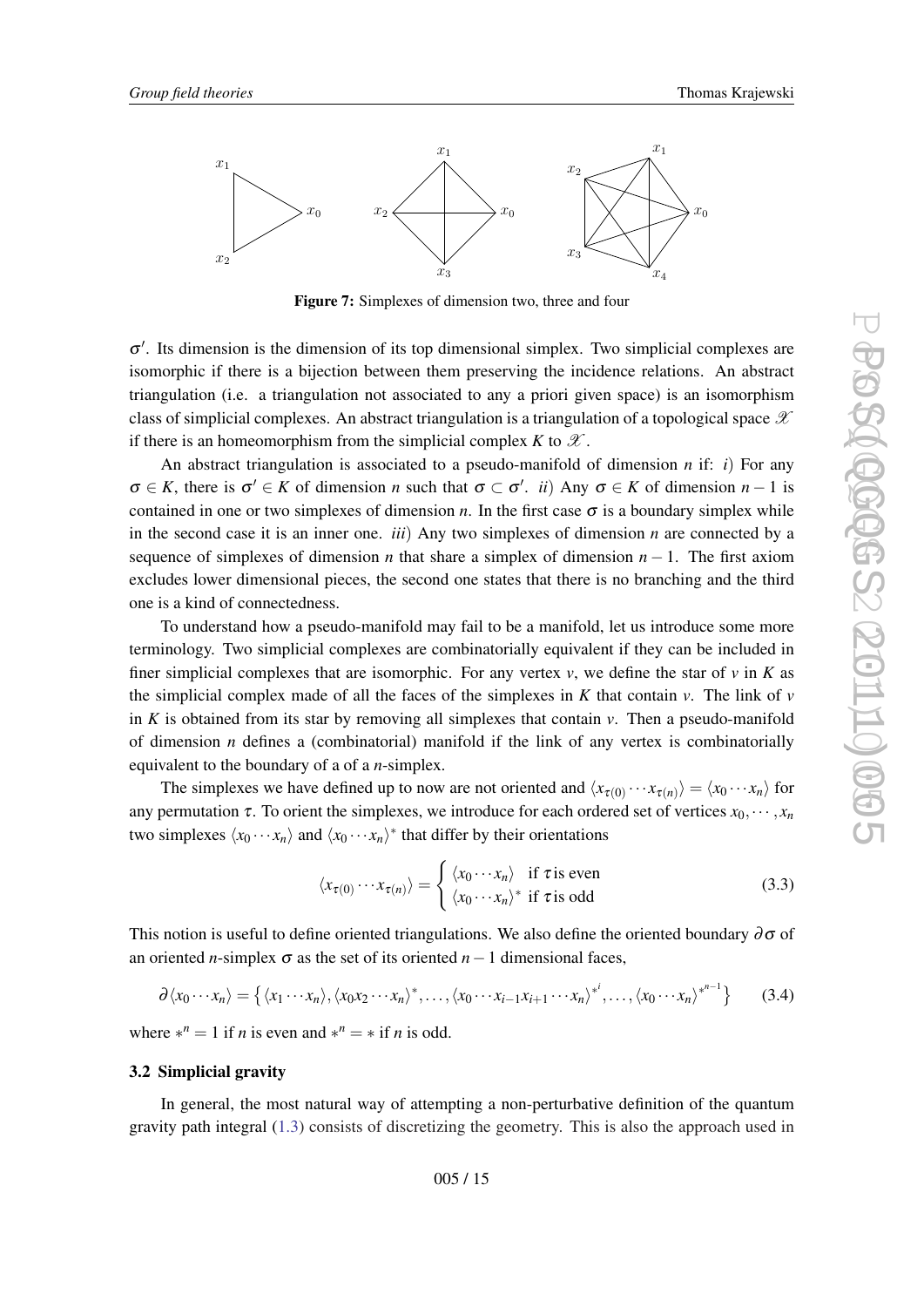Figure 7: Simplexes of dimension two, three and four

$\sigma'$. Its dimension is the dimension of its top dimensional simplex. Two simplicial complexes are isomorphic if there is a bijection between them preserving the incidence relations. An abstract triangulation (i.e. a triangulation not associated to any a priori given space) is an isomorphism class of simplicial complexes. An abstract triangulation is a triangulation of a topological space $\mathscr{X}$ if there is an homeomorphism from the simplicial complex $K$ to $\mathscr{X}$.

An abstract triangulation is associated to a pseudo-manifold of dimension $n$ if: *i*) For any $\sigma \in K$, there is $\sigma' \in K$ of dimension $n$ such that $\sigma \subset \sigma'$. *ii*) Any $\sigma \in K$ of dimension $n-1$ is contained in one or two simplexes of dimension $n$. In the first case $\sigma$ is a boundary simplex while in the second case it is an inner one. *iii*) Any two simplexes of dimension $n$ are connected by a sequence of simplexes of dimension $n$ that share a simplex of dimension $n-1$. The first axiom excludes lower dimensional pieces, the second one states that there is no branching and the third one is a kind of connectedness.

To understand how a pseudo-manifold may fail to be a manifold, let us introduce some more terminology. Two simplicial complexes are combinatorially equivalent if they can be included in finer simplicial complexes that are isomorphic. For any vertex $v$, we define the star of $v$ in $K$ as the simplicial complex made of all the faces of the simplexes in $K$ that contain $v$. The link of $v$ in $K$ is obtained from its star by removing all simplexes that contain $v$. Then a pseudo-manifold of dimension $n$ defines a (combinatorial) manifold if the link of any vertex is combinatorially equivalent to the boundary of a of a $n$-simplex.

The simplexes we have defined up to now are not oriented and $\langle x_{\tau(0)}\cdots x_{\tau(n)}\rangle = \langle x_0\cdots x_n\rangle$ for any permutation $\tau$. To orient the simplexes, we introduce for each ordered set of vertices $x_0,\cdots,x_n$ two simplexes $\langle x_0\cdots x_n\rangle$ and $\langle x_0\cdots x_n\rangle^*$ that differ by their orientations

$$\langle x_{\tau(0)}\cdots x_{\tau(n)}\rangle = \begin{cases} \langle x_0\cdots x_n\rangle & \text{if } \tau \text{ is even} \\ \langle x_0\cdots x_n\rangle^* & \text{if } \tau \text{ is odd} \end{cases} \tag{3.3}$$

This notion is useful to define oriented triangulations. We also define the oriented boundary $\partial\sigma$ of an oriented $n$-simplex $\sigma$ as the set of its oriented $n-1$ dimensional faces,

$$\partial\langle x_0\cdots x_n\rangle = \left\{\langle x_1\cdots x_n\rangle, \langle x_0x_2\cdots x_n\rangle^*, \ldots, \langle x_0\cdots x_{i-1}x_{i+1}\cdots x_n\rangle^{*^i}, \ldots, \langle x_0\cdots x_n\rangle^{*^{n-1}}\right\} \tag{3.4}$$

where $*^n = 1$ if $n$ is even and $*^n = *$ if $n$ is odd.

### 3.2 Simplicial gravity

In general, the most natural way of attempting a non-perturbative definition of the quantum gravity path integral (1.3) consists of discretizing the geometry. This is also the approach used in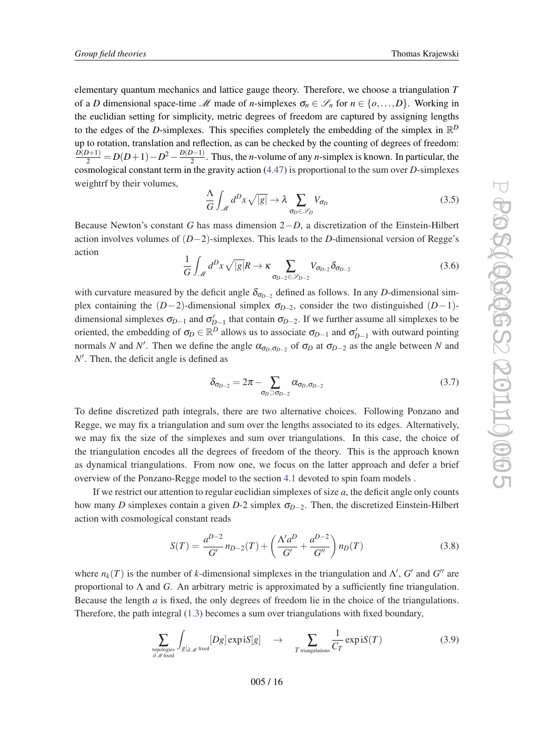elementary quantum mechanics and lattice gauge theory. Therefore, we choose a triangulation $T$ of a $D$ dimensional space-time $\mathscr{M}$ made of $n$-simplexes $\sigma_n \in \mathscr{S}_n$ for $n \in \{o, \dots, D\}$. Working in the euclidian setting for simplicity, metric degrees of freedom are captured by assigning lengths to the edges of the $D$-simplexes. This specifies completely the embedding of the simplex in $\mathbb{R}^D$ up to rotation, translation and reflection, as can be checked by the counting of degrees of freedom: $\frac{D(D+1)}{2} = D(D+1) - D^2 - \frac{D(D-1)}{2}$. Thus, the $n$-volume of any $n$-simplex is known. In particular, the cosmological constant term in the gravity action (4.47) is proportional to the sum over $D$-simplexes weightrf by their volumes,

$$\frac{\Lambda}{G}\int_{\mathscr{M}} d^D x \sqrt{|g|} \to \lambda \sum_{\sigma_D \in \mathscr{S}_D} V_{\sigma_D} \tag{3.5}$$

Because Newton's constant $G$ has mass dimension $2-D$, a discretization of the Einstein-Hilbert action involves volumes of $(D-2)$-simplexes. This leads to the $D$-dimensional version of Regge's action

$$\frac{1}{G}\int_{\mathscr{M}} d^D x \sqrt{|g|} R \to \kappa \sum_{\sigma_{D-2} \in \mathscr{S}_{D-2}} V_{\sigma_{D-2}} \delta_{\sigma_{D-2}} \tag{3.6}$$

with curvature measured by the deficit angle $\delta_{\sigma_{D-2}}$ defined as follows. In any $D$-dimensional simplex containing the $(D-2)$-dimensional simplex $\sigma_{D-2}$, consider the two distinguished $(D-1)$-dimensional simplexes $\sigma_{D-1}$ and $\sigma'_{D-1}$ that contain $\sigma_{D-2}$. If we further assume all simplexes to be oriented, the embedding of $\sigma_D \in \mathbb{R}^D$ allows us to associate $\sigma_{D-1}$ and $\sigma'_{D-1}$ with outward pointing normals $N$ and $N'$. Then we define the angle $\alpha_{\sigma_D, \sigma_{D-2}}$ of $\sigma_D$ at $\sigma_{D-2}$ as the angle between $N$ and $N'$. Then, the deficit angle is defined as

$$\delta_{\sigma_{D-2}} = 2\pi - \sum_{\sigma_D \supset \sigma_{D-2}} \alpha_{\sigma_D, \sigma_{D-2}} \tag{3.7}$$

To define discretized path integrals, there are two alternative choices. Following Ponzano and Regge, we may fix a triangulation and sum over the lengths associated to its edges. Alternatively, we may fix the size of the simplexes and sum over triangulations. In this case, the choice of the triangulation encodes all the degrees of freedom of the theory. This is the approach known as dynamical triangulations. From now one, we focus on the latter approach and defer a brief overview of the Ponzano-Regge model to the section 4.1 devoted to spin foam models .

If we restrict our attention to regular euclidian simplexes of size $a$, the deficit angle only counts how many $D$ simplexes contain a given $D$-2 simplex $\sigma_{D-2}$. Then, the discretized Einstein-Hilbert action with cosmological constant reads

$$S(T) = \frac{a^{D-2}}{G'} n_{D-2}(T) + \left(\frac{\Lambda' a^D}{G'} + \frac{a^{D-2}}{G''}\right) n_D(T) \tag{3.8}$$

where $n_k(T)$ is the number of $k$-dimensional simplexes in the triangulation and $\Lambda'$, $G'$ and $G''$ are proportional to $\Lambda$ and $G$. An arbitrary metric is approximated by a sufficiently fine triangulation. Because the length $a$ is fixed, the only degrees of freedom lie in the choice of the triangulations. Therefore, the path integral (1.3) becomes a sum over triangulations with fixed boundary,

$$\sum_{\substack{\text{topologies} \\ \partial\mathscr{M}\,\text{fixed}}} \int_{g|_{\partial\mathscr{M}}\,\text{fixed}} [Dg] \exp \mathrm{i} S[g] \quad \to \quad \sum_{T\,\text{triangulations}} \frac{1}{C_T} \exp \mathrm{i} S(T) \tag{3.9}$$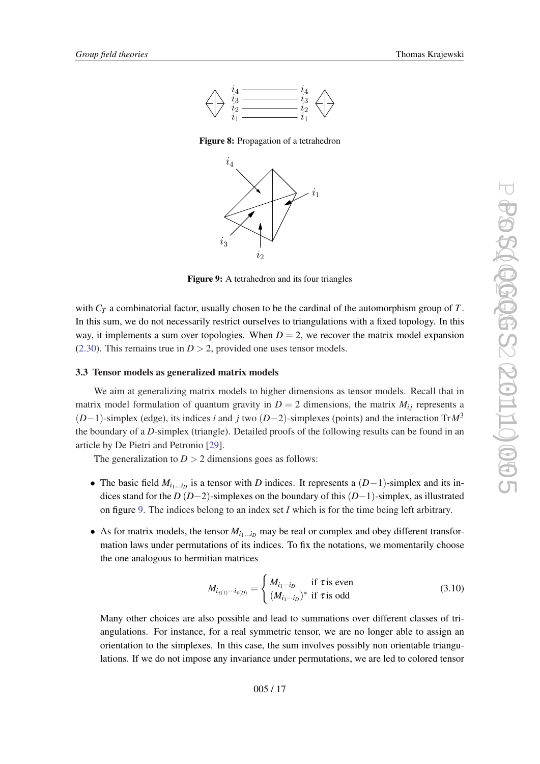Figure 8: Propagation of a tetrahedron

Figure 9: A tetrahedron and its four triangles

with $C_T$ a combinatorial factor, usually chosen to be the cardinal of the automorphism group of $T$. In this sum, we do not necessarily restrict ourselves to triangulations with a fixed topology. In this way, it implements a sum over topologies. When $D = 2$, we recover the matrix model expansion (2.30). This remains true in $D > 2$, provided one uses tensor models.

### 3.3 Tensor models as generalized matrix models

We aim at generalizing matrix models to higher dimensions as tensor models. Recall that in matrix model formulation of quantum gravity in $D = 2$ dimensions, the matrix $M_{ij}$ represents a $(D-1)$-simplex (edge), its indices $i$ and $j$ two $(D-2)$-simplexes (points) and the interaction $\mathrm{Tr}M^3$ the boundary of a $D$-simplex (triangle). Detailed proofs of the following results can be found in an article by De Pietri and Petronio [29].

The generalization to $D > 2$ dimensions goes as follows:

- The basic field $M_{i_1 \dots i_D}$ is a tensor with $D$ indices. It represents a $(D-1)$-simplex and its indices stand for the $D$ $(D-2)$-simplexes on the boundary of this $(D-1)$-simplex, as illustrated on figure 9. The indices belong to an index set $I$ which is for the time being left arbitrary.
- As for matrix models, the tensor $M_{i_1 \dots i_D}$ may be real or complex and obey different transformation laws under permutations of its indices. To fix the notations, we momentarily choose the one analogous to hermitian matrices

$$M_{i_{\tau(1)} \cdots i_{\tau(D)}} = \begin{cases} M_{i_1 \cdots i_D} & \text{if } \tau \text{ is even} \\ (M_{i_1 \cdots i_D})^* & \text{if } \tau \text{ is odd} \end{cases} \tag{3.10}$$

  Many other choices are also possible and lead to summations over different classes of triangulations. For instance, for a real symmetric tensor, we are no longer able to assign an orientation to the simplexes. In this case, the sum involves possibly non orientable triangulations. If we do not impose any invariance under permutations, we are led to colored tensor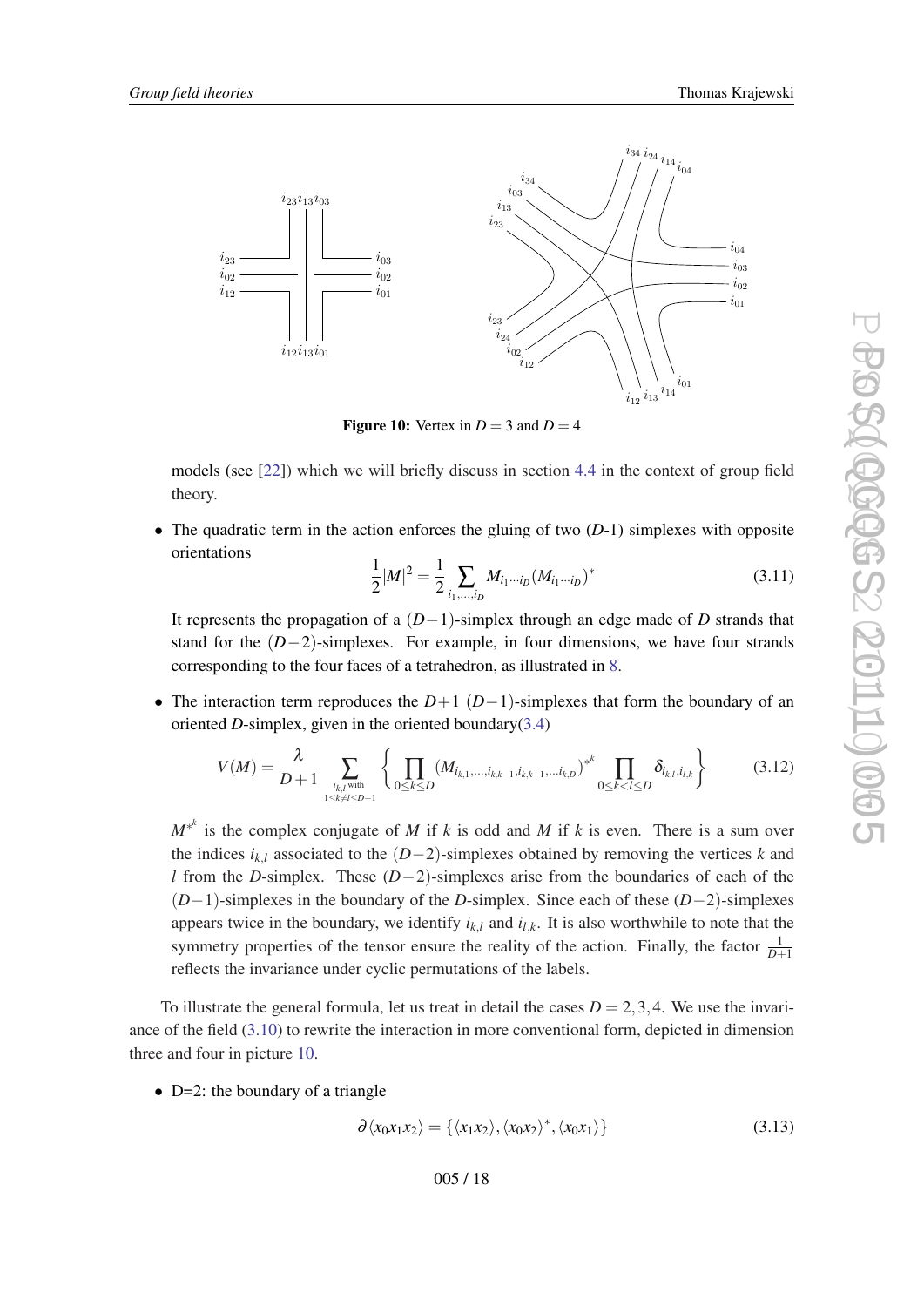**Figure 10:** Vertex in $D=3$ and $D=4$

models (see [22]) which we will briefly discuss in section 4.4 in the context of group field theory.

- The quadratic term in the action enforces the gluing of two ($D$-1) simplexes with opposite orientations

$$\frac{1}{2}|M|^2 = \frac{1}{2}\sum_{i_1,\dots,i_D} M_{i_1\cdots i_D}(M_{i_1\cdots i_D})^* \tag{3.11}$$

It represents the propagation of a $(D-1)$-simplex through an edge made of $D$ strands that stand for the $(D-2)$-simplexes. For example, in four dimensions, we have four strands corresponding to the four faces of a tetrahedron, as illustrated in 8.

- The interaction term reproduces the $D+1$ $(D-1)$-simplexes that form the boundary of an oriented $D$-simplex, given in the oriented boundary(3.4)

$$V(M) = \frac{\lambda}{D+1}\sum_{\substack{i_{k,l}\text{ with}\\ 1\leq k\neq l\leq D+1}}\left\{\prod_{0\leq k\leq D}(M_{i_{k,1},\dots,i_{k,k-1},i_{k,k+1},\dots i_{k,D}})^{*^k}\prod_{0\leq k<l\leq D}\delta_{i_{k,l},i_{l,k}}\right\} \tag{3.12}$$

$M^{*^k}$ is the complex conjugate of $M$ if $k$ is odd and $M$ if $k$ is even. There is a sum over the indices $i_{k,l}$ associated to the $(D-2)$-simplexes obtained by removing the vertices $k$ and $l$ from the $D$-simplex. These $(D-2)$-simplexes arise from the boundaries of each of the $(D-1)$-simplexes in the boundary of the $D$-simplex. Since each of these $(D-2)$-simplexes appears twice in the boundary, we identify $i_{k,l}$ and $i_{l,k}$. It is also worthwhile to note that the symmetry properties of the tensor ensure the reality of the action. Finally, the factor $\frac{1}{D+1}$ reflects the invariance under cyclic permutations of the labels.

To illustrate the general formula, let us treat in detail the cases $D=2,3,4$. We use the invariance of the field (3.10) to rewrite the interaction in more conventional form, depicted in dimension three and four in picture 10.

- D=2: the boundary of a triangle

$$\partial\langle x_0x_1x_2\rangle = \{\langle x_1x_2\rangle, \langle x_0x_2\rangle^*, \langle x_0x_1\rangle\} \tag{3.13}$$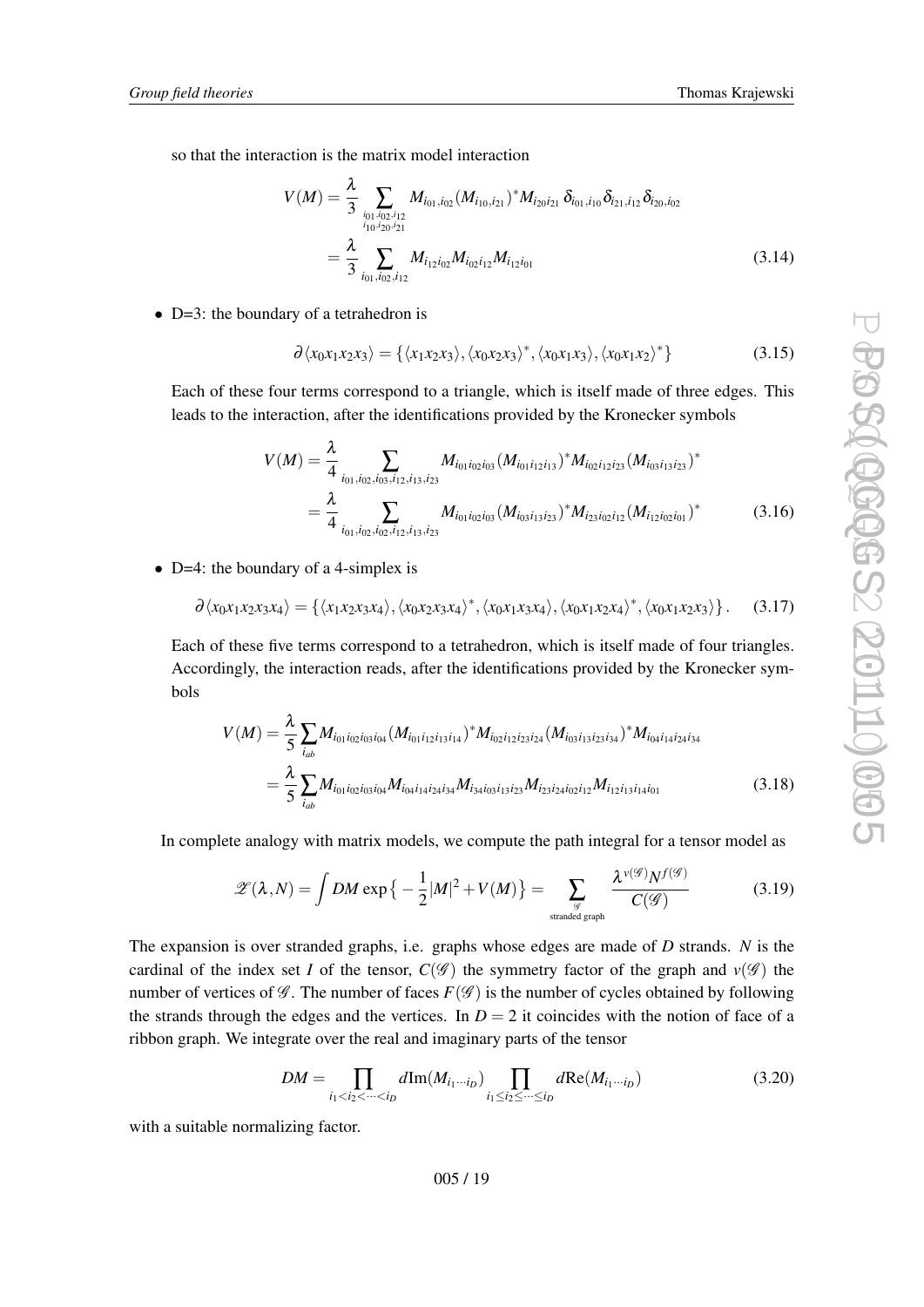so that the interaction is the matrix model interaction

$$
\begin{aligned}
V(M) &= \frac{\lambda}{3} \sum_{\substack{i_{01},i_{02},i_{12}\\ i_{10},i_{20},i_{21}}} M_{i_{01},i_{02}} (M_{i_{10},i_{21}})^* M_{i_{20} i_{21}}\, \delta_{i_{01},i_{10}} \delta_{i_{21},i_{12}} \delta_{i_{20},i_{02}} \\
&= \frac{\lambda}{3} \sum_{i_{01},i_{02},i_{12}} M_{i_{12} i_{02}} M_{i_{02} i_{12}} M_{i_{12} i_{01}}
\end{aligned}
\tag{3.14}
$$

- D=3: the boundary of a tetrahedron is

$$
\partial \langle x_0 x_1 x_2 x_3 \rangle = \{ \langle x_1 x_2 x_3 \rangle, \langle x_0 x_2 x_3 \rangle^*, \langle x_0 x_1 x_3 \rangle, \langle x_0 x_1 x_2 \rangle^* \}
\tag{3.15}
$$

Each of these four terms correspond to a triangle, which is itself made of three edges. This leads to the interaction, after the identifications provided by the Kronecker symbols

$$
\begin{aligned}
V(M) &= \frac{\lambda}{4} \sum_{i_{01},i_{02},i_{03},i_{12},i_{13},i_{23}} M_{i_{01} i_{02} i_{03}} (M_{i_{01} i_{12} i_{13}})^* M_{i_{02} i_{12} i_{23}} (M_{i_{03} i_{13} i_{23}})^* \\
&= \frac{\lambda}{4} \sum_{i_{01},i_{02},i_{03},i_{12},i_{13},i_{23}} M_{i_{01} i_{02} i_{03}} (M_{i_{03} i_{13} i_{23}})^* M_{i_{23} i_{02} i_{12}} (M_{i_{12} i_{02} i_{01}})^*
\end{aligned}
\tag{3.16}
$$

- D=4: the boundary of a 4-simplex is

$$
\partial \langle x_0 x_1 x_2 x_3 x_4 \rangle = \{ \langle x_1 x_2 x_3 x_4 \rangle, \langle x_0 x_2 x_3 x_4 \rangle^*, \langle x_0 x_1 x_3 x_4 \rangle, \langle x_0 x_1 x_2 x_4 \rangle^*, \langle x_0 x_1 x_2 x_3 \rangle \}.
\tag{3.17}
$$

Each of these five terms correspond to a tetrahedron, which is itself made of four triangles. Accordingly, the interaction reads, after the identifications provided by the Kronecker symbols

$$
\begin{aligned}
V(M) &= \frac{\lambda}{5} \sum_{i_{ab}} M_{i_{01} i_{02} i_{03} i_{04}} (M_{i_{01} i_{12} i_{13} i_{14}})^* M_{i_{02} i_{12} i_{23} i_{24}} (M_{i_{03} i_{13} i_{23} i_{34}})^* M_{i_{04} i_{14} i_{24} i_{34}} \\
&= \frac{\lambda}{5} \sum_{i_{ab}} M_{i_{01} i_{02} i_{03} i_{04}} M_{i_{04} i_{14} i_{24} i_{34}} M_{i_{34} i_{03} i_{13} i_{23}} M_{i_{23} i_{24} i_{02} i_{12}} M_{i_{12} i_{13} i_{14} i_{01}}
\end{aligned}
\tag{3.18}
$$

In complete analogy with matrix models, we compute the path integral for a tensor model as

$$
\mathscr{Z}(\lambda, N) = \int DM \exp\big\{ -\frac{1}{2}|M|^2 + V(M) \big\} = \sum_{\substack{\mathscr{G} \\ \text{stranded graph}}} \frac{\lambda^{v(\mathscr{G})} N^{f(\mathscr{G})}}{C(\mathscr{G})}
\tag{3.19}
$$

The expansion is over stranded graphs, i.e. graphs whose edges are made of $D$ strands. $N$ is the cardinal of the index set $I$ of the tensor, $C(\mathscr{G})$ the symmetry factor of the graph and $v(\mathscr{G})$ the number of vertices of $\mathscr{G}$. The number of faces $F(\mathscr{G})$ is the number of cycles obtained by following the strands through the edges and the vertices. In $D = 2$ it coincides with the notion of face of a ribbon graph. We integrate over the real and imaginary parts of the tensor

$$
DM = \prod_{i_1 < i_2 < \cdots < i_D} d\mathrm{Im}(M_{i_1 \cdots i_D}) \prod_{i_1 \leq i_2 \leq \cdots \leq i_D} d\mathrm{Re}(M_{i_1 \cdots i_D})
\tag{3.20}
$$

with a suitable normalizing factor.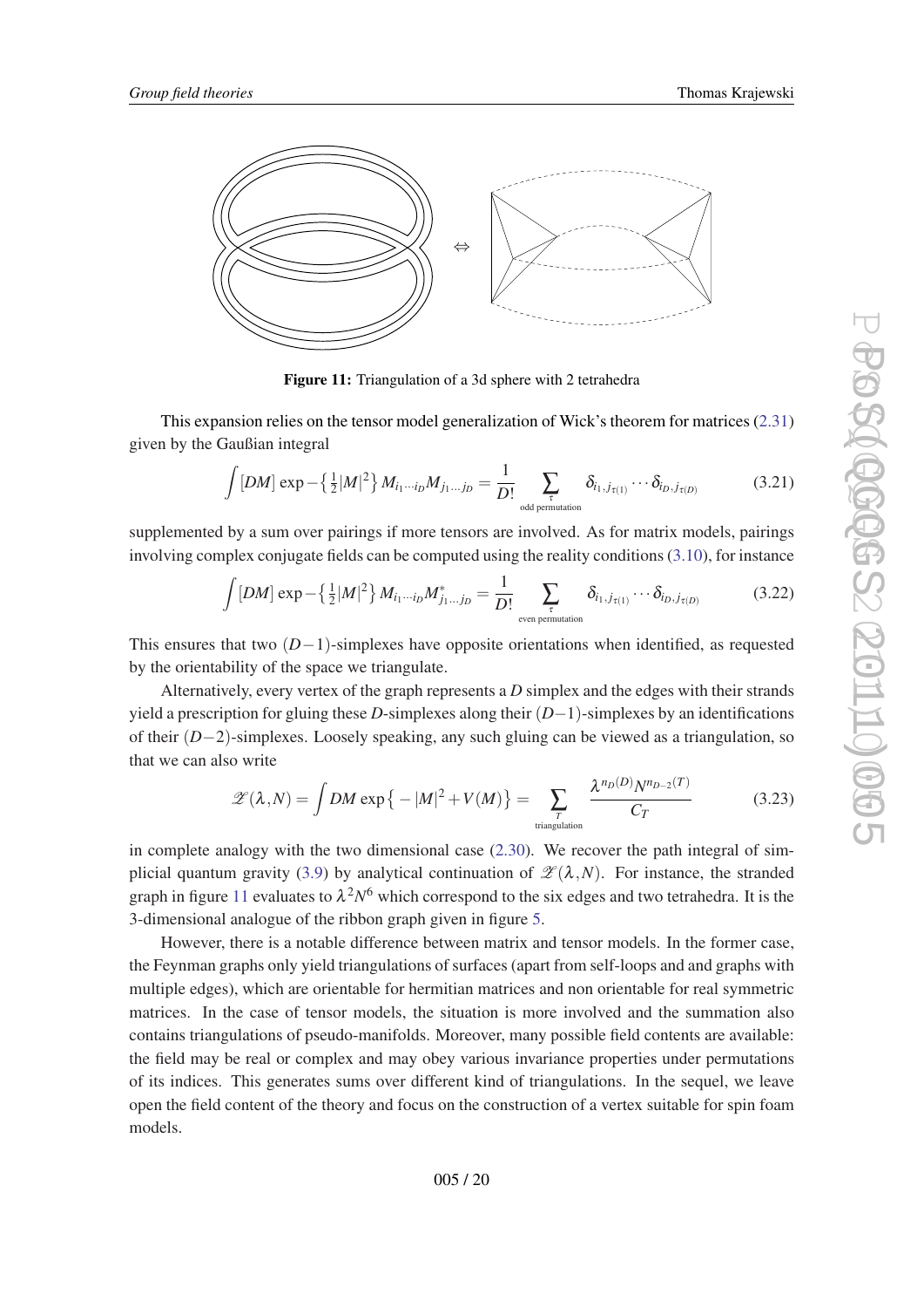Figure 11: Triangulation of a 3d sphere with 2 tetrahedra

This expansion relies on the tensor model generalization of Wick's theorem for matrices (2.31) given by the Gaußian integral

$$\int [DM] \exp -\left\{\tfrac{1}{2}|M|^2\right\} M_{i_1\cdots i_D} M_{j_1\ldots j_D} = \frac{1}{D!} \sum_{\substack{\tau \\ \text{odd permutation}}} \delta_{i_1,j_{\tau(1)}} \cdots \delta_{i_D,j_{\tau(D)}} \tag{3.21}$$

supplemented by a sum over pairings if more tensors are involved. As for matrix models, pairings involving complex conjugate fields can be computed using the reality conditions (3.10), for instance

$$\int [DM] \exp -\left\{\tfrac{1}{2}|M|^2\right\} M_{i_1\cdots i_D} M^*_{j_1\ldots j_D} = \frac{1}{D!} \sum_{\substack{\tau \\ \text{even permutation}}} \delta_{i_1,j_{\tau(1)}} \cdots \delta_{i_D,j_{\tau(D)}} \tag{3.22}$$

This ensures that two $(D-1)$-simplexes have opposite orientations when identified, as requested by the orientability of the space we triangulate.

Alternatively, every vertex of the graph represents a $D$ simplex and the edges with their strands yield a prescription for gluing these $D$-simplexes along their $(D-1)$-simplexes by an identifications of their $(D-2)$-simplexes. Loosely speaking, any such gluing can be viewed as a triangulation, so that we can also write

$$\mathscr{Z}(\lambda,N) = \int DM \exp\left\{-|M|^2 + V(M)\right\} = \sum_{\substack{T \\ \text{triangulation}}} \frac{\lambda^{n_D(D)} N^{n_{D-2}(T)}}{C_T} \tag{3.23}$$

in complete analogy with the two dimensional case (2.30). We recover the path integral of simplicial quantum gravity (3.9) by analytical continuation of $\mathscr{Z}(\lambda,N)$. For instance, the stranded graph in figure 11 evaluates to $\lambda^2 N^6$ which correspond to the six edges and two tetrahedra. It is the 3-dimensional analogue of the ribbon graph given in figure 5.

However, there is a notable difference between matrix and tensor models. In the former case, the Feynman graphs only yield triangulations of surfaces (apart from self-loops and and graphs with multiple edges), which are orientable for hermitian matrices and non orientable for real symmetric matrices. In the case of tensor models, the situation is more involved and the summation also contains triangulations of pseudo-manifolds. Moreover, many possible field contents are available: the field may be real or complex and may obey various invariance properties under permutations of its indices. This generates sums over different kind of triangulations. In the sequel, we leave open the field content of the theory and focus on the construction of a vertex suitable for spin foam models.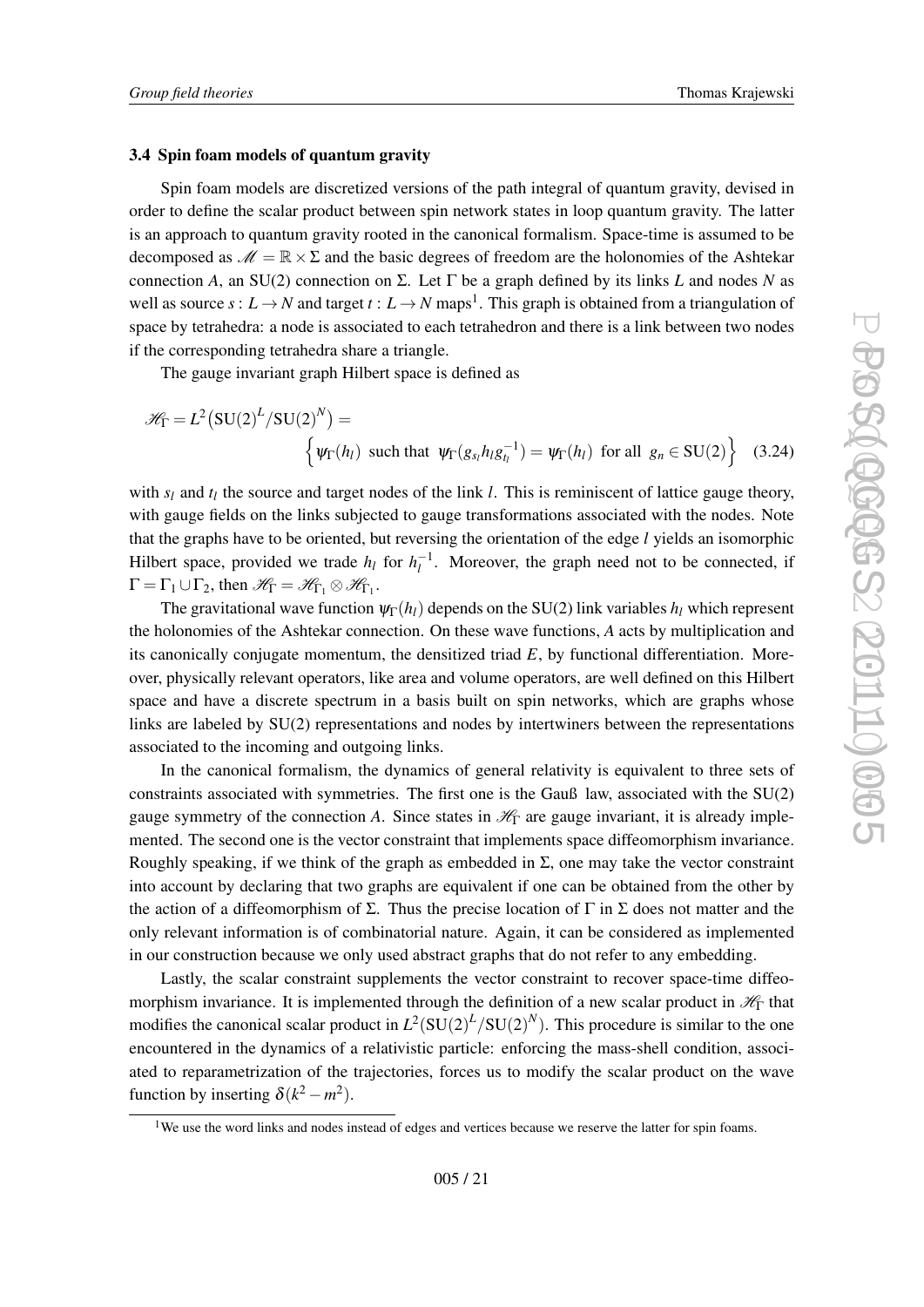### 3.4 Spin foam models of quantum gravity

Spin foam models are discretized versions of the path integral of quantum gravity, devised in order to define the scalar product between spin network states in loop quantum gravity. The latter is an approach to quantum gravity rooted in the canonical formalism. Space-time is assumed to be decomposed as $\mathscr{M} = \mathbb{R} \times \Sigma$ and the basic degrees of freedom are the holonomies of the Ashtekar connection $A$, an SU(2) connection on $\Sigma$. Let $\Gamma$ be a graph defined by its links $L$ and nodes $N$ as well as source $s : L \to N$ and target $t : L \to N$ maps[1]. This graph is obtained from a triangulation of space by tetrahedra: a node is associated to each tetrahedron and there is a link between two nodes if the corresponding tetrahedra share a triangle.

The gauge invariant graph Hilbert space is defined as

$$\mathscr{H}_\Gamma = L^2\big(\mathrm{SU}(2)^L/\mathrm{SU}(2)^N\big) = \Big\{\psi_\Gamma(h_l) \;\text{ such that }\; \psi_\Gamma(g_{s_l} h_l g_{t_l}^{-1}) = \psi_\Gamma(h_l) \;\text{ for all }\; g_n \in \mathrm{SU}(2)\Big\} \tag{3.24}$$

with $s_l$ and $t_l$ the source and target nodes of the link $l$. This is reminiscent of lattice gauge theory, with gauge fields on the links subjected to gauge transformations associated with the nodes. Note that the graphs have to be oriented, but reversing the orientation of the edge $l$ yields an isomorphic Hilbert space, provided we trade $h_l$ for $h_l^{-1}$. Moreover, the graph need not to be connected, if $\Gamma = \Gamma_1 \cup \Gamma_2$, then $\mathscr{H}_\Gamma = \mathscr{H}_{\Gamma_1} \otimes \mathscr{H}_{\Gamma_1}$.

The gravitational wave function $\psi_\Gamma(h_l)$ depends on the SU(2) link variables $h_l$ which represent the holonomies of the Ashtekar connection. On these wave functions, $A$ acts by multiplication and its canonically conjugate momentum, the densitized triad $E$, by functional differentiation. Moreover, physically relevant operators, like area and volume operators, are well defined on this Hilbert space and have a discrete spectrum in a basis built on spin networks, which are graphs whose links are labeled by SU(2) representations and nodes by intertwiners between the representations associated to the incoming and outgoing links.

In the canonical formalism, the dynamics of general relativity is equivalent to three sets of constraints associated with symmetries. The first one is the Gauß law, associated with the SU(2) gauge symmetry of the connection $A$. Since states in $\mathscr{H}_\Gamma$ are gauge invariant, it is already implemented. The second one is the vector constraint that implements space diffeomorphism invariance. Roughly speaking, if we think of the graph as embedded in $\Sigma$, one may take the vector constraint into account by declaring that two graphs are equivalent if one can be obtained from the other by the action of a diffeomorphism of $\Sigma$. Thus the precise location of $\Gamma$ in $\Sigma$ does not matter and the only relevant information is of combinatorial nature. Again, it can be considered as implemented in our construction because we only used abstract graphs that do not refer to any embedding.

Lastly, the scalar constraint supplements the vector constraint to recover space-time diffeomorphism invariance. It is implemented through the definition of a new scalar product in $\mathscr{H}_\Gamma$ that modifies the canonical scalar product in $L^2(\mathrm{SU}(2)^L/\mathrm{SU}(2)^N)$. This procedure is similar to the one encountered in the dynamics of a relativistic particle: enforcing the mass-shell condition, associated to reparametrization of the trajectories, forces us to modify the scalar product on the wave function by inserting $\delta(k^2 - m^2)$.

[1] We use the word links and nodes instead of edges and vertices because we reserve the latter for spin foams.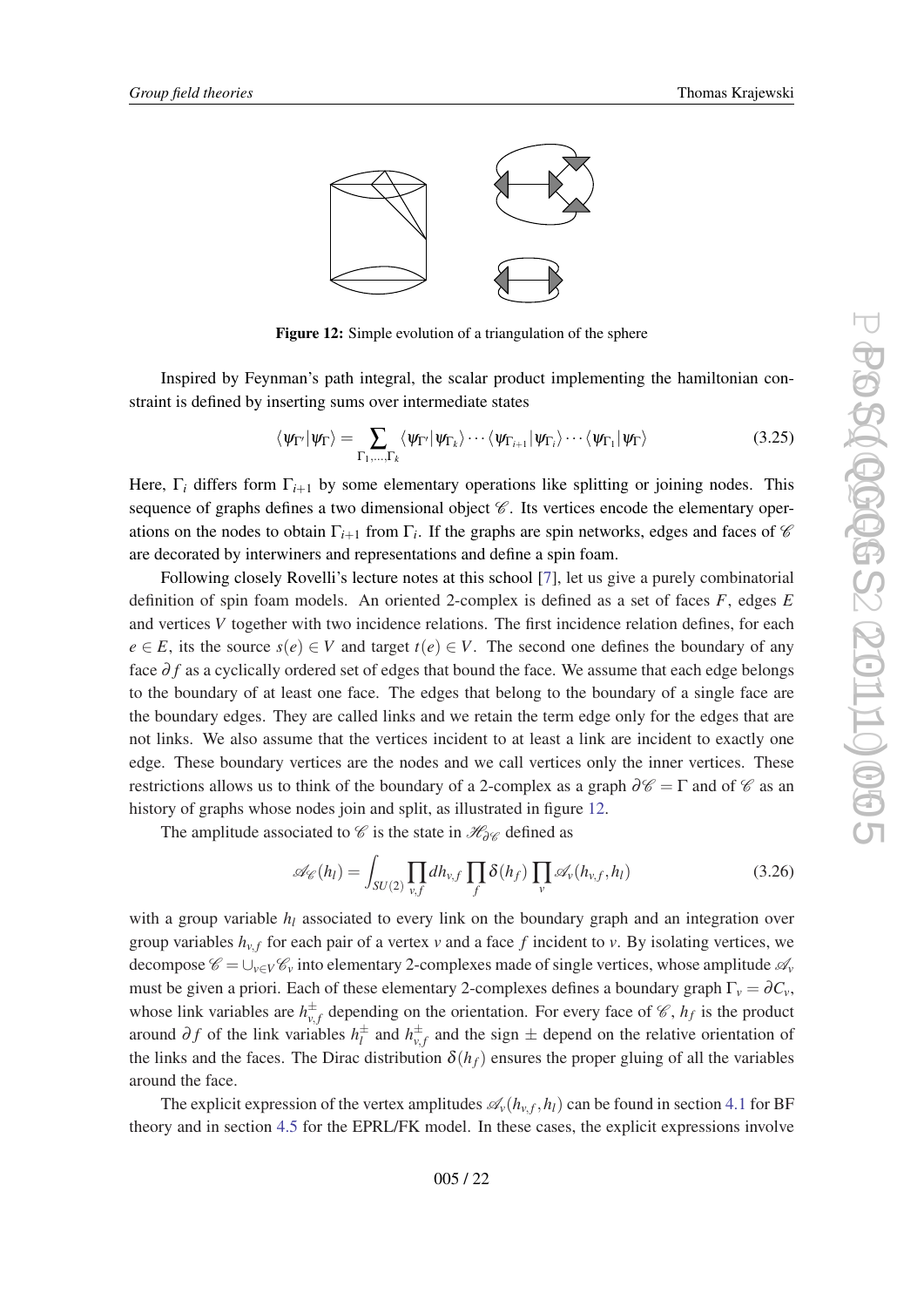**Figure 12:** Simple evolution of a triangulation of the sphere

Inspired by Feynman's path integral, the scalar product implementing the hamiltonian constraint is defined by inserting sums over intermediate states

$$\langle \psi_{\Gamma'} | \psi_{\Gamma} \rangle = \sum_{\Gamma_1,\dots,\Gamma_k} \langle \psi_{\Gamma'} | \psi_{\Gamma_k} \rangle \cdots \langle \psi_{\Gamma_{i+1}} | \psi_{\Gamma_i} \rangle \cdots \langle \psi_{\Gamma_1} | \psi_{\Gamma} \rangle \tag{3.25}$$

Here, $\Gamma_i$ differs form $\Gamma_{i+1}$ by some elementary operations like splitting or joining nodes. This sequence of graphs defines a two dimensional object $\mathscr{C}$. Its vertices encode the elementary operations on the nodes to obtain $\Gamma_{i+1}$ from $\Gamma_i$. If the graphs are spin networks, edges and faces of $\mathscr{C}$ are decorated by interwiners and representations and define a spin foam.

Following closely Rovelli's lecture notes at this school [7], let us give a purely combinatorial definition of spin foam models. An oriented 2-complex is defined as a set of faces $F$, edges $E$ and vertices $V$ together with two incidence relations. The first incidence relation defines, for each $e \in E$, its the source $s(e) \in V$ and target $t(e) \in V$. The second one defines the boundary of any face $\partial f$ as a cyclically ordered set of edges that bound the face. We assume that each edge belongs to the boundary of at least one face. The edges that belong to the boundary of a single face are the boundary edges. They are called links and we retain the term edge only for the edges that are not links. We also assume that the vertices incident to at least a link are incident to exactly one edge. These boundary vertices are the nodes and we call vertices only the inner vertices. These restrictions allows us to think of the boundary of a 2-complex as a graph $\partial \mathscr{C} = \Gamma$ and of $\mathscr{C}$ as an history of graphs whose nodes join and split, as illustrated in figure 12.

The amplitude associated to $\mathscr{C}$ is the state in $\mathscr{H}_{\partial \mathscr{C}}$ defined as

$$\mathscr{A}_{\mathscr{C}}(h_l) = \int_{SU(2)} \prod_{v,f} dh_{v,f} \prod_f \delta(h_f) \prod_v \mathscr{A}_v(h_{v,f}, h_l) \tag{3.26}$$

with a group variable $h_l$ associated to every link on the boundary graph and an integration over group variables $h_{v,f}$ for each pair of a vertex $v$ and a face $f$ incident to $v$. By isolating vertices, we decompose $\mathscr{C} = \cup_{v \in V} \mathscr{C}_v$ into elementary 2-complexes made of single vertices, whose amplitude $\mathscr{A}_v$ must be given a priori. Each of these elementary 2-complexes defines a boundary graph $\Gamma_v = \partial C_v$, whose link variables are $h^{\pm}_{v,f}$ depending on the orientation. For every face of $\mathscr{C}$, $h_f$ is the product around $\partial f$ of the link variables $h^{\pm}_l$ and $h^{\pm}_{v,f}$ and the sign $\pm$ depend on the relative orientation of the links and the faces. The Dirac distribution $\delta(h_f)$ ensures the proper gluing of all the variables around the face.

The explicit expression of the vertex amplitudes $\mathscr{A}_v(h_{v,f}, h_l)$ can be found in section 4.1 for BF theory and in section 4.5 for the EPRL/FK model. In these cases, the explicit expressions involve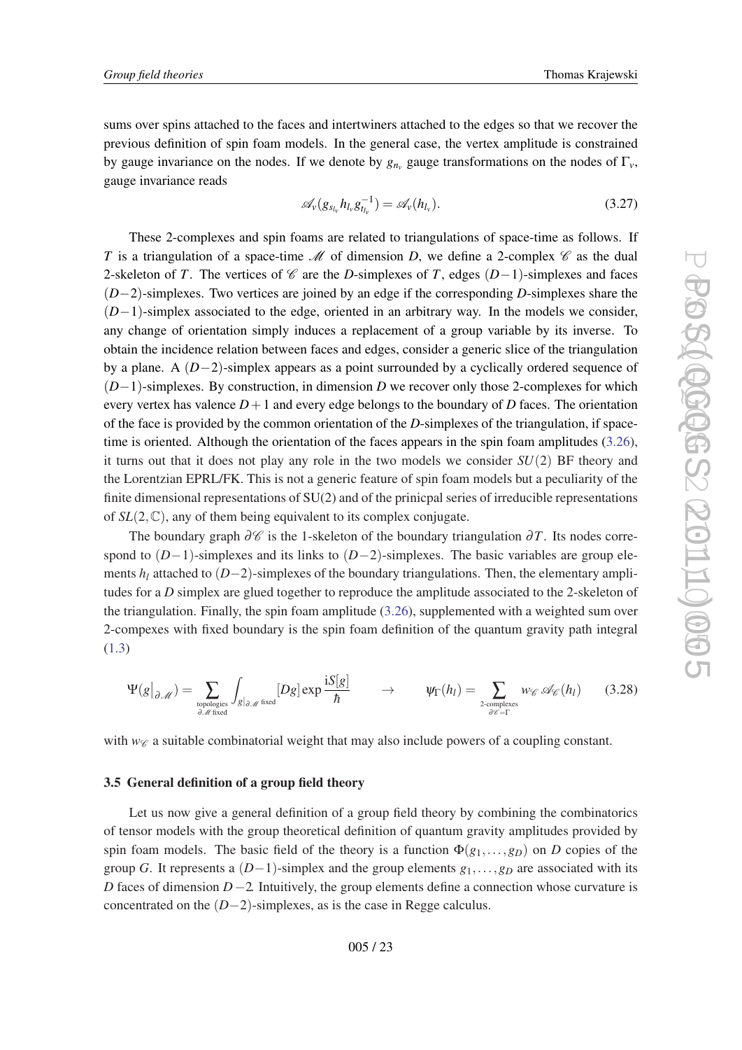sums over spins attached to the faces and intertwiners attached to the edges so that we recover the previous definition of spin foam models. In the general case, the vertex amplitude is constrained by gauge invariance on the nodes. If we denote by $g_{n_v}$ gauge transformations on the nodes of $\Gamma_v$, gauge invariance reads

$$\mathscr{A}_v(g_{s_{l_v}} h_{l_v} g_{t_{l_v}}^{-1}) = \mathscr{A}_v(h_{l_v}). \tag{3.27}$$

These 2-complexes and spin foams are related to triangulations of space-time as follows. If $T$ is a triangulation of a space-time $\mathscr{M}$ of dimension $D$, we define a 2-complex $\mathscr{C}$ as the dual 2-skeleton of $T$. The vertices of $\mathscr{C}$ are the $D$-simplexes of $T$, edges $(D-1)$-simplexes and faces $(D-2)$-simplexes. Two vertices are joined by an edge if the corresponding $D$-simplexes share the $(D-1)$-simplex associated to the edge, oriented in an arbitrary way. In the models we consider, any change of orientation simply induces a replacement of a group variable by its inverse. To obtain the incidence relation between faces and edges, consider a generic slice of the triangulation by a plane. A $(D-2)$-simplex appears as a point surrounded by a cyclically ordered sequence of $(D-1)$-simplexes. By construction, in dimension $D$ we recover only those 2-complexes for which every vertex has valence $D+1$ and every edge belongs to the boundary of $D$ faces. The orientation of the face is provided by the common orientation of the $D$-simplexes of the triangulation, if space-time is oriented. Although the orientation of the faces appears in the spin foam amplitudes (3.26), it turns out that it does not play any role in the two models we consider $SU(2)$ BF theory and the Lorentzian EPRL/FK. This is not a generic feature of spin foam models but a peculiarity of the finite dimensional representations of SU(2) and of the prinicpal series of irreducible representations of $SL(2,\mathbb{C})$, any of them being equivalent to its complex conjugate.

The boundary graph $\partial\mathscr{C}$ is the 1-skeleton of the boundary triangulation $\partial T$. Its nodes correspond to $(D-1)$-simplexes and its links to $(D-2)$-simplexes. The basic variables are group elements $h_l$ attached to $(D-2)$-simplexes of the boundary triangulations. Then, the elementary amplitudes for a $D$ simplex are glued together to reproduce the amplitude associated to the 2-skeleton of the triangulation. Finally, the spin foam amplitude (3.26), supplemented with a weighted sum over 2-compexes with fixed boundary is the spin foam definition of the quantum gravity path integral (1.3)

$$\Psi(g\big|_{\partial\mathscr{M}}) = \sum_{\substack{\text{topologies}\\ \partial\mathscr{M}\text{ fixed}}} \int_{g|_{\partial\mathscr{M}}\text{ fixed}} [Dg] \exp\frac{\mathrm{i}S[g]}{\hbar} \qquad \to \qquad \psi_\Gamma(h_l) = \sum_{\substack{\text{2-complexes}\\ \partial\mathscr{C}=\Gamma}} w_{\mathscr{C}}\, \mathscr{A}_{\mathscr{C}}(h_l) \tag{3.28}$$

with $w_{\mathscr{C}}$ a suitable combinatorial weight that may also include powers of a coupling constant.

### 3.5 General definition of a group field theory

Let us now give a general definition of a group field theory by combining the combinatorics of tensor models with the group theoretical definition of quantum gravity amplitudes provided by spin foam models. The basic field of the theory is a function $\Phi(g_1,\dots,g_D)$ on $D$ copies of the group $G$. It represents a $(D-1)$-simplex and the group elements $g_1,\dots,g_D$ are associated with its $D$ faces of dimension $D-2$. Intuitively, the group elements define a connection whose curvature is concentrated on the $(D-2)$-simplexes, as is the case in Regge calculus.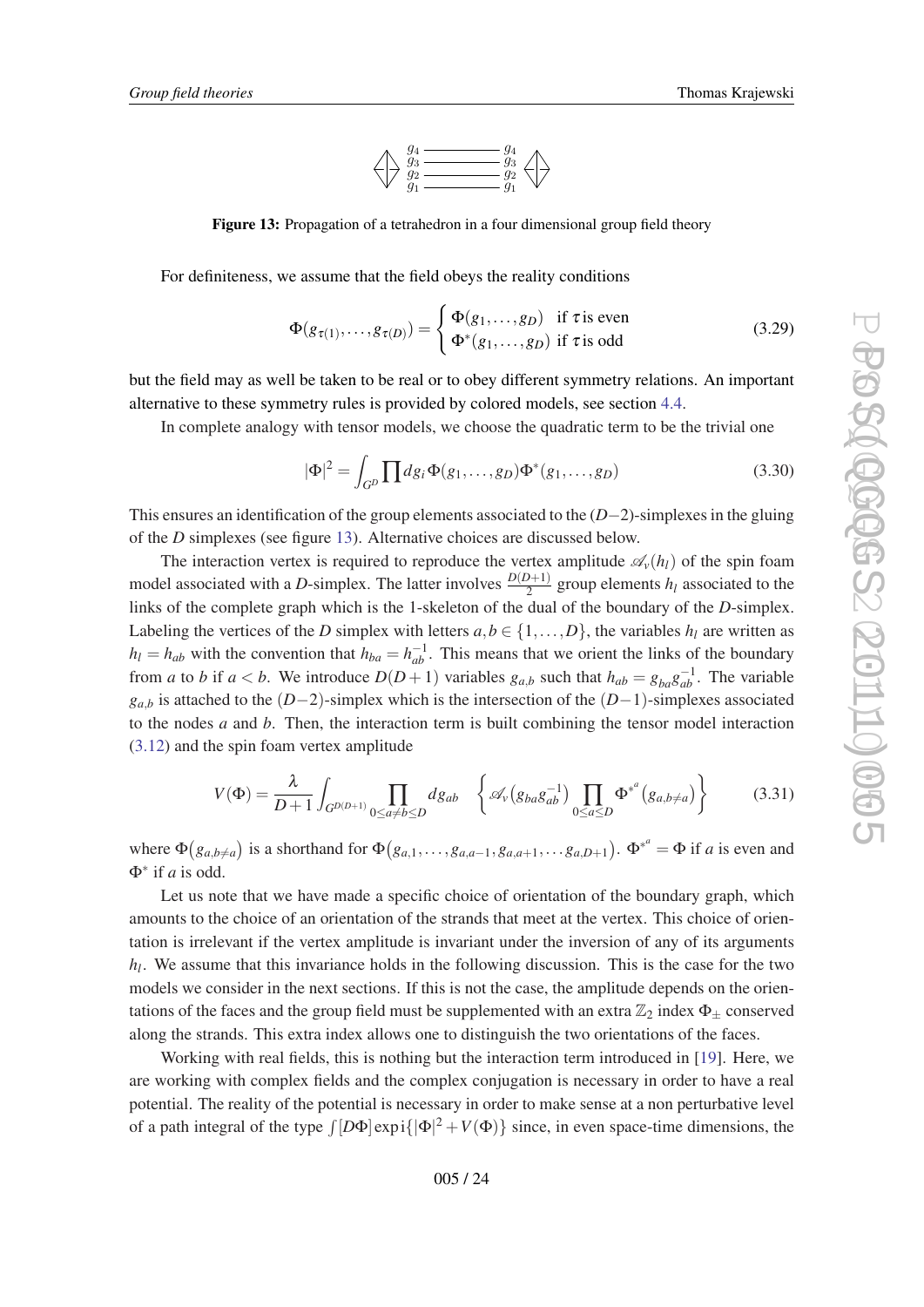Figure 13: Propagation of a tetrahedron in a four dimensional group field theory

For definiteness, we assume that the field obeys the reality conditions

$$\Phi(g_{\tau(1)},\dots,g_{\tau(D)}) = \begin{cases} \Phi(g_1,\dots,g_D) & \text{if } \tau \text{ is even} \\ \Phi^*(g_1,\dots,g_D) & \text{if } \tau \text{ is odd} \end{cases} \tag{3.29}$$

but the field may as well be taken to be real or to obey different symmetry relations. An important alternative to these symmetry rules is provided by colored models, see section 4.4.

In complete analogy with tensor models, we choose the quadratic term to be the trivial one

$$|\Phi|^2 = \int_{G^D} \prod dg_i \, \Phi(g_1,\dots,g_D)\Phi^*(g_1,\dots,g_D) \tag{3.30}$$

This ensures an identification of the group elements associated to the $(D-2)$-simplexes in the gluing of the $D$ simplexes (see figure 13). Alternative choices are discussed below.

The interaction vertex is required to reproduce the vertex amplitude $\mathscr{A}_v(h_l)$ of the spin foam model associated with a $D$-simplex. The latter involves $\frac{D(D+1)}{2}$ group elements $h_l$ associated to the links of the complete graph which is the 1-skeleton of the dual of the boundary of the $D$-simplex. Labeling the vertices of the $D$ simplex with letters $a,b \in \{1,\dots,D\}$, the variables $h_l$ are written as $h_l = h_{ab}$ with the convention that $h_{ba} = h_{ab}^{-1}$. This means that we orient the links of the boundary from $a$ to $b$ if $a<b$. We introduce $D(D+1)$ variables $g_{a,b}$ such that $h_{ab} = g_{ba}g_{ab}^{-1}$. The variable $g_{a,b}$ is attached to the $(D-2)$-simplex which is the intersection of the $(D-1)$-simplexes associated to the nodes $a$ and $b$. Then, the interaction term is built combining the tensor model interaction (3.12) and the spin foam vertex amplitude

$$V(\Phi) = \frac{\lambda}{D+1} \int_{G^{D(D+1)}} \prod_{0 \leq a \neq b \leq D} dg_{ab} \quad \Big\{ \mathscr{A}_v\big(g_{ba}g_{ab}^{-1}\big) \prod_{0 \leq a \leq D} \Phi^{*^a}\big(g_{a,b \neq a}\big) \Big\} \tag{3.31}$$

where $\Phi\big(g_{a,b\neq a}\big)$ is a shorthand for $\Phi\big(g_{a,1},\dots,g_{a,a-1},g_{a,a+1},\dots g_{a,D+1}\big)$. $\Phi^{*^a} = \Phi$ if $a$ is even and $\Phi^*$ if $a$ is odd.

Let us note that we have made a specific choice of orientation of the boundary graph, which amounts to the choice of an orientation of the strands that meet at the vertex. This choice of orientation is irrelevant if the vertex amplitude is invariant under the inversion of any of its arguments $h_l$. We assume that this invariance holds in the following discussion. This is the case for the two models we consider in the next sections. If this is not the case, the amplitude depends on the orientations of the faces and the group field must be supplemented with an extra $\mathbb{Z}_2$ index $\Phi_\pm$ conserved along the strands. This extra index allows one to distinguish the two orientations of the faces.

Working with real fields, this is nothing but the interaction term introduced in [19]. Here, we are working with complex fields and the complex conjugation is necessary in order to have a real potential. The reality of the potential is necessary in order to make sense at a non perturbative level of a path integral of the type $\int [D\Phi] \exp \mathrm{i}\{|\Phi|^2 + V(\Phi)\}$ since, in even space-time dimensions, the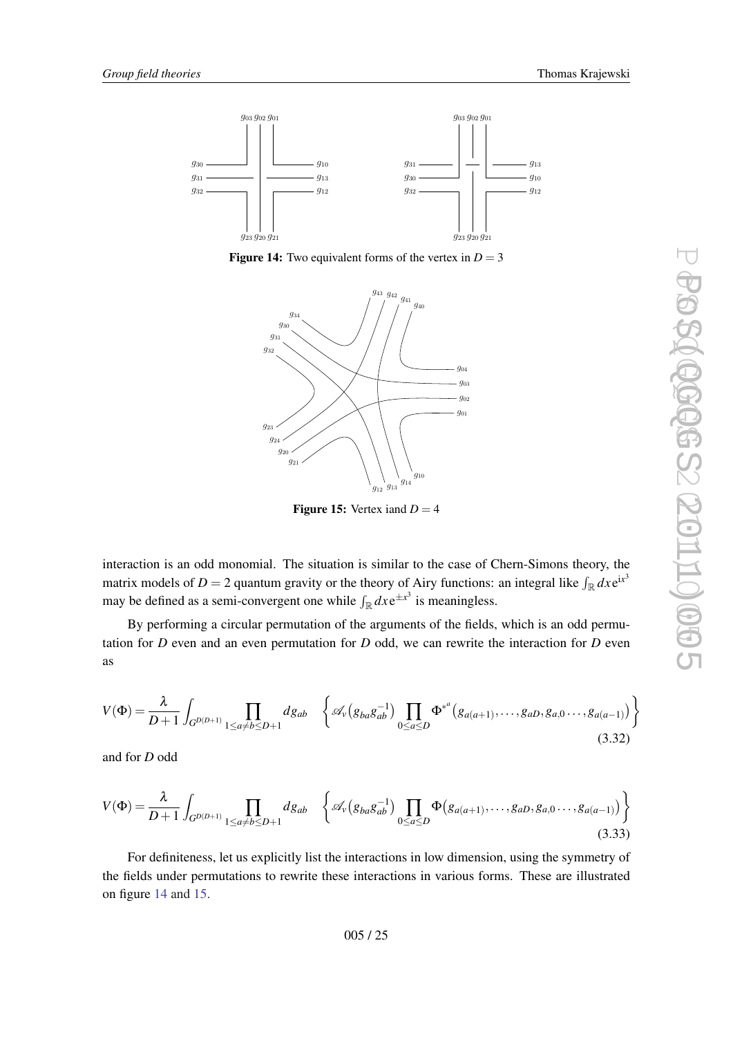Figure 14: Two equivalent forms of the vertex in $D = 3$

Figure 15: Vertex iand $D = 4$

interaction is an odd monomial. The situation is similar to the case of Chern-Simons theory, the matrix models of $D = 2$ quantum gravity or the theory of Airy functions: an integral like $\int_{\mathbb{R}} dx\, e^{ix^3}$ may be defined as a semi-convergent one while $\int_{\mathbb{R}} dx\, e^{\pm x^3}$ is meaningless.

By performing a circular permutation of the arguments of the fields, which is an odd permutation for $D$ even and an even permutation for $D$ odd, we can rewrite the interaction for $D$ even as

$$V(\Phi) = \frac{\lambda}{D+1} \int_{G^{D(D+1)}} \prod_{1 \leq a \neq b \leq D+1} dg_{ab} \quad \left\{ \mathscr{A}_v\big(g_{ba} g_{ab}^{-1}\big) \prod_{0 \leq a \leq D} \Phi^{*^a}\big(g_{a(a+1)}, \dots, g_{aD}, g_{a,0} \dots, g_{a(a-1)}\big) \right\} \tag{3.32}$$

and for $D$ odd

$$V(\Phi) = \frac{\lambda}{D+1} \int_{G^{D(D+1)}} \prod_{1 \leq a \neq b \leq D+1} dg_{ab} \quad \left\{ \mathscr{A}_v\big(g_{ba} g_{ab}^{-1}\big) \prod_{0 \leq a \leq D} \Phi\big(g_{a(a+1)}, \dots, g_{aD}, g_{a,0} \dots, g_{a(a-1)}\big) \right\} \tag{3.33}$$

For definiteness, let us explicitly list the interactions in low dimension, using the symmetry of the fields under permutations to rewrite these interactions in various forms. These are illustrated on figure 14 and 15.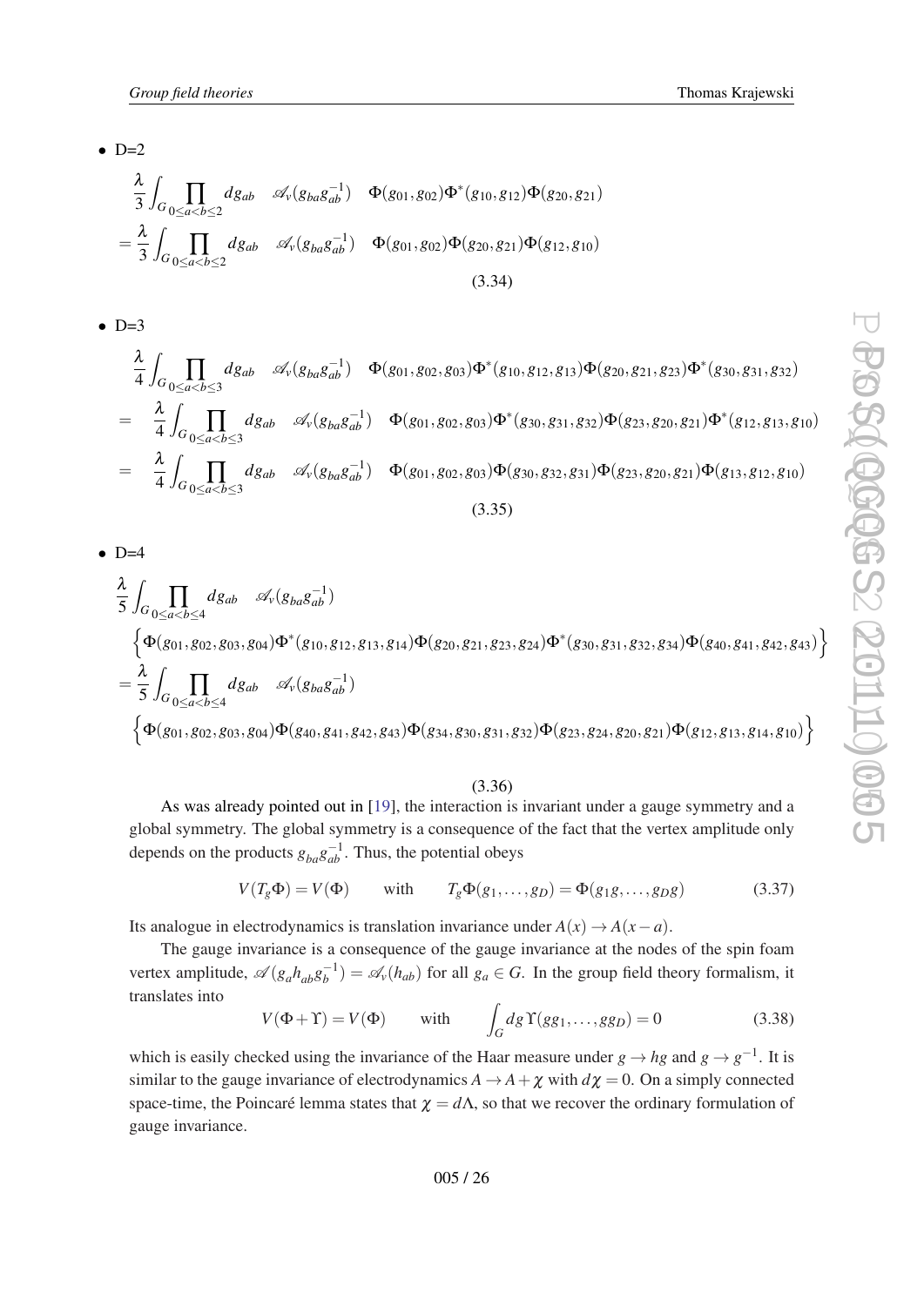- D=2

$$
\begin{aligned}
&\frac{\lambda}{3}\int_{G}\prod_{0\leq a<b\leq 2} dg_{ab} \quad \mathscr{A}_{v}(g_{ba}g_{ab}^{-1}) \quad \Phi(g_{01},g_{02})\Phi^{*}(g_{10},g_{12})\Phi(g_{20},g_{21})\\
&=\frac{\lambda}{3}\int_{G}\prod_{0\leq a<b\leq 2} dg_{ab} \quad \mathscr{A}_{v}(g_{ba}g_{ab}^{-1}) \quad \Phi(g_{01},g_{02})\Phi(g_{20},g_{21})\Phi(g_{12},g_{10})
\end{aligned} \tag{3.34}
$$

- D=3

$$
\begin{aligned}
&\frac{\lambda}{4}\int_{G}\prod_{0\leq a<b\leq 3} dg_{ab} \quad \mathscr{A}_{v}(g_{ba}g_{ab}^{-1}) \quad \Phi(g_{01},g_{02},g_{03})\Phi^{*}(g_{10},g_{12},g_{13})\Phi(g_{20},g_{21},g_{23})\Phi^{*}(g_{30},g_{31},g_{32})\\
=&\quad \frac{\lambda}{4}\int_{G}\prod_{0\leq a<b\leq 3} dg_{ab} \quad \mathscr{A}_{v}(g_{ba}g_{ab}^{-1}) \quad \Phi(g_{01},g_{02},g_{03})\Phi^{*}(g_{30},g_{31},g_{32})\Phi(g_{23},g_{20},g_{21})\Phi^{*}(g_{12},g_{13},g_{10})\\
=&\quad \frac{\lambda}{4}\int_{G}\prod_{0\leq a<b\leq 3} dg_{ab} \quad \mathscr{A}_{v}(g_{ba}g_{ab}^{-1}) \quad \Phi(g_{01},g_{02},g_{03})\Phi(g_{30},g_{32},g_{31})\Phi(g_{23},g_{20},g_{21})\Phi(g_{13},g_{12},g_{10})
\end{aligned} \tag{3.35}
$$

- D=4

$$
\begin{aligned}
&\frac{\lambda}{5}\int_{G}\prod_{0\leq a<b\leq 4} dg_{ab} \quad \mathscr{A}_{v}(g_{ba}g_{ab}^{-1})\\
&\Big\{\Phi(g_{01},g_{02},g_{03},g_{04})\Phi^{*}(g_{10},g_{12},g_{13},g_{14})\Phi(g_{20},g_{21},g_{23},g_{24})\Phi^{*}(g_{30},g_{31},g_{32},g_{34})\Phi(g_{40},g_{41},g_{42},g_{43})\Big\}\\
&=\frac{\lambda}{5}\int_{G}\prod_{0\leq a<b\leq 4} dg_{ab} \quad \mathscr{A}_{v}(g_{ba}g_{ab}^{-1})\\
&\Big\{\Phi(g_{01},g_{02},g_{03},g_{04})\Phi(g_{40},g_{41},g_{42},g_{43})\Phi(g_{34},g_{30},g_{31},g_{32})\Phi(g_{23},g_{24},g_{20},g_{21})\Phi(g_{12},g_{13},g_{14},g_{10})\Big\}
\end{aligned} \tag{3.36}
$$

As was already pointed out in [19], the interaction is invariant under a gauge symmetry and a global symmetry. The global symmetry is a consequence of the fact that the vertex amplitude only depends on the products $g_{ba}g_{ab}^{-1}$. Thus, the potential obeys

$$
V(T_{g}\Phi)=V(\Phi) \qquad \text{with} \qquad T_{g}\Phi(g_{1},\dots,g_{D})=\Phi(g_{1}g,\dots,g_{D}g) \tag{3.37}
$$

Its analogue in electrodynamics is translation invariance under $A(x)\rightarrow A(x-a)$.

The gauge invariance is a consequence of the gauge invariance at the nodes of the spin foam vertex amplitude, $\mathscr{A}(g_{a}h_{ab}g_{b}^{-1})=\mathscr{A}_{v}(h_{ab})$ for all $g_{a}\in G$. In the group field theory formalism, it translates into

$$
V(\Phi+\Upsilon)=V(\Phi) \qquad \text{with} \qquad \int_{G}dg\,\Upsilon(gg_{1},\dots,gg_{D})=0 \tag{3.38}
$$

which is easily checked using the invariance of the Haar measure under $g\rightarrow hg$ and $g\rightarrow g^{-1}$. It is similar to the gauge invariance of electrodynamics $A\rightarrow A+\chi$ with $d\chi=0$. On a simply connected space-time, the Poincaré lemma states that $\chi=d\Lambda$, so that we recover the ordinary formulation of gauge invariance.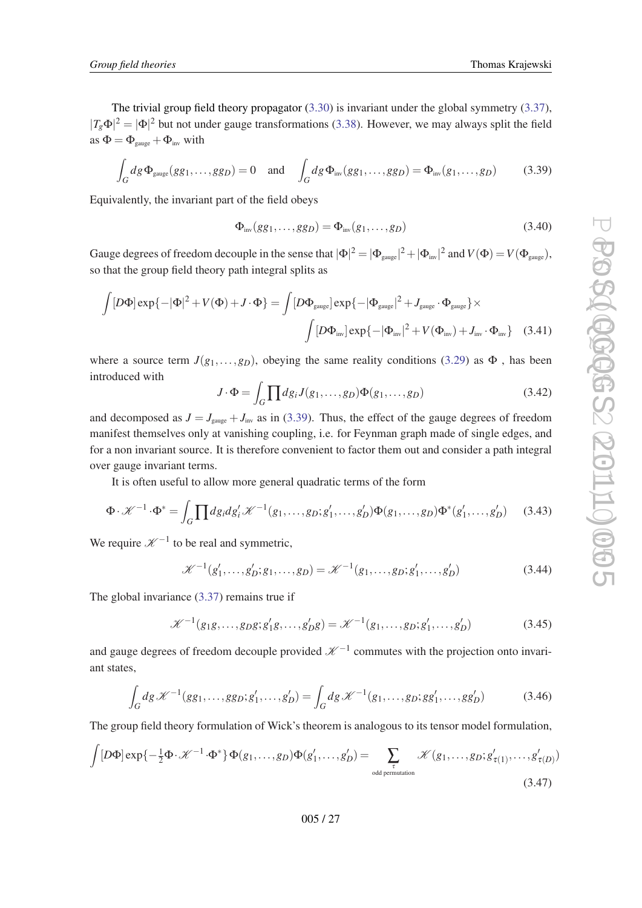The trivial group field theory propagator (3.30) is invariant under the global symmetry (3.37), $|T_g\Phi|^2 = |\Phi|^2$ but not under gauge transformations (3.38). However, we may always split the field as $\Phi = \Phi_{\text{gauge}} + \Phi_{\text{inv}}$ with

$$\int_G dg\, \Phi_{\text{gauge}}(gg_1,\dots,gg_D) = 0 \quad \text{and} \quad \int_G dg\, \Phi_{\text{inv}}(gg_1,\dots,gg_D) = \Phi_{\text{inv}}(g_1,\dots,g_D) \tag{3.39}$$

Equivalently, the invariant part of the field obeys

$$\Phi_{\text{inv}}(gg_1,\dots,gg_D) = \Phi_{\text{inv}}(g_1,\dots,g_D) \tag{3.40}$$

Gauge degrees of freedom decouple in the sense that $|\Phi|^2 = |\Phi_{\text{gauge}}|^2 + |\Phi_{\text{inv}}|^2$ and $V(\Phi) = V(\Phi_{\text{gauge}})$, so that the group field theory path integral splits as

$$\int [D\Phi] \exp\{-|\Phi|^2 + V(\Phi) + J\cdot\Phi\} = \int [D\Phi_{\text{gauge}}] \exp\{-|\Phi_{\text{gauge}}|^2 + J_{\text{gauge}}\cdot\Phi_{\text{gauge}}\} \times \int [D\Phi_{\text{inv}}] \exp\{-|\Phi_{\text{inv}}|^2 + V(\Phi_{\text{inv}}) + J_{\text{inv}}\cdot\Phi_{\text{inv}}\} \tag{3.41}$$

where a source term $J(g_1,\dots,g_D)$, obeying the same reality conditions (3.29) as $\Phi$ , has been introduced with

$$J\cdot\Phi = \int_G \prod dg_i\, J(g_1,\dots,g_D)\Phi(g_1,\dots,g_D) \tag{3.42}$$

and decomposed as $J = J_{\text{gauge}} + J_{\text{inv}}$ as in (3.39). Thus, the effect of the gauge degrees of freedom manifest themselves only at vanishing coupling, i.e. for Feynman graph made of single edges, and for a non invariant source. It is therefore convenient to factor them out and consider a path integral over gauge invariant terms.

It is often useful to allow more general quadratic terms of the form

$$\Phi\cdot\mathscr{K}^{-1}\cdot\Phi^* = \int_G \prod dg_i dg_i'\, \mathscr{K}^{-1}(g_1,\dots,g_D;g_1',\dots,g_D')\Phi(g_1,\dots,g_D)\Phi^*(g_1',\dots,g_D') \tag{3.43}$$

We require $\mathscr{K}^{-1}$ to be real and symmetric,

$$\mathscr{K}^{-1}(g_1',\dots,g_D';g_1,\dots,g_D) = \mathscr{K}^{-1}(g_1,\dots,g_D;g_1',\dots,g_D') \tag{3.44}$$

The global invariance (3.37) remains true if

$$\mathscr{K}^{-1}(g_1g,\dots,g_Dg;g_1'g,\dots,g_D'g) = \mathscr{K}^{-1}(g_1,\dots,g_D;g_1',\dots,g_D') \tag{3.45}$$

and gauge degrees of freedom decouple provided $\mathscr{K}^{-1}$ commutes with the projection onto invariant states,

$$\int_G dg\, \mathscr{K}^{-1}(gg_1,\dots,gg_D;g_1',\dots,g_D') = \int_G dg\, \mathscr{K}^{-1}(g_1,\dots,g_D;gg_1',\dots,gg_D') \tag{3.46}$$

The group field theory formulation of Wick's theorem is analogous to its tensor model formulation,

$$\int [D\Phi] \exp\{-\tfrac{1}{2}\Phi\cdot\mathscr{K}^{-1}\cdot\Phi^*\}\, \Phi(g_1,\dots,g_D)\Phi(g_1',\dots,g_D') = \sum_{\substack{\tau \\ \text{odd permutation}}} \mathscr{K}(g_1,\dots,g_D;g_{\tau(1)}',\dots,g_{\tau(D)}') \tag{3.47}$$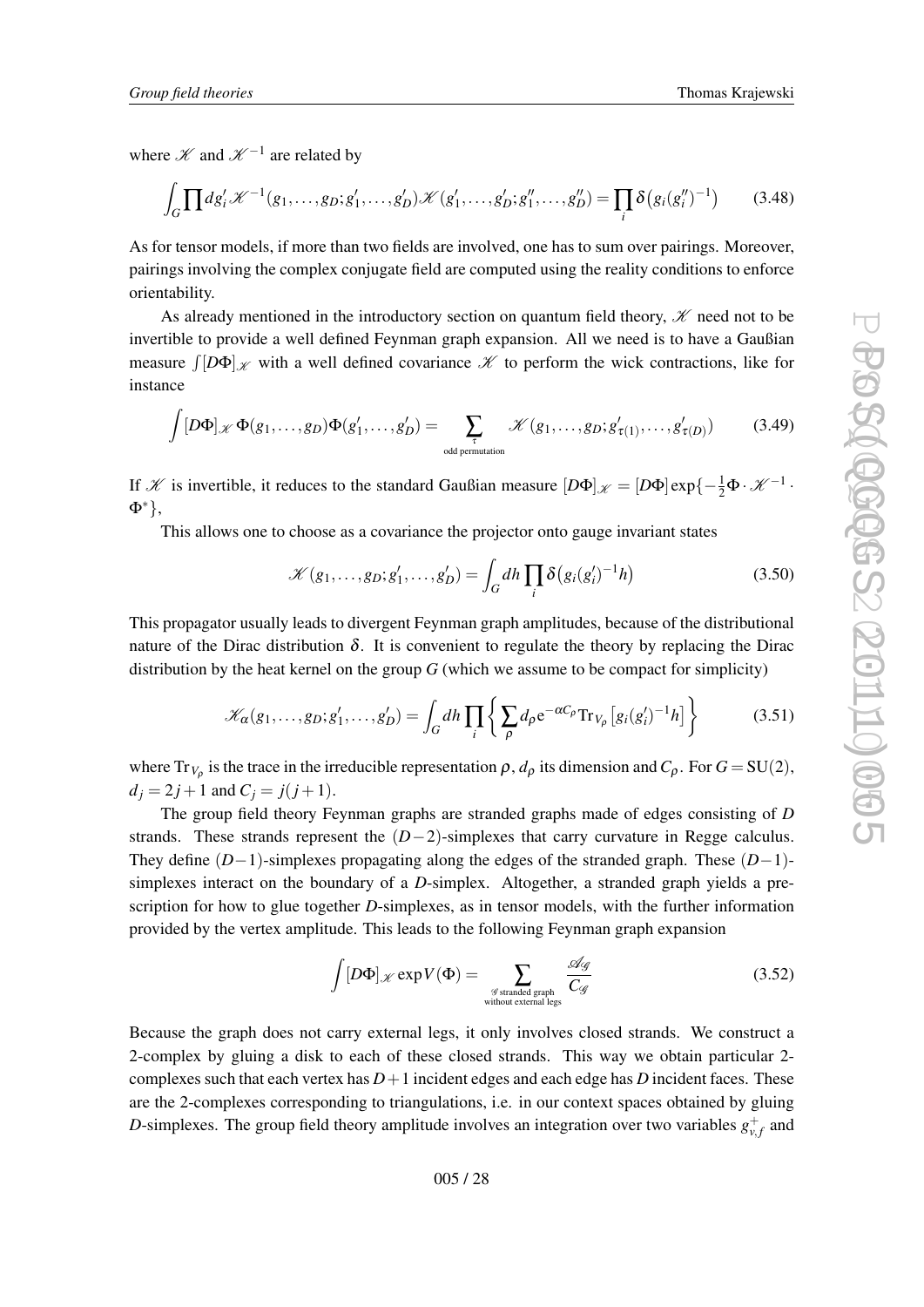where $\mathscr{K}$ and $\mathscr{K}^{-1}$ are related by

$$\int_G \prod dg_i' \mathscr{K}^{-1}(g_1,\dots,g_D;g_1',\dots,g_D')\mathscr{K}(g_1',\dots,g_D';g_1'',\dots,g_D'') = \prod_i \delta\big(g_i(g_i'')^{-1}\big) \qquad (3.48)$$

As for tensor models, if more than two fields are involved, one has to sum over pairings. Moreover, pairings involving the complex conjugate field are computed using the reality conditions to enforce orientability.

As already mentioned in the introductory section on quantum field theory, $\mathscr{K}$ need not to be invertible to provide a well defined Feynman graph expansion. All we need is to have a Gaußian measure $\int [D\Phi]_{\mathscr{K}}$ with a well defined covariance $\mathscr{K}$ to perform the wick contractions, like for instance

$$\int [D\Phi]_{\mathscr{K}}\, \Phi(g_1,\dots,g_D)\Phi(g_1',\dots,g_D') = \sum_{\substack{\tau \\ \text{odd permutation}}} \mathscr{K}(g_1,\dots,g_D;g_{\tau(1)}',\dots,g_{\tau(D)}') \qquad (3.49)$$

If $\mathscr{K}$ is invertible, it reduces to the standard Gaußian measure $[D\Phi]_{\mathscr{K}} = [D\Phi]\exp\{-\frac{1}{2}\Phi\cdot\mathscr{K}^{-1}\cdot\Phi^*\}$,

This allows one to choose as a covariance the projector onto gauge invariant states

$$\mathscr{K}(g_1,\dots,g_D;g_1',\dots,g_D') = \int_G dh \prod_i \delta\big(g_i(g_i')^{-1}h\big) \qquad (3.50)$$

This propagator usually leads to divergent Feynman graph amplitudes, because of the distributional nature of the Dirac distribution $\delta$. It is convenient to regulate the theory by replacing the Dirac distribution by the heat kernel on the group $G$ (which we assume to be compact for simplicity)

$$\mathscr{K}_\alpha\big(g_1,\dots,g_D;g_1',\dots,g_D'\big) = \int_G dh \prod_i \bigg\{ \sum_\rho d_\rho \mathrm{e}^{-\alpha C_\rho} \mathrm{Tr}_{V_\rho}\big[g_i(g_i')^{-1}h\big] \bigg\} \qquad (3.51)$$

where $\mathrm{Tr}_{V_\rho}$ is the trace in the irreducible representation $\rho$, $d_\rho$ its dimension and $C_\rho$. For $G = \mathrm{SU}(2)$, $d_j = 2j+1$ and $C_j = j(j+1)$.

The group field theory Feynman graphs are stranded graphs made of edges consisting of $D$ strands. These strands represent the $(D-2)$-simplexes that carry curvature in Regge calculus. They define $(D-1)$-simplexes propagating along the edges of the stranded graph. These $(D-1)$-simplexes interact on the boundary of a $D$-simplex. Altogether, a stranded graph yields a prescription for how to glue together $D$-simplexes, as in tensor models, with the further information provided by the vertex amplitude. This leads to the following Feynman graph expansion

$$\int [D\Phi]_{\mathscr{K}} \exp V(\Phi) = \sum_{\substack{\mathscr{G}\text{ stranded graph} \\ \text{without external legs}}} \frac{\mathscr{A}_{\mathscr{G}}}{C_{\mathscr{G}}} \qquad (3.52)$$

Because the graph does not carry external legs, it only involves closed strands. We construct a 2-complex by gluing a disk to each of these closed strands. This way we obtain particular 2-complexes such that each vertex has $D+1$ incident edges and each edge has $D$ incident faces. These are the 2-complexes corresponding to triangulations, i.e. in our context spaces obtained by gluing $D$-simplexes. The group field theory amplitude involves an integration over two variables $g_{v,f}^+$ and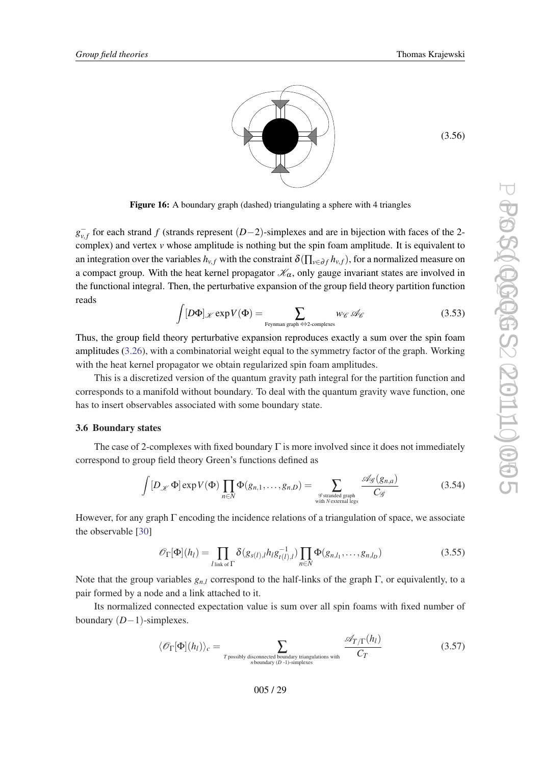(3.56)

**Figure 16:** A boundary graph (dashed) triangulating a sphere with 4 triangles

$g_{v,f}^{-}$ for each strand $f$ (strands represent $(D-2)$-simplexes and are in bijection with faces of the 2-complex) and vertex $v$ whose amplitude is nothing but the spin foam amplitude. It is equivalent to an integration over the variables $h_{v,f}$ with the constraint $\delta(\prod_{v\in\partial f} h_{v,f})$, for a normalized measure on a compact group. With the heat kernel propagator $\mathscr{K}_\alpha$, only gauge invariant states are involved in the functional integral. Then, the perturbative expansion of the group field theory partition function reads

$$\int [D\Phi]_{\mathscr{K}} \exp V(\Phi) = \sum_{\text{Feynman graph} \Leftrightarrow \text{2-complexes}} w_{\mathscr{C}}\, \mathscr{A}_{\mathscr{C}} \tag{3.53}$$

Thus, the group field theory perturbative expansion reproduces exactly a sum over the spin foam amplitudes (3.26), with a combinatorial weight equal to the symmetry factor of the graph. Working with the heat kernel propagator we obtain regularized spin foam amplitudes.

This is a discretized version of the quantum gravity path integral for the partition function and corresponds to a manifold without boundary. To deal with the quantum gravity wave function, one has to insert observables associated with some boundary state.

### 3.6 Boundary states

The case of 2-complexes with fixed boundary $\Gamma$ is more involved since it does not immediately correspond to group field theory Green's functions defined as

$$\int [D_{\mathscr{K}}\, \Phi] \exp V(\Phi) \prod_{n\in N} \Phi(g_{n,1},\dots,g_{n,D}) = \sum_{\substack{\mathscr{G} \text{ stranded graph} \\ \text{with } N \text{ external legs}}} \frac{\mathscr{A}_{\mathscr{G}}(g_{n,a})}{C_{\mathscr{G}}} \tag{3.54}$$

However, for any graph $\Gamma$ encoding the incidence relations of a triangulation of space, we associate the observable [30]

$$\mathscr{O}_\Gamma[\Phi](h_l) = \prod_{l \text{ link of } \Gamma} \delta(g_{s(l),l} h_l g_{t(l),l}^{-1}) \prod_{n\in N} \Phi(g_{n,l_1},\dots,g_{n,l_D}) \tag{3.55}$$

Note that the group variables $g_{n,l}$ correspond to the half-links of the graph $\Gamma$, or equivalently, to a pair formed by a node and a link attached to it.

Its normalized connected expectation value is sum over all spin foams with fixed number of boundary $(D-1)$-simplexes.

$$\langle \mathscr{O}_\Gamma[\Phi](h_l)\rangle_c = \sum_{\substack{T \text{ possibly disconnected boundary triangulations with} \\ n \text{ boundary } (D\text{-}1)\text{-simplexes}}} \frac{\mathscr{A}_{T/\Gamma}(h_l)}{C_T} \tag{3.57}$$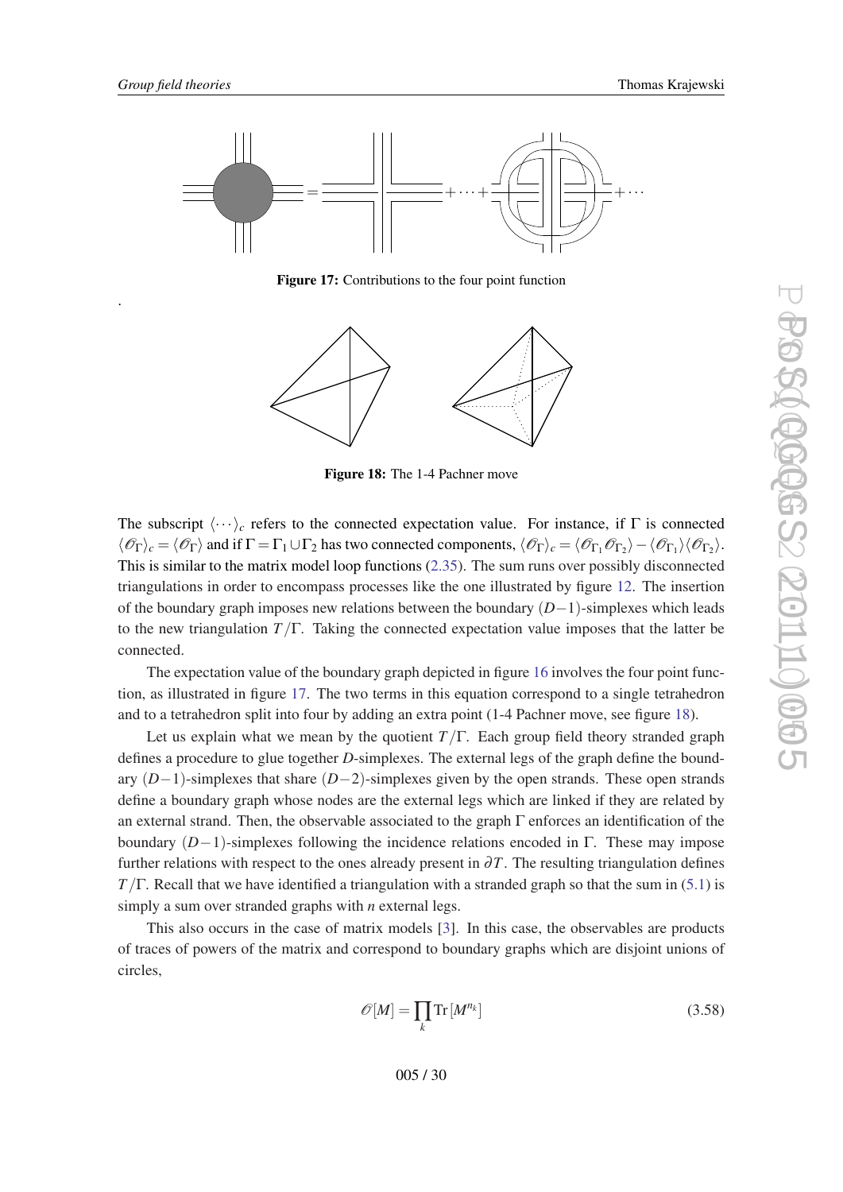Figure 17: Contributions to the four point function

.

Figure 18: The 1-4 Pachner move

The subscript $\langle \cdots \rangle_c$ refers to the connected expectation value. For instance, if $\Gamma$ is connected $\langle \mathscr{O}_\Gamma \rangle_c = \langle \mathscr{O}_\Gamma \rangle$ and if $\Gamma = \Gamma_1 \cup \Gamma_2$ has two connected components, $\langle \mathscr{O}_\Gamma \rangle_c = \langle \mathscr{O}_{\Gamma_1} \mathscr{O}_{\Gamma_2} \rangle - \langle \mathscr{O}_{\Gamma_1} \rangle \langle \mathscr{O}_{\Gamma_2} \rangle$. This is similar to the matrix model loop functions (2.35). The sum runs over possibly disconnected triangulations in order to encompass processes like the one illustrated by figure 12. The insertion of the boundary graph imposes new relations between the boundary $(D-1)$-simplexes which leads to the new triangulation $T/\Gamma$. Taking the connected expectation value imposes that the latter be connected.

The expectation value of the boundary graph depicted in figure 16 involves the four point function, as illustrated in figure 17. The two terms in this equation correspond to a single tetrahedron and to a tetrahedron split into four by adding an extra point (1-4 Pachner move, see figure 18).

Let us explain what we mean by the quotient $T/\Gamma$. Each group field theory stranded graph defines a procedure to glue together $D$-simplexes. The external legs of the graph define the boundary $(D-1)$-simplexes that share $(D-2)$-simplexes given by the open strands. These open strands define a boundary graph whose nodes are the external legs which are linked if they are related by an external strand. Then, the observable associated to the graph $\Gamma$ enforces an identification of the boundary $(D-1)$-simplexes following the incidence relations encoded in $\Gamma$. These may impose further relations with respect to the ones already present in $\partial T$. The resulting triangulation defines $T/\Gamma$. Recall that we have identified a triangulation with a stranded graph so that the sum in (5.1) is simply a sum over stranded graphs with $n$ external legs.

This also occurs in the case of matrix models [3]. In this case, the observables are products of traces of powers of the matrix and correspond to boundary graphs which are disjoint unions of circles,

$$\mathscr{O}[M] = \prod_k \mathrm{Tr}\,[M^{n_k}] \tag{3.58}$$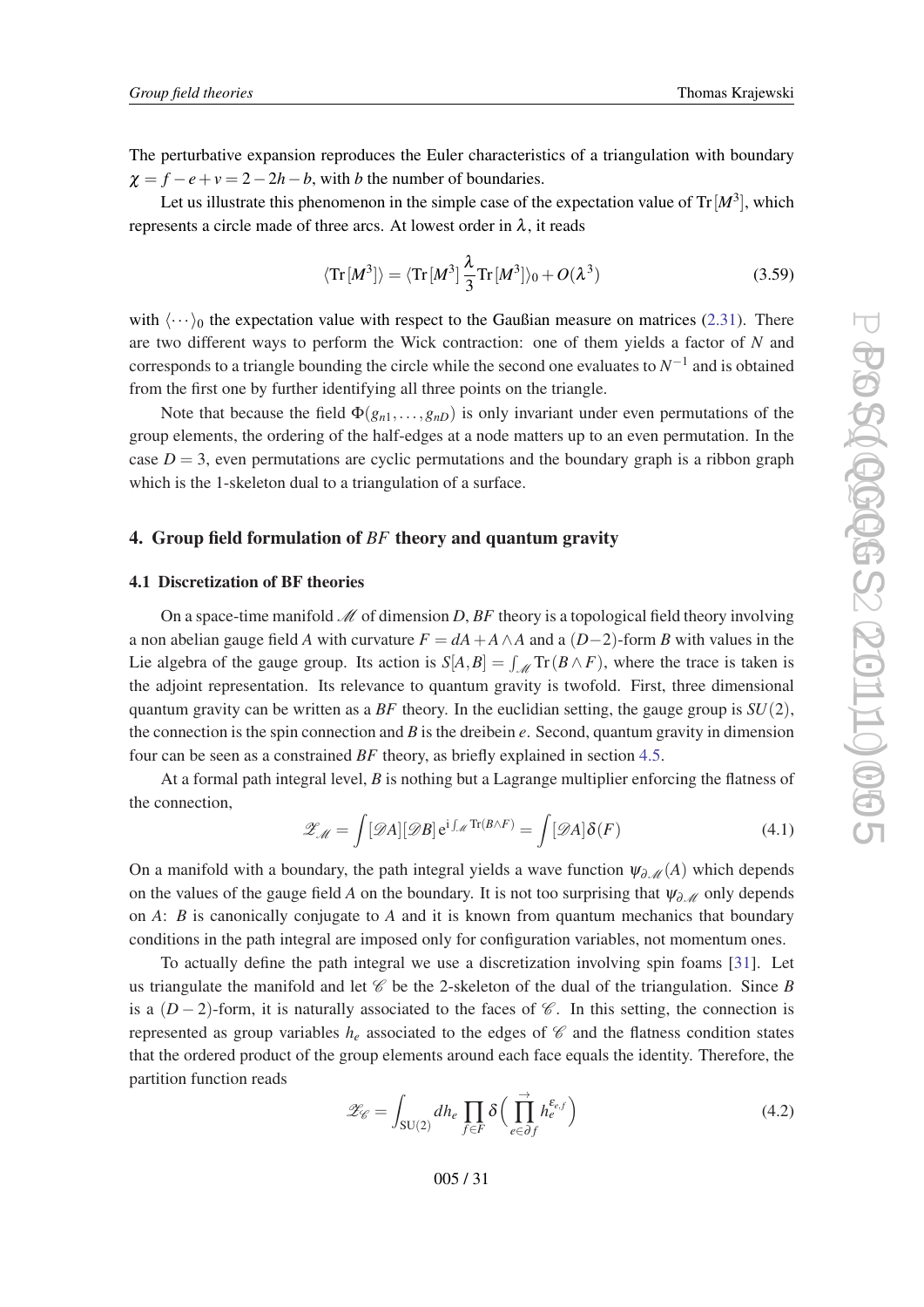The perturbative expansion reproduces the Euler characteristics of a triangulation with boundary $\chi = f - e + v = 2 - 2h - b$, with $b$ the number of boundaries.

Let us illustrate this phenomenon in the simple case of the expectation value of $\mathrm{Tr}\,[M^3]$, which represents a circle made of three arcs. At lowest order in $\lambda$, it reads

$$\langle \mathrm{Tr}\,[M^3] \rangle = \langle \mathrm{Tr}\,[M^3]\,\frac{\lambda}{3}\mathrm{Tr}\,[M^3]\rangle_0 + O(\lambda^3) \tag{3.59}$$

with $\langle \cdots \rangle_0$ the expectation value with respect to the Gaußian measure on matrices (2.31). There are two different ways to perform the Wick contraction: one of them yields a factor of $N$ and corresponds to a triangle bounding the circle while the second one evaluates to $N^{-1}$ and is obtained from the first one by further identifying all three points on the triangle.

Note that because the field $\Phi(g_{n1}, \dots, g_{nD})$ is only invariant under even permutations of the group elements, the ordering of the half-edges at a node matters up to an even permutation. In the case $D = 3$, even permutations are cyclic permutations and the boundary graph is a ribbon graph which is the 1-skeleton dual to a triangulation of a surface.

## 4. Group field formulation of *BF* theory and quantum gravity

### 4.1 Discretization of BF theories

On a space-time manifold $\mathscr{M}$ of dimension $D$, *BF* theory is a topological field theory involving a non abelian gauge field $A$ with curvature $F = dA + A \wedge A$ and a $(D-2)$-form $B$ with values in the Lie algebra of the gauge group. Its action is $S[A,B] = \int_{\mathscr{M}} \mathrm{Tr}(B \wedge F)$, where the trace is taken is the adjoint representation. Its relevance to quantum gravity is twofold. First, three dimensional quantum gravity can be written as a *BF* theory. In the euclidian setting, the gauge group is $SU(2)$, the connection is the spin connection and $B$ is the dreibein $e$. Second, quantum gravity in dimension four can be seen as a constrained *BF* theory, as briefly explained in section 4.5.

At a formal path integral level, $B$ is nothing but a Lagrange multiplier enforcing the flatness of the connection,

$$\mathscr{Z}_{\mathscr{M}} = \int [\mathscr{D}A][\mathscr{D}B]\,\mathrm{e}^{\mathrm{i}\int_{\mathscr{M}} \mathrm{Tr}(B\wedge F)} = \int [\mathscr{D}A]\,\delta(F) \tag{4.1}$$

On a manifold with a boundary, the path integral yields a wave function $\psi_{\partial\mathscr{M}}(A)$ which depends on the values of the gauge field $A$ on the boundary. It is not too surprising that $\psi_{\partial\mathscr{M}}$ only depends on $A$: $B$ is canonically conjugate to $A$ and it is known from quantum mechanics that boundary conditions in the path integral are imposed only for configuration variables, not momentum ones.

To actually define the path integral we use a discretization involving spin foams [31]. Let us triangulate the manifold and let $\mathscr{C}$ be the 2-skeleton of the dual of the triangulation. Since $B$ is a $(D-2)$-form, it is naturally associated to the faces of $\mathscr{C}$. In this setting, the connection is represented as group variables $h_e$ associated to the edges of $\mathscr{C}$ and the flatness condition states that the ordered product of the group elements around each face equals the identity. Therefore, the partition function reads

$$\mathscr{Z}_{\mathscr{C}} = \int_{\mathrm{SU}(2)} dh_e \prod_{f\in F} \delta\Big( \prod_{e\in\partial f}^{\rightarrow} h_e^{\varepsilon_{e,f}} \Big) \tag{4.2}$$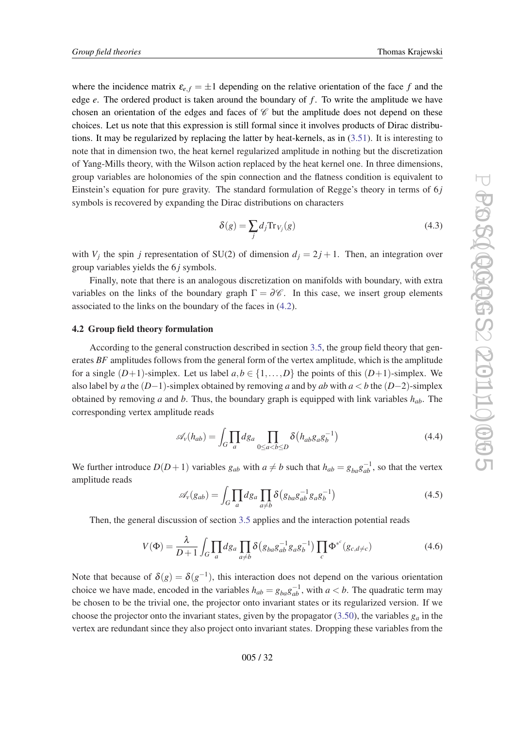where the incidence matrix $\varepsilon_{e,f} = \pm 1$ depending on the relative orientation of the face $f$ and the edge $e$. The ordered product is taken around the boundary of $f$. To write the amplitude we have chosen an orientation of the edges and faces of $\mathscr{C}$ but the amplitude does not depend on these choices. Let us note that this expression is still formal since it involves products of Dirac distributions. It may be regularized by replacing the latter by heat-kernels, as in (3.51). It is interesting to note that in dimension two, the heat kernel regularized amplitude in nothing but the discretization of Yang-Mills theory, with the Wilson action replaced by the heat kernel one. In three dimensions, group variables are holonomies of the spin connection and the flatness condition is equivalent to Einstein's equation for pure gravity. The standard formulation of Regge's theory in terms of $6j$ symbols is recovered by expanding the Dirac distributions on characters

$$\delta(g) = \sum_j d_j \mathrm{Tr}_{V_j}(g) \tag{4.3}$$

with $V_j$ the spin $j$ representation of SU(2) of dimension $d_j = 2j+1$. Then, an integration over group variables yields the $6j$ symbols.

Finally, note that there is an analogous discretization on manifolds with boundary, with extra variables on the links of the boundary graph $\Gamma = \partial\mathscr{C}$. In this case, we insert group elements associated to the links on the boundary of the faces in (4.2).

### 4.2 Group field theory formulation

According to the general construction described in section 3.5, the group field theory that generates *BF* amplitudes follows from the general form of the vertex amplitude, which is the amplitude for a single $(D+1)$-simplex. Let us label $a,b \in \{1,\dots,D\}$ the points of this $(D+1)$-simplex. We also label by $a$ the $(D-1)$-simplex obtained by removing $a$ and by $ab$ with $a<b$ the $(D-2)$-simplex obtained by removing $a$ and $b$. Thus, the boundary graph is equipped with link variables $h_{ab}$. The corresponding vertex amplitude reads

$$\mathscr{A}_v(h_{ab}) = \int_G \prod_a dg_a \prod_{0\leq a<b\leq D} \delta\big(h_{ab} g_a g_b^{-1}\big) \tag{4.4}$$

We further introduce $D(D+1)$ variables $g_{ab}$ with $a \neq b$ such that $h_{ab} = g_{ba} g_{ab}^{-1}$, so that the vertex amplitude reads

$$\mathscr{A}_v(g_{ab}) = \int_G \prod_a dg_a \prod_{a\neq b} \delta\big(g_{ba} g_{ab}^{-1} g_a g_b^{-1}\big) \tag{4.5}$$

Then, the general discussion of section 3.5 applies and the interaction potential reads

$$V(\Phi) = \frac{\lambda}{D+1} \int_G \prod_a dg_a \prod_{a\neq b} \delta\big(g_{ba} g_{ab}^{-1} g_a g_b^{-1}\big) \prod_c \Phi^{*^c}(g_{c,d\neq c}) \tag{4.6}$$

Note that because of $\delta(g) = \delta(g^{-1})$, this interaction does not depend on the various orientation choice we have made, encoded in the variables $h_{ab} = g_{ba} g_{ab}^{-1}$, with $a<b$. The quadratic term may be chosen to be the trivial one, the projector onto invariant states or its regularized version. If we choose the projector onto the invariant states, given by the propagator (3.50), the variables $g_a$ in the vertex are redundant since they also project onto invariant states. Dropping these variables from the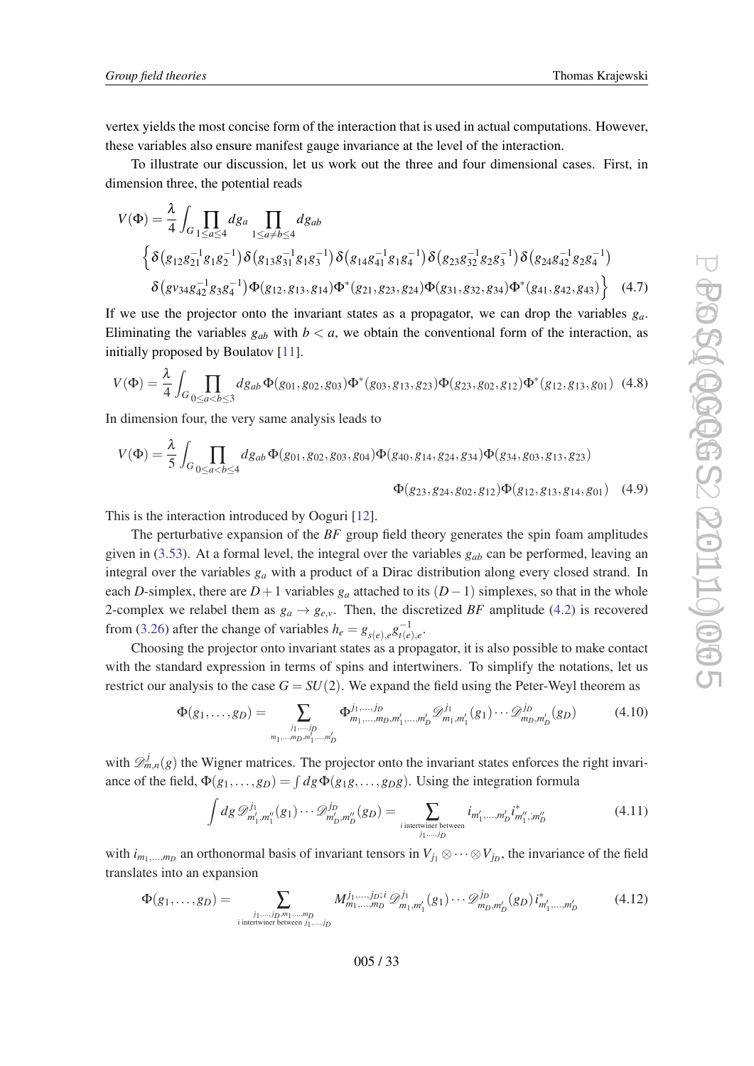vertex yields the most concise form of the interaction that is used in actual computations. However, these variables also ensure manifest gauge invariance at the level of the interaction.

To illustrate our discussion, let us work out the three and four dimensional cases. First, in dimension three, the potential reads

$$
\begin{aligned}
V(\Phi) = \frac{\lambda}{4}\int_G \prod_{1\leq a\leq 4} dg_a \prod_{1\leq a\neq b\leq 4} dg_{ab} \\
\Big\{ \delta\big(g_{12}g_{21}^{-1}g_1g_2^{-1}\big)\,\delta\big(g_{13}g_{31}^{-1}g_1g_3^{-1}\big)\,\delta\big(g_{14}g_{41}^{-1}g_1g_4^{-1}\big)\,\delta\big(g_{23}g_{32}^{-1}g_2g_3^{-1}\big)\,\delta\big(g_{24}g_{42}^{-1}g_2g_4^{-1}\big) \\
\delta\big(gv_{34}g_{42}^{-1}g_3g_4^{-1}\big)\Phi(g_{12},g_{13},g_{14})\Phi^*(g_{21},g_{23},g_{24})\Phi(g_{31},g_{32},g_{34})\Phi^*(g_{41},g_{42},g_{43})\Big\}
\end{aligned}
\tag{4.7}
$$

If we use the projector onto the invariant states as a propagator, we can drop the variables $g_a$. Eliminating the variables $g_{ab}$ with $b<a$, we obtain the conventional form of the interaction, as initially proposed by Boulatov [11].

$$
V(\Phi) = \frac{\lambda}{4}\int_G \prod_{0\leq a<b\leq 3} dg_{ab}\,\Phi(g_{01},g_{02},g_{03})\Phi^*(g_{03},g_{13},g_{23})\Phi(g_{23},g_{02},g_{12})\Phi^*(g_{12},g_{13},g_{01}) \tag{4.8}
$$

In dimension four, the very same analysis leads to

$$
\begin{aligned}
V(\Phi) = \frac{\lambda}{5}\int_G \prod_{0\leq a<b\leq 4} dg_{ab}\,\Phi(g_{01},g_{02},g_{03},g_{04})\Phi(g_{40},g_{14},g_{24},g_{34})\Phi(g_{34},g_{03},g_{13},g_{23}) \\
\Phi(g_{23},g_{24},g_{02},g_{12})\Phi(g_{12},g_{13},g_{14},g_{01})
\end{aligned}
\tag{4.9}
$$

This is the interaction introduced by Ooguri [12].

The perturbative expansion of the *BF* group field theory generates the spin foam amplitudes given in (3.53). At a formal level, the integral over the variables $g_{ab}$ can be performed, leaving an integral over the variables $g_a$ with a product of a Dirac distribution along every closed strand. In each $D$-simplex, there are $D+1$ variables $g_a$ attached to its $(D-1)$ simplexes, so that in the whole 2-complex we relabel them as $g_a \to g_{e,v}$. Then, the discretized *BF* amplitude (4.2) is recovered from (3.26) after the change of variables $h_e = g_{s(e),e}g_{t(e),e}^{-1}$.

Choosing the projector onto invariant states as a propagator, it is also possible to make contact with the standard expression in terms of spins and intertwiners. To simplify the notations, let us restrict our analysis to the case $G=SU(2)$. We expand the field using the Peter-Weyl theorem as

$$
\Phi(g_1,\dots,g_D) = \sum_{\substack{j_1,\dots,j_D \\ m_1,\dots,m_D,m_1',\dots,m_D'}} \Phi^{j_1,\dots,j_D}_{m_1,\dots,m_D,m_1',\dots,m_D'}\,\mathscr{D}^{j_1}_{m_1,m_1'}(g_1)\cdots\mathscr{D}^{j_D}_{m_D,m_D'}(g_D) \tag{4.10}
$$

with $\mathscr{D}^j_{m,n}(g)$ the Wigner matrices. The projector onto the invariant states enforces the right invariance of the field, $\Phi(g_1,\dots,g_D)=\int dg\,\Phi(g_1g,\dots,g_Dg)$. Using the integration formula

$$
\int dg\,\mathscr{D}^{j_1}_{m_1',m_1''}(g_1)\cdots\mathscr{D}^{j_D}_{m_D',m_D''}(g_D) = \sum_{\substack{i \text{ intertwiner between} \\ j_1,\dots,j_D}} i_{m_1',\dots,m_D'}\,i^*_{m_1'',\dots,m_D''} \tag{4.11}
$$

with $i_{m_1,\dots,m_D}$ an orthonormal basis of invariant tensors in $V_{j_1}\otimes\cdots\otimes V_{j_D}$, the invariance of the field translates into an expansion

$$
\Phi(g_1,\dots,g_D) = \sum_{\substack{j_1,\dots,j_D,m_1,\dots,m_D \\ \text{i intertwiner between } j_1,\dots,j_D}} M^{j_1,\dots,j_D;i}_{m_1,\dots,m_D}\,\mathscr{D}^{j_1}_{m_1,m_1'}(g_1)\cdots\mathscr{D}^{j_D}_{m_D,m_D'}(g_D)\,i^*_{m_1',\dots,m_D'} \tag{4.12}
$$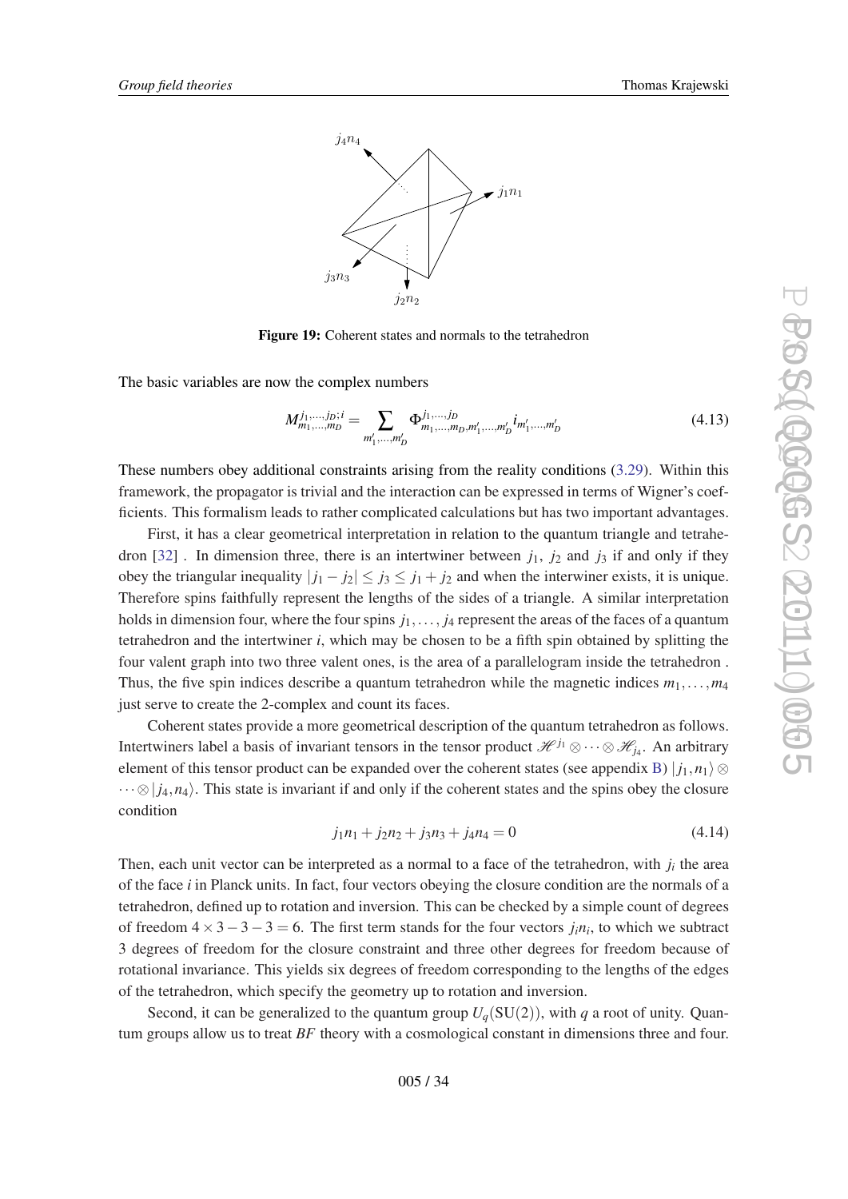Figure 19: Coherent states and normals to the tetrahedron

The basic variables are now the complex numbers

$$M^{j_1,\dots,j_D;i}_{m_1,\dots,m_D} = \sum_{m'_1,\dots,m'_D} \Phi^{j_1,\dots,j_D}_{m_1,\dots,m_D,m'_1,\dots,m'_D} i_{m'_1,\dots,m'_D} \tag{4.13}$$

These numbers obey additional constraints arising from the reality conditions (3.29). Within this framework, the propagator is trivial and the interaction can be expressed in terms of Wigner's coefficients. This formalism leads to rather complicated calculations but has two important advantages.

First, it has a clear geometrical interpretation in relation to the quantum triangle and tetrahedron [32] . In dimension three, there is an intertwiner between $j_1$, $j_2$ and $j_3$ if and only if they obey the triangular inequality $|j_1 - j_2| \leq j_3 \leq j_1 + j_2$ and when the interwiner exists, it is unique. Therefore spins faithfully represent the lengths of the sides of a triangle. A similar interpretation holds in dimension four, where the four spins $j_1,\dots,j_4$ represent the areas of the faces of a quantum tetrahedron and the intertwiner $i$, which may be chosen to be a fifth spin obtained by splitting the four valent graph into two three valent ones, is the area of a parallelogram inside the tetrahedron . Thus, the five spin indices describe a quantum tetrahedron while the magnetic indices $m_1,\dots,m_4$ just serve to create the 2-complex and count its faces.

Coherent states provide a more geometrical description of the quantum tetrahedron as follows. Intertwiners label a basis of invariant tensors in the tensor product $\mathscr{H}^{j_1} \otimes \cdots \otimes \mathscr{H}_{j_4}$. An arbitrary element of this tensor product can be expanded over the coherent states (see appendix B) $|j_1, n_1\rangle \otimes \cdots \otimes |j_4, n_4\rangle$. This state is invariant if and only if the coherent states and the spins obey the closure condition

$$j_1 n_1 + j_2 n_2 + j_3 n_3 + j_4 n_4 = 0 \tag{4.14}$$

Then, each unit vector can be interpreted as a normal to a face of the tetrahedron, with $j_i$ the area of the face $i$ in Planck units. In fact, four vectors obeying the closure condition are the normals of a tetrahedron, defined up to rotation and inversion. This can be checked by a simple count of degrees of freedom $4 \times 3 - 3 - 3 = 6$. The first term stands for the four vectors $j_i n_i$, to which we subtract 3 degrees of freedom for the closure constraint and three other degrees for freedom because of rotational invariance. This yields six degrees of freedom corresponding to the lengths of the edges of the tetrahedron, which specify the geometry up to rotation and inversion.

Second, it can be generalized to the quantum group $U_q(\mathrm{SU}(2))$, with $q$ a root of unity. Quantum groups allow us to treat *BF* theory with a cosmological constant in dimensions three and four.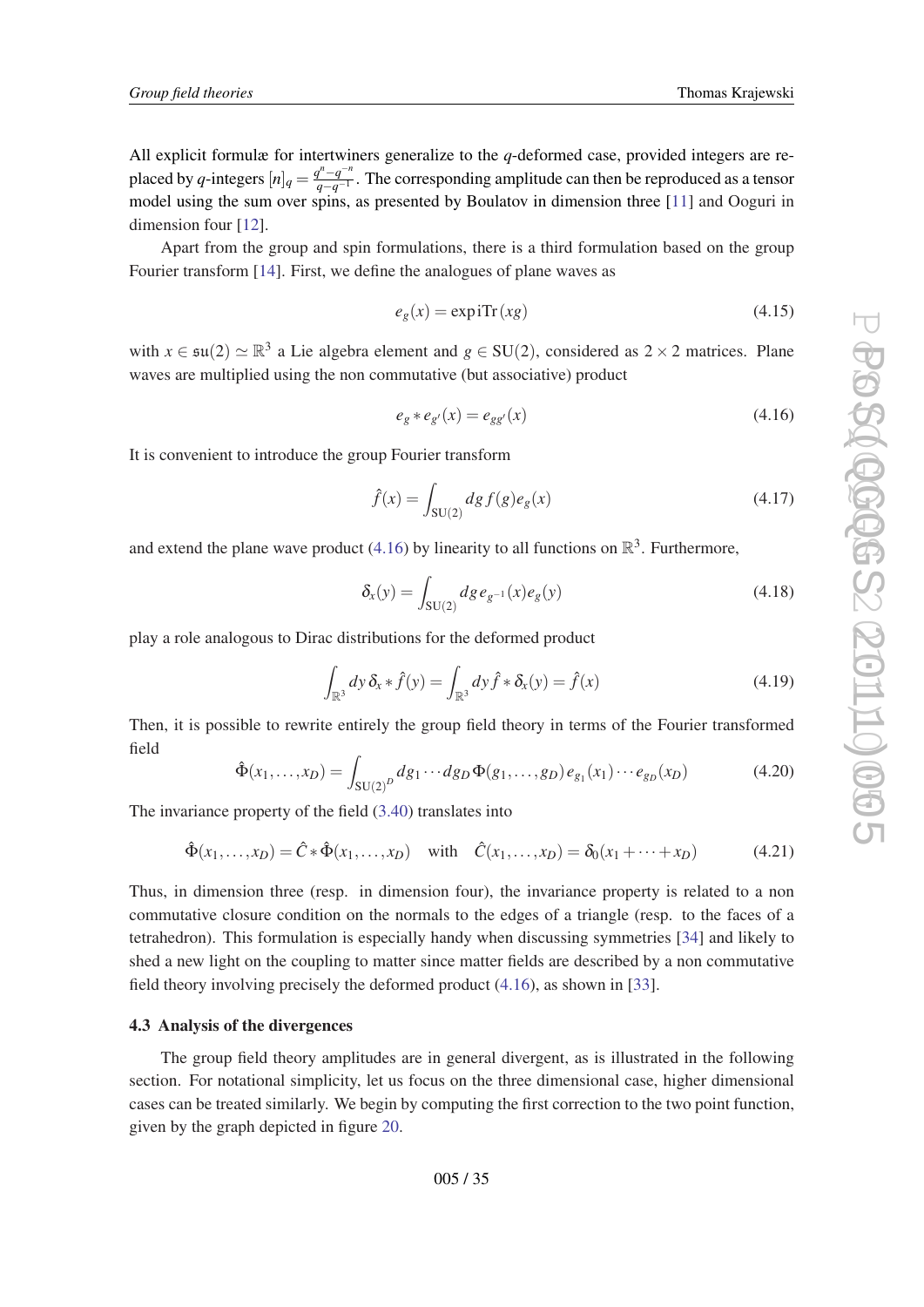All explicit formulæ for intertwiners generalize to the $q$-deformed case, provided integers are replaced by $q$-integers $[n]_q = \frac{q^n - q^{-n}}{q - q^{-1}}$. The corresponding amplitude can then be reproduced as a tensor model using the sum over spins, as presented by Boulatov in dimension three [11] and Ooguri in dimension four [12].

Apart from the group and spin formulations, there is a third formulation based on the group Fourier transform [14]. First, we define the analogues of plane waves as

$$e_g(x) = \exp \mathrm{i}\,\mathrm{Tr}\,(xg) \tag{4.15}$$

with $x \in \mathfrak{su}(2) \simeq \mathbb{R}^3$ a Lie algebra element and $g \in \mathrm{SU}(2)$, considered as $2 \times 2$ matrices. Plane waves are multiplied using the non commutative (but associative) product

$$e_g * e_{g'}(x) = e_{gg'}(x) \tag{4.16}$$

It is convenient to introduce the group Fourier transform

$$\hat{f}(x) = \int_{\mathrm{SU}(2)} dg\, f(g) e_g(x) \tag{4.17}$$

and extend the plane wave product (4.16) by linearity to all functions on $\mathbb{R}^3$. Furthermore,

$$\delta_x(y) = \int_{\mathrm{SU}(2)} dg\, e_{g^{-1}}(x) e_g(y) \tag{4.18}$$

play a role analogous to Dirac distributions for the deformed product

$$\int_{\mathbb{R}^3} dy\, \delta_x * \hat{f}(y) = \int_{\mathbb{R}^3} dy\, \hat{f} * \delta_x(y) = \hat{f}(x) \tag{4.19}$$

Then, it is possible to rewrite entirely the group field theory in terms of the Fourier transformed field

$$\hat{\Phi}(x_1, \dots, x_D) = \int_{\mathrm{SU}(2)^D} dg_1 \cdots dg_D\, \Phi(g_1, \dots, g_D)\, e_{g_1}(x_1) \cdots e_{g_D}(x_D) \tag{4.20}$$

The invariance property of the field (3.40) translates into

$$\hat{\Phi}(x_1, \dots, x_D) = \hat{C} * \hat{\Phi}(x_1, \dots, x_D) \quad \text{with} \quad \hat{C}(x_1, \dots, x_D) = \delta_0(x_1 + \cdots + x_D) \tag{4.21}$$

Thus, in dimension three (resp. in dimension four), the invariance property is related to a non commutative closure condition on the normals to the edges of a triangle (resp. to the faces of a tetrahedron). This formulation is especially handy when discussing symmetries [34] and likely to shed a new light on the coupling to matter since matter fields are described by a non commutative field theory involving precisely the deformed product (4.16), as shown in [33].

### 4.3 Analysis of the divergences

The group field theory amplitudes are in general divergent, as is illustrated in the following section. For notational simplicity, let us focus on the three dimensional case, higher dimensional cases can be treated similarly. We begin by computing the first correction to the two point function, given by the graph depicted in figure 20.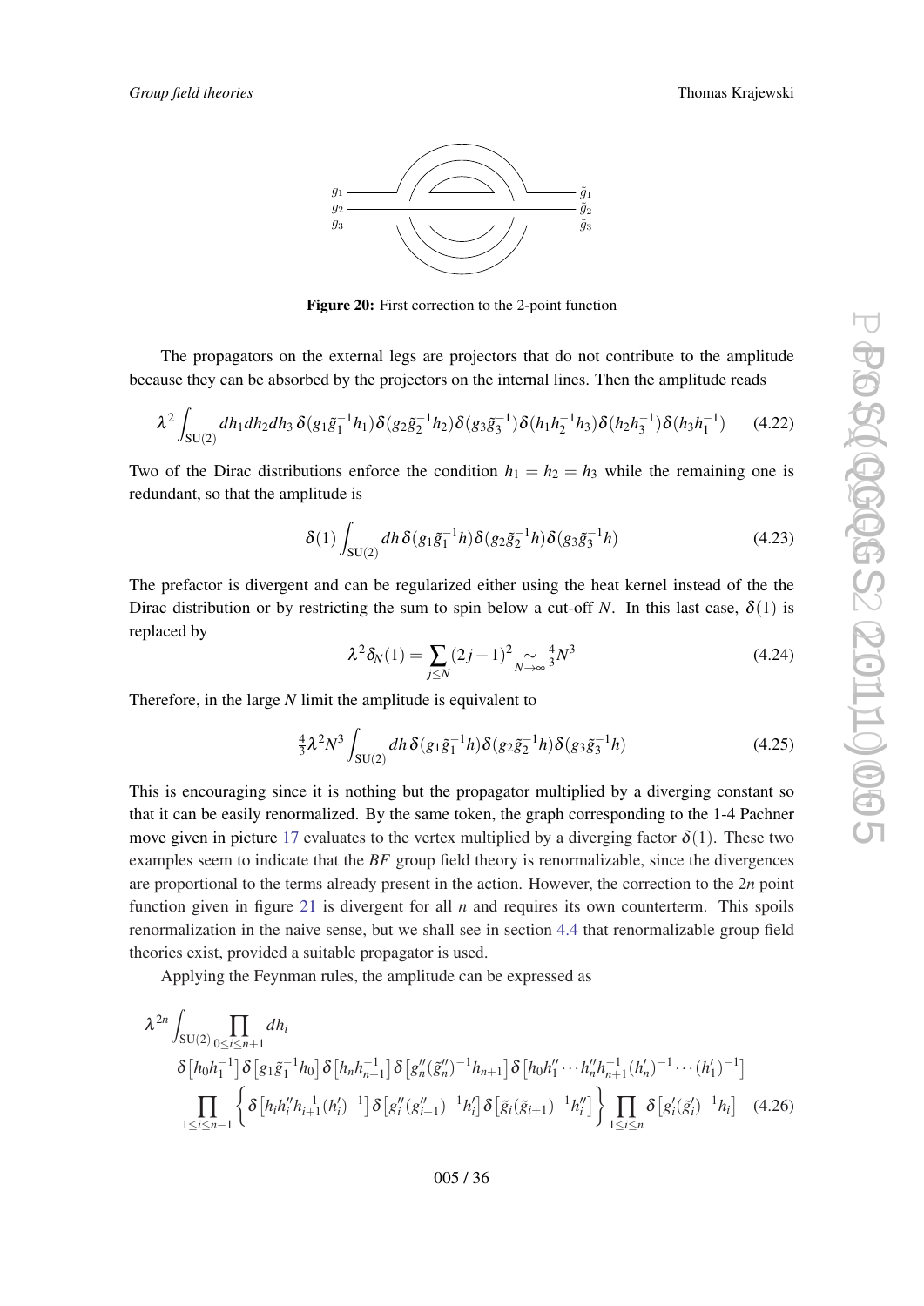Figure 20: First correction to the 2-point function

The propagators on the external legs are projectors that do not contribute to the amplitude because they can be absorbed by the projectors on the internal lines. Then the amplitude reads

$$\lambda^2 \int_{\mathrm{SU}(2)} dh_1 dh_2 dh_3\, \delta(g_1\tilde{g}_1^{-1}h_1)\delta(g_2\tilde{g}_2^{-1}h_2)\delta(g_3\tilde{g}_3^{-1})\delta(h_1h_2^{-1}h_3)\delta(h_2h_3^{-1})\delta(h_3h_1^{-1}) \tag{4.22}$$

Two of the Dirac distributions enforce the condition $h_1 = h_2 = h_3$ while the remaining one is redundant, so that the amplitude is

$$\delta(1) \int_{\mathrm{SU}(2)} dh\, \delta(g_1\tilde{g}_1^{-1}h)\delta(g_2\tilde{g}_2^{-1}h)\delta(g_3\tilde{g}_3^{-1}h) \tag{4.23}$$

The prefactor is divergent and can be regularized either using the heat kernel instead of the the Dirac distribution or by restricting the sum to spin below a cut-off $N$. In this last case, $\delta(1)$ is replaced by

$$\lambda^2\delta_N(1) = \sum_{j\leq N} (2j+1)^2 \underset{N\to\infty}{\sim} \tfrac{4}{3}N^3 \tag{4.24}$$

Therefore, in the large $N$ limit the amplitude is equivalent to

$$\tfrac{4}{3}\lambda^2 N^3 \int_{\mathrm{SU}(2)} dh\, \delta(g_1\tilde{g}_1^{-1}h)\delta(g_2\tilde{g}_2^{-1}h)\delta(g_3\tilde{g}_3^{-1}h) \tag{4.25}$$

This is encouraging since it is nothing but the propagator multiplied by a diverging constant so that it can be easily renormalized. By the same token, the graph corresponding to the 1-4 Pachner move given in picture 17 evaluates to the vertex multiplied by a diverging factor $\delta(1)$. These two examples seem to indicate that the *BF* group field theory is renormalizable, since the divergences are proportional to the terms already present in the action. However, the correction to the $2n$ point function given in figure 21 is divergent for all $n$ and requires its own counterterm. This spoils renormalization in the naive sense, but we shall see in section 4.4 that renormalizable group field theories exist, provided a suitable propagator is used.

Applying the Feynman rules, the amplitude can be expressed as

$$\begin{aligned}
\lambda^{2n} \int_{\mathrm{SU}(2)} &\prod_{0\leq i\leq n+1} dh_i \\
&\delta\big[h_0h_1^{-1}\big]\,\delta\big[g_1\tilde{g}_1^{-1}h_0\big]\,\delta\big[h_nh_{n+1}^{-1}\big]\,\delta\big[g_n''(\tilde{g}_n'')^{-1}h_{n+1}\big]\,\delta\big[h_0h_1''\cdots h_n''h_{n+1}^{-1}(h_n')^{-1}\cdots(h_1')^{-1}\big] \\
&\prod_{1\leq i\leq n-1}\Big\{\delta\big[h_ih_i''h_{i+1}^{-1}(h_i')^{-1}\big]\,\delta\big[g_i''(g_{i+1}'')^{-1}h_i'\big]\,\delta\big[\tilde{g}_i(\tilde{g}_{i+1})^{-1}h_i''\big]\Big\}\prod_{1\leq i\leq n}\delta\big[g_i'(\tilde{g}_i')^{-1}h_i\big]
\end{aligned} \tag{4.26}$$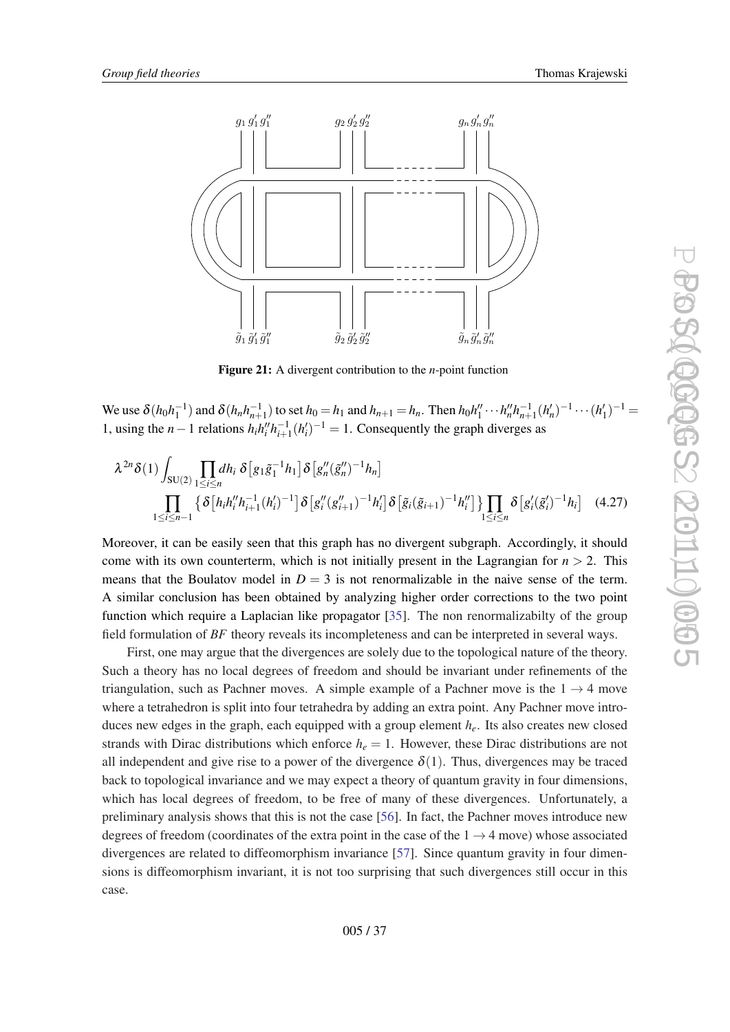**Figure 21:** A divergent contribution to the $n$-point function

We use $\delta(h_0 h_1^{-1})$ and $\delta(h_n h_{n+1}^{-1})$ to set $h_0 = h_1$ and $h_{n+1} = h_n$. Then $h_0 h_1'' \cdots h_n'' h_{n+1}^{-1} (h_n')^{-1} \cdots (h_1')^{-1} = 1$, using the $n-1$ relations $h_i h_i'' h_{i+1}^{-1} (h_i')^{-1} = 1$. Consequently the graph diverges as

$$\lambda^{2n} \delta(1) \int_{\mathrm{SU}(2)} \prod_{1 \leq i \leq n} dh_i \, \delta\big[g_1 \tilde{g}_1^{-1} h_1\big] \, \delta\big[g_n'' (\tilde{g}_n'')^{-1} h_n\big]$$
$$\prod_{1 \leq i \leq n-1} \big\{ \delta\big[h_i h_i'' h_{i+1}^{-1} (h_i')^{-1}\big] \, \delta\big[g_i'' (g_{i+1}'')^{-1} h_i'\big] \, \delta\big[\tilde{g}_i (\tilde{g}_{i+1})^{-1} h_i''\big] \big\} \prod_{1 \leq i \leq n} \delta\big[g_i' (\tilde{g}_i')^{-1} h_i\big] \quad (4.27)$$

Moreover, it can be easily seen that this graph has no divergent subgraph. Accordingly, it should come with its own counterterm, which is not initially present in the Lagrangian for $n > 2$. This means that the Boulatov model in $D = 3$ is not renormalizable in the naive sense of the term. A similar conclusion has been obtained by analyzing higher order corrections to the two point function which require a Laplacian like propagator [35]. The non renormalizabilty of the group field formulation of *BF* theory reveals its incompleteness and can be interpreted in several ways.

First, one may argue that the divergences are solely due to the topological nature of the theory. Such a theory has no local degrees of freedom and should be invariant under refinements of the triangulation, such as Pachner moves. A simple example of a Pachner move is the $1 \to 4$ move where a tetrahedron is split into four tetrahedra by adding an extra point. Any Pachner move introduces new edges in the graph, each equipped with a group element $h_e$. Its also creates new closed strands with Dirac distributions which enforce $h_e = 1$. However, these Dirac distributions are not all independent and give rise to a power of the divergence $\delta(1)$. Thus, divergences may be traced back to topological invariance and we may expect a theory of quantum gravity in four dimensions, which has local degrees of freedom, to be free of many of these divergences. Unfortunately, a preliminary analysis shows that this is not the case [56]. In fact, the Pachner moves introduce new degrees of freedom (coordinates of the extra point in the case of the $1 \to 4$ move) whose associated divergences are related to diffeomorphism invariance [57]. Since quantum gravity in four dimensions is diffeomorphism invariant, it is not too surprising that such divergences still occur in this case.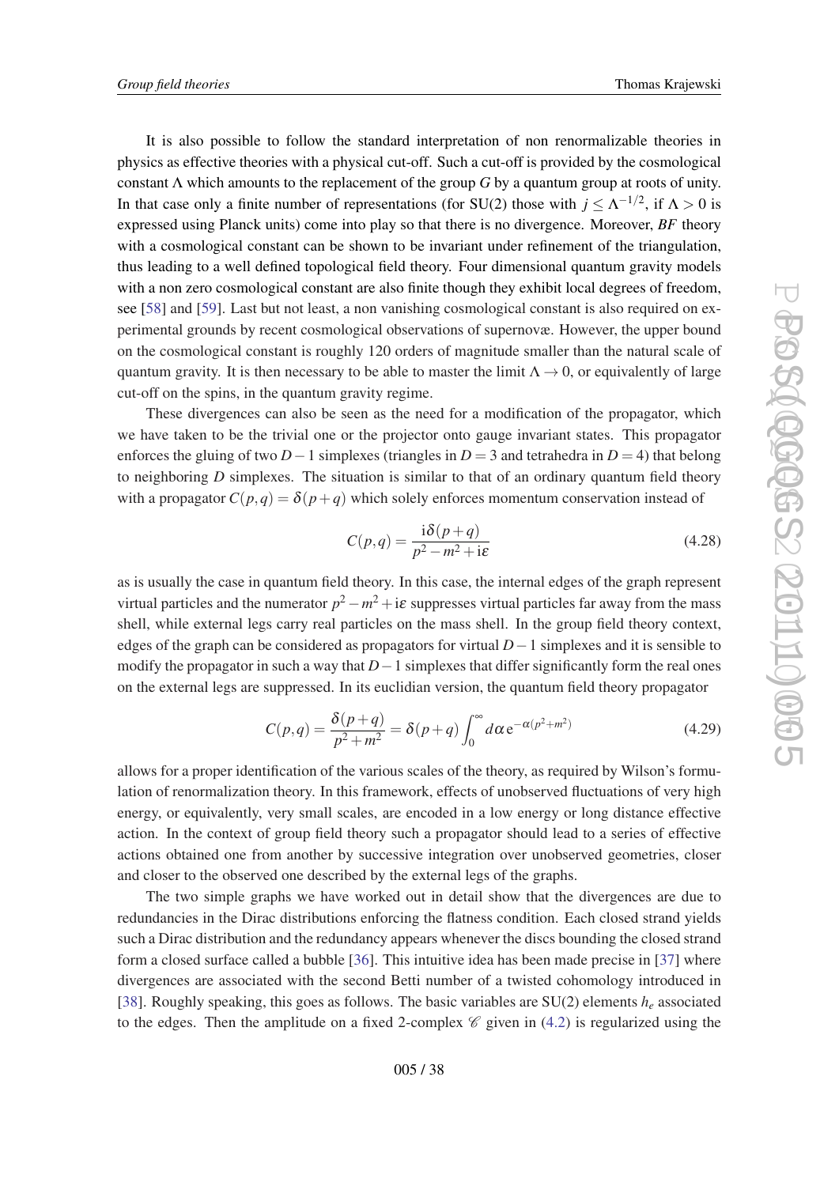It is also possible to follow the standard interpretation of non renormalizable theories in physics as effective theories with a physical cut-off. Such a cut-off is provided by the cosmological constant $\Lambda$ which amounts to the replacement of the group $G$ by a quantum group at roots of unity. In that case only a finite number of representations (for SU(2) those with $j \leq \Lambda^{-1/2}$, if $\Lambda > 0$ is expressed using Planck units) come into play so that there is no divergence. Moreover, *BF* theory with a cosmological constant can be shown to be invariant under refinement of the triangulation, thus leading to a well defined topological field theory. Four dimensional quantum gravity models with a non zero cosmological constant are also finite though they exhibit local degrees of freedom, see [58] and [59]. Last but not least, a non vanishing cosmological constant is also required on experimental grounds by recent cosmological observations of supernovæ. However, the upper bound on the cosmological constant is roughly 120 orders of magnitude smaller than the natural scale of quantum gravity. It is then necessary to be able to master the limit $\Lambda \to 0$, or equivalently of large cut-off on the spins, in the quantum gravity regime.

These divergences can also be seen as the need for a modification of the propagator, which we have taken to be the trivial one or the projector onto gauge invariant states. This propagator enforces the gluing of two $D-1$ simplexes (triangles in $D=3$ and tetrahedra in $D=4$) that belong to neighboring $D$ simplexes. The situation is similar to that of an ordinary quantum field theory with a propagator $C(p,q) = \delta(p+q)$ which solely enforces momentum conservation instead of

$$C(p,q) = \frac{\mathrm{i}\delta(p+q)}{p^2 - m^2 + \mathrm{i}\varepsilon} \tag{4.28}$$

as is usually the case in quantum field theory. In this case, the internal edges of the graph represent virtual particles and the numerator $p^2 - m^2 + \mathrm{i}\varepsilon$ suppresses virtual particles far away from the mass shell, while external legs carry real particles on the mass shell. In the group field theory context, edges of the graph can be considered as propagators for virtual $D-1$ simplexes and it is sensible to modify the propagator in such a way that $D-1$ simplexes that differ significantly form the real ones on the external legs are suppressed. In its euclidian version, the quantum field theory propagator

$$C(p,q) = \frac{\delta(p+q)}{p^2 + m^2} = \delta(p+q) \int_0^\infty d\alpha \, \mathrm{e}^{-\alpha(p^2+m^2)} \tag{4.29}$$

allows for a proper identification of the various scales of the theory, as required by Wilson's formulation of renormalization theory. In this framework, effects of unobserved fluctuations of very high energy, or equivalently, very small scales, are encoded in a low energy or long distance effective action. In the context of group field theory such a propagator should lead to a series of effective actions obtained one from another by successive integration over unobserved geometries, closer and closer to the observed one described by the external legs of the graphs.

The two simple graphs we have worked out in detail show that the divergences are due to redundancies in the Dirac distributions enforcing the flatness condition. Each closed strand yields such a Dirac distribution and the redundancy appears whenever the discs bounding the closed strand form a closed surface called a bubble [36]. This intuitive idea has been made precise in [37] where divergences are associated with the second Betti number of a twisted cohomology introduced in [38]. Roughly speaking, this goes as follows. The basic variables are SU(2) elements $h_e$ associated to the edges. Then the amplitude on a fixed 2-complex $\mathscr{C}$ given in (4.2) is regularized using the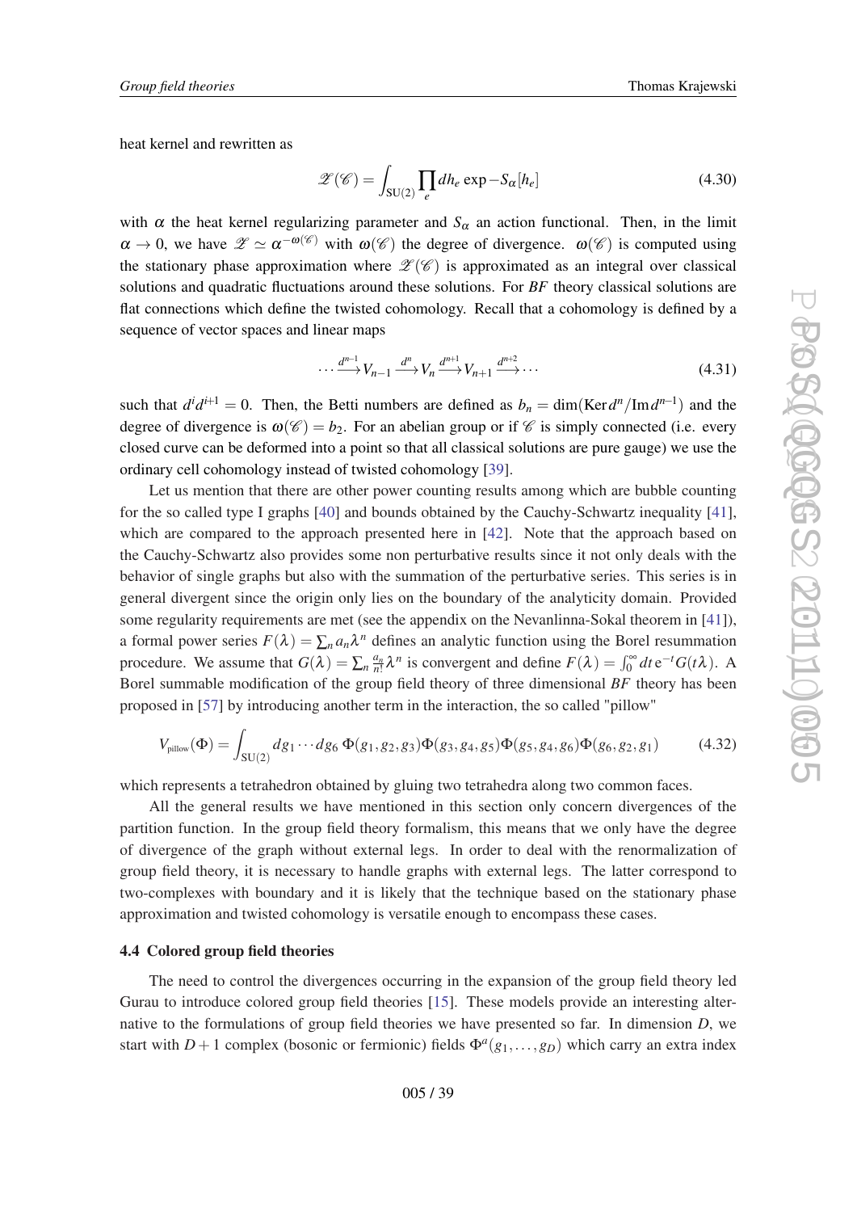heat kernel and rewritten as

$$\mathscr{Z}(\mathscr{C}) = \int_{\mathrm{SU}(2)} \prod_e dh_e \, \exp - S_\alpha[h_e] \tag{4.30}$$

with $\alpha$ the heat kernel regularizing parameter and $S_\alpha$ an action functional. Then, in the limit $\alpha \to 0$, we have $\mathscr{Z} \simeq \alpha^{-\omega(\mathscr{C})}$ with $\omega(\mathscr{C})$ the degree of divergence. $\omega(\mathscr{C})$ is computed using the stationary phase approximation where $\mathscr{Z}(\mathscr{C})$ is approximated as an integral over classical solutions and quadratic fluctuations around these solutions. For *BF* theory classical solutions are flat connections which define the twisted cohomology. Recall that a cohomology is defined by a sequence of vector spaces and linear maps

$$\cdots \xrightarrow{d^{n-1}} V_{n-1} \xrightarrow{d^n} V_n \xrightarrow{d^{n+1}} V_{n+1} \xrightarrow{d^{n+2}} \cdots \tag{4.31}$$

such that $d^i d^{i+1} = 0$. Then, the Betti numbers are defined as $b_n = \dim(\mathrm{Ker}\, d^n / \mathrm{Im}\, d^{n-1})$ and the degree of divergence is $\omega(\mathscr{C}) = b_2$. For an abelian group or if $\mathscr{C}$ is simply connected (i.e. every closed curve can be deformed into a point so that all classical solutions are pure gauge) we use the ordinary cell cohomology instead of twisted cohomology [39].

Let us mention that there are other power counting results among which are bubble counting for the so called type I graphs [40] and bounds obtained by the Cauchy-Schwartz inequality [41], which are compared to the approach presented here in [42]. Note that the approach based on the Cauchy-Schwartz also provides some non perturbative results since it not only deals with the behavior of single graphs but also with the summation of the perturbative series. This series is in general divergent since the origin only lies on the boundary of the analyticity domain. Provided some regularity requirements are met (see the appendix on the Nevanlinna-Sokal theorem in [41]), a formal power series $F(\lambda) = \sum_n a_n \lambda^n$ defines an analytic function using the Borel resummation procedure. We assume that $G(\lambda) = \sum_n \frac{a_n}{n!} \lambda^n$ is convergent and define $F(\lambda) = \int_0^\infty dt\, \mathrm{e}^{-t} G(t\lambda)$. A Borel summable modification of the group field theory of three dimensional *BF* theory has been proposed in [57] by introducing another term in the interaction, the so called "pillow"

$$V_{\text{pillow}}(\Phi) = \int_{\mathrm{SU}(2)} dg_1 \cdots dg_6 \; \Phi(g_1, g_2, g_3)\Phi(g_3, g_4, g_5)\Phi(g_5, g_4, g_6)\Phi(g_6, g_2, g_1) \tag{4.32}$$

which represents a tetrahedron obtained by gluing two tetrahedra along two common faces.

All the general results we have mentioned in this section only concern divergences of the partition function. In the group field theory formalism, this means that we only have the degree of divergence of the graph without external legs. In order to deal with the renormalization of group field theory, it is necessary to handle graphs with external legs. The latter correspond to two-complexes with boundary and it is likely that the technique based on the stationary phase approximation and twisted cohomology is versatile enough to encompass these cases.

### 4.4 Colored group field theories

The need to control the divergences occurring in the expansion of the group field theory led Gurau to introduce colored group field theories [15]. These models provide an interesting alternative to the formulations of group field theories we have presented so far. In dimension $D$, we start with $D+1$ complex (bosonic or fermionic) fields $\Phi^a(g_1, \ldots, g_D)$ which carry an extra index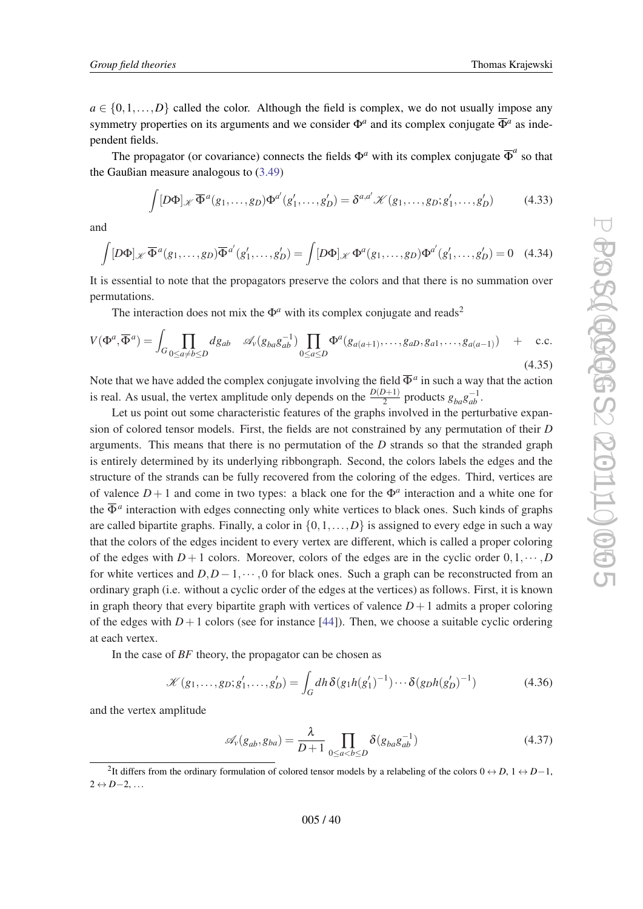$a \in \{0,1,\dots,D\}$ called the color. Although the field is complex, we do not usually impose any symmetry properties on its arguments and we consider $\Phi^a$ and its complex conjugate $\overline{\Phi}^a$ as independent fields.

The propagator (or covariance) connects the fields $\Phi^a$ with its complex conjugate $\overline{\Phi}^a$ so that the Gaußian measure analogous to (3.49)

$$\int [D\Phi]_{\mathscr{K}}\, \overline{\Phi}^a(g_1,\dots,g_D)\Phi^{a'}(g'_1,\dots,g'_D) = \delta^{a,a'}\mathscr{K}(g_1,\dots,g_D;g'_1,\dots,g'_D) \tag{4.33}$$

and

$$\int [D\Phi]_{\mathscr{K}}\, \overline{\Phi}^a(g_1,\dots,g_D)\overline{\Phi}^{a'}(g'_1,\dots,g'_D) = \int [D\Phi]_{\mathscr{K}}\, \Phi^a(g_1,\dots,g_D)\Phi^{a'}(g'_1,\dots,g'_D) = 0 \tag{4.34}$$

It is essential to note that the propagators preserve the colors and that there is no summation over permutations.

The interaction does not mix the $\Phi^a$ with its complex conjugate and reads[2]

$$V(\Phi^a,\overline{\Phi}^a) = \int_G \prod_{0\leq a\neq b\leq D} dg_{ab} \quad \mathscr{A}_v(g_{ba}g_{ab}^{-1}) \prod_{0\leq a\leq D} \Phi^a(g_{a(a+1)},\dots,g_{aD},g_{a1},\dots,g_{a(a-1)}) \quad + \quad \text{c.c.} \tag{4.35}$$

Note that we have added the complex conjugate involving the field $\overline{\Phi}^a$ in such a way that the action is real. As usual, the vertex amplitude only depends on the $\frac{D(D+1)}{2}$ products $g_{ba}g_{ab}^{-1}$.

Let us point out some characteristic features of the graphs involved in the perturbative expansion of colored tensor models. First, the fields are not constrained by any permutation of their $D$ arguments. This means that there is no permutation of the $D$ strands so that the stranded graph is entirely determined by its underlying ribbongraph. Second, the colors labels the edges and the structure of the strands can be fully recovered from the coloring of the edges. Third, vertices are of valence $D+1$ and come in two types: a black one for the $\Phi^a$ interaction and a white one for the $\overline{\Phi}^a$ interaction with edges connecting only white vertices to black ones. Such kinds of graphs are called bipartite graphs. Finally, a color in $\{0,1,\dots,D\}$ is assigned to every edge in such a way that the colors of the edges incident to every vertex are different, which is called a proper coloring of the edges with $D+1$ colors. Moreover, colors of the edges are in the cyclic order $0,1,\cdots,D$ for white vertices and $D,D-1,\cdots,0$ for black ones. Such a graph can be reconstructed from an ordinary graph (i.e. without a cyclic order of the edges at the vertices) as follows. First, it is known in graph theory that every bipartite graph with vertices of valence $D+1$ admits a proper coloring of the edges with $D+1$ colors (see for instance [44]). Then, we choose a suitable cyclic ordering at each vertex.

In the case of *BF* theory, the propagator can be chosen as

$$\mathscr{K}(g_1,\dots,g_D;g'_1,\dots,g'_D) = \int_G dh\, \delta(g_1 h(g'_1)^{-1})\cdots\delta(g_D h(g'_D)^{-1}) \tag{4.36}$$

and the vertex amplitude

$$\mathscr{A}_v(g_{ab},g_{ba}) = \frac{\lambda}{D+1}\prod_{0\leq a<b\leq D}\delta(g_{ba}g_{ab}^{-1}) \tag{4.37}$$

[2] It differs from the ordinary formulation of colored tensor models by a relabeling of the colors $0\leftrightarrow D$, $1\leftrightarrow D-1$, $2\leftrightarrow D-2$, ...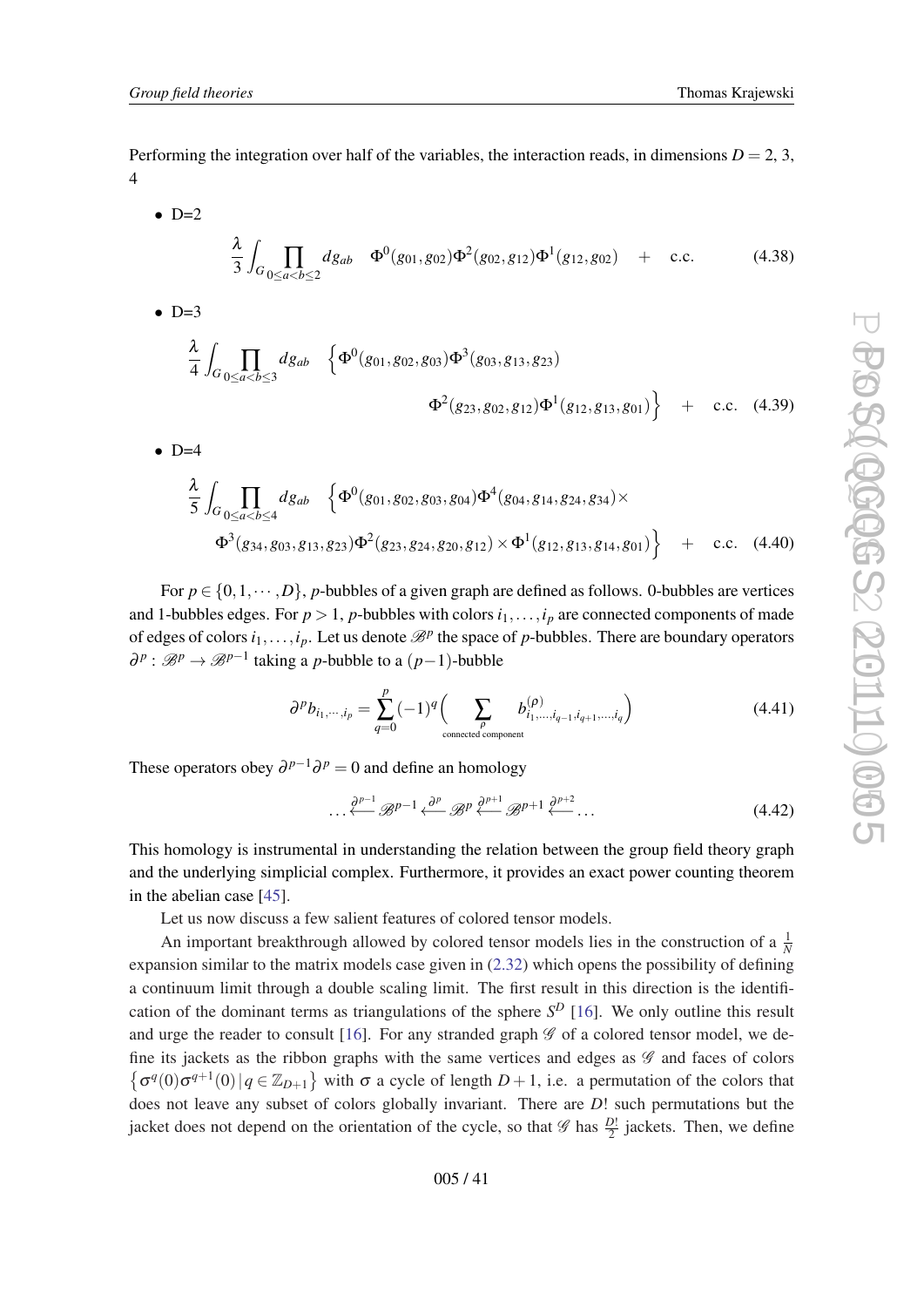Performing the integration over half of the variables, the interaction reads, in dimensions $D=2$, 3, 4

- D=2

$$\frac{\lambda}{3}\int_G \prod_{0\leq a<b\leq 2} dg_{ab} \quad \Phi^0(g_{01},g_{02})\Phi^2(g_{02},g_{12})\Phi^1(g_{12},g_{02}) \quad + \quad \text{c.c.} \tag{4.38}$$

- D=3

$$\frac{\lambda}{4}\int_G \prod_{0\leq a<b\leq 3} dg_{ab} \quad \Big\{\Phi^0(g_{01},g_{02},g_{03})\Phi^3(g_{03},g_{13},g_{23})$$
$$\Phi^2(g_{23},g_{02},g_{12})\Phi^1(g_{12},g_{13},g_{01})\Big\} \quad + \quad \text{c.c.} \tag{4.39}$$

- D=4

$$\frac{\lambda}{5}\int_G \prod_{0\leq a<b\leq 4} dg_{ab} \quad \Big\{\Phi^0(g_{01},g_{02},g_{03},g_{04})\Phi^4(g_{04},g_{14},g_{24},g_{34})\times$$
$$\Phi^3(g_{34},g_{03},g_{13},g_{23})\Phi^2(g_{23},g_{24},g_{20},g_{12})\times\Phi^1(g_{12},g_{13},g_{14},g_{01})\Big\} \quad + \quad \text{c.c.} \tag{4.40}$$

For $p\in\{0,1,\cdots,D\}$, $p$-bubbles of a given graph are defined as follows. 0-bubbles are vertices and 1-bubbles edges. For $p>1$, $p$-bubbles with colors $i_1,\dots,i_p$ are connected components of made of edges of colors $i_1,\dots,i_p$. Let us denote $\mathscr{B}^p$ the space of $p$-bubbles. There are boundary operators $\partial^p:\mathscr{B}^p\to\mathscr{B}^{p-1}$ taking a $p$-bubble to a $(p-1)$-bubble

$$\partial^p b_{i_1,\cdots,i_p}=\sum_{q=0}^{p}(-1)^q\Big(\sum_{\substack{\rho\\ \text{connected component}}} b^{(\rho)}_{i_1,\dots,i_{q-1},i_{q+1},\dots,i_q}\Big) \tag{4.41}$$

These operators obey $\partial^{p-1}\partial^p=0$ and define an homology

$$\dots\overset{\partial^{p-1}}{\longleftarrow}\mathscr{B}^{p-1}\overset{\partial^{p}}{\longleftarrow}\mathscr{B}^{p}\overset{\partial^{p+1}}{\longleftarrow}\mathscr{B}^{p+1}\overset{\partial^{p+2}}{\longleftarrow}\dots \tag{4.42}$$

This homology is instrumental in understanding the relation between the group field theory graph and the underlying simplicial complex. Furthermore, it provides an exact power counting theorem in the abelian case [45].

Let us now discuss a few salient features of colored tensor models.

An important breakthrough allowed by colored tensor models lies in the construction of a $\frac{1}{N}$ expansion similar to the matrix models case given in (2.32) which opens the possibility of defining a continuum limit through a double scaling limit. The first result in this direction is the identification of the dominant terms as triangulations of the sphere $S^D$ [16]. We only outline this result and urge the reader to consult [16]. For any stranded graph $\mathscr{G}$ of a colored tensor model, we define its jackets as the ribbon graphs with the same vertices and edges as $\mathscr{G}$ and faces of colors $\big\{\sigma^q(0)\sigma^{q+1}(0)\,|\,q\in\mathbb{Z}_{D+1}\big\}$ with $\sigma$ a cycle of length $D+1$, i.e. a permutation of the colors that does not leave any subset of colors globally invariant. There are $D!$ such permutations but the jacket does not depend on the orientation of the cycle, so that $\mathscr{G}$ has $\frac{D!}{2}$ jackets. Then, we define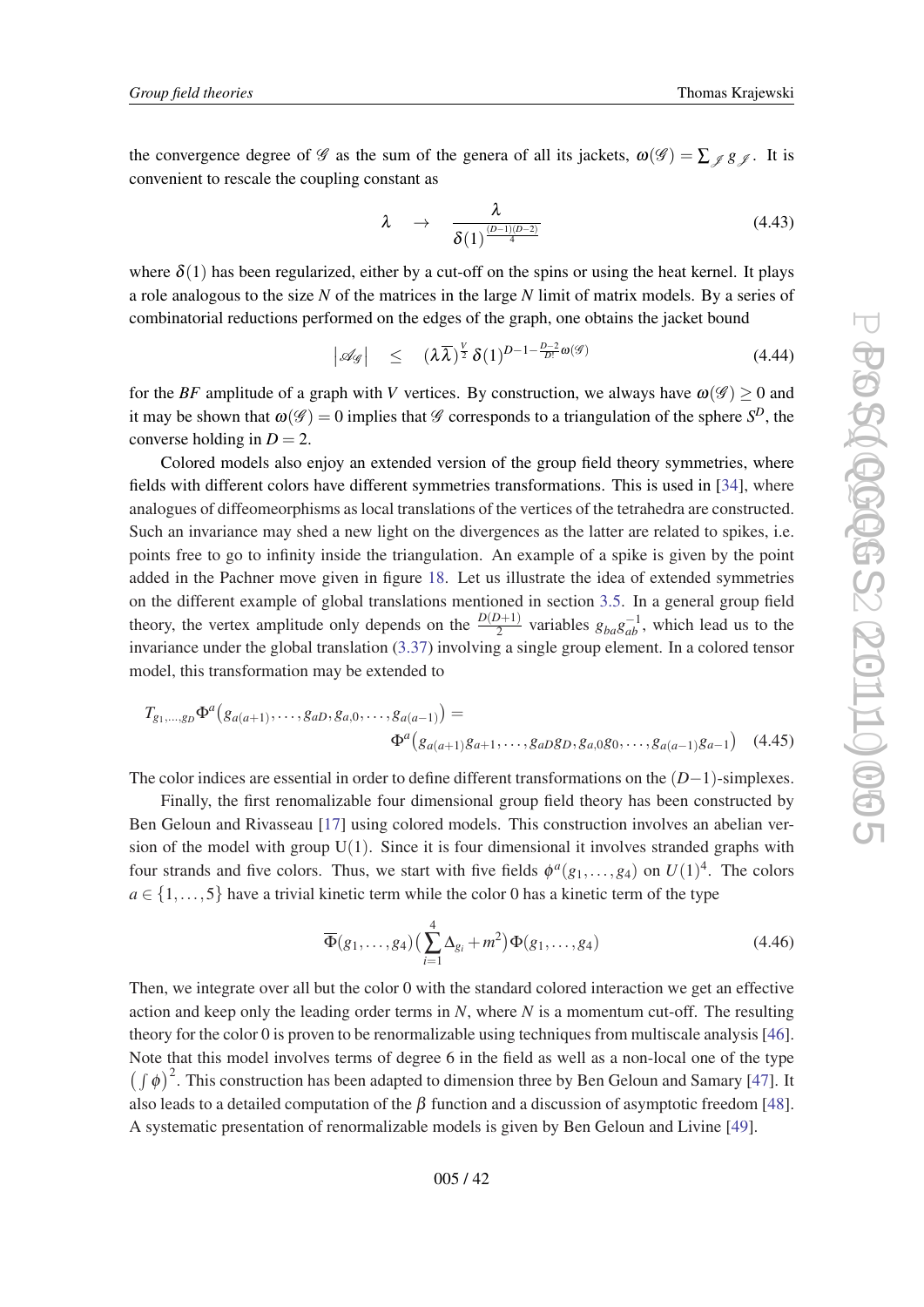the convergence degree of $\mathscr{G}$ as the sum of the genera of all its jackets, $\omega(\mathscr{G}) = \sum_{\mathscr{J}} g_{\mathscr{J}}$. It is convenient to rescale the coupling constant as

$$\lambda \quad \rightarrow \quad \frac{\lambda}{\delta(1)^{\frac{(D-1)(D-2)}{4}}} \tag{4.43}$$

where $\delta(1)$ has been regularized, either by a cut-off on the spins or using the heat kernel. It plays a role analogous to the size $N$ of the matrices in the large $N$ limit of matrix models. By a series of combinatorial reductions performed on the edges of the graph, one obtains the jacket bound

$$\left|\mathscr{A}_{\mathscr{G}}\right| \quad \leq \quad (\lambda\overline{\lambda})^{\frac{V}{2}}\,\delta(1)^{D-1-\frac{D-2}{D!}\omega(\mathscr{G})} \tag{4.44}$$

for the *BF* amplitude of a graph with $V$ vertices. By construction, we always have $\omega(\mathscr{G}) \geq 0$ and it may be shown that $\omega(\mathscr{G}) = 0$ implies that $\mathscr{G}$ corresponds to a triangulation of the sphere $S^D$, the converse holding in $D = 2$.

Colored models also enjoy an extended version of the group field theory symmetries, where fields with different colors have different symmetries transformations. This is used in [34], where analogues of diffeomeorphisms as local translations of the vertices of the tetrahedra are constructed. Such an invariance may shed a new light on the divergences as the latter are related to spikes, i.e. points free to go to infinity inside the triangulation. An example of a spike is given by the point added in the Pachner move given in figure 18. Let us illustrate the idea of extended symmetries on the different example of global translations mentioned in section 3.5. In a general group field theory, the vertex amplitude only depends on the $\frac{D(D+1)}{2}$ variables $g_{ba}g_{ab}^{-1}$, which lead us to the invariance under the global translation (3.37) involving a single group element. In a colored tensor model, this transformation may be extended to

$$T_{g_1,\dots,g_D}\Phi^a\big(g_{a(a+1)},\dots,g_{aD},g_{a,0},\dots,g_{a(a-1)}\big) = \\ \Phi^a\big(g_{a(a+1)}g_{a+1},\dots,g_{aD}g_D,g_{a,0}g_0,\dots,g_{a(a-1)}g_{a-1}\big) \tag{4.45}$$

The color indices are essential in order to define different transformations on the $(D-1)$-simplexes.

Finally, the first renomalizable four dimensional group field theory has been constructed by Ben Geloun and Rivasseau [17] using colored models. This construction involves an abelian version of the model with group U$(1)$. Since it is four dimensional it involves stranded graphs with four strands and five colors. Thus, we start with five fields $\phi^a(g_1,\dots,g_4)$ on $U(1)^4$. The colors $a \in \{1,\dots,5\}$ have a trivial kinetic term while the color 0 has a kinetic term of the type

$$\overline{\Phi}(g_1,\dots,g_4)\big(\sum_{i=1}^{4}\Delta_{g_i}+m^2\big)\Phi(g_1,\dots,g_4) \tag{4.46}$$

Then, we integrate over all but the color 0 with the standard colored interaction we get an effective action and keep only the leading order terms in $N$, where $N$ is a momentum cut-off. The resulting theory for the color 0 is proven to be renormalizable using techniques from multiscale analysis [46]. Note that this model involves terms of degree 6 in the field as well as a non-local one of the type $\big(\int\phi\big)^2$. This construction has been adapted to dimension three by Ben Geloun and Samary [47]. It also leads to a detailed computation of the $\beta$ function and a discussion of asymptotic freedom [48]. A systematic presentation of renormalizable models is given by Ben Geloun and Livine [49].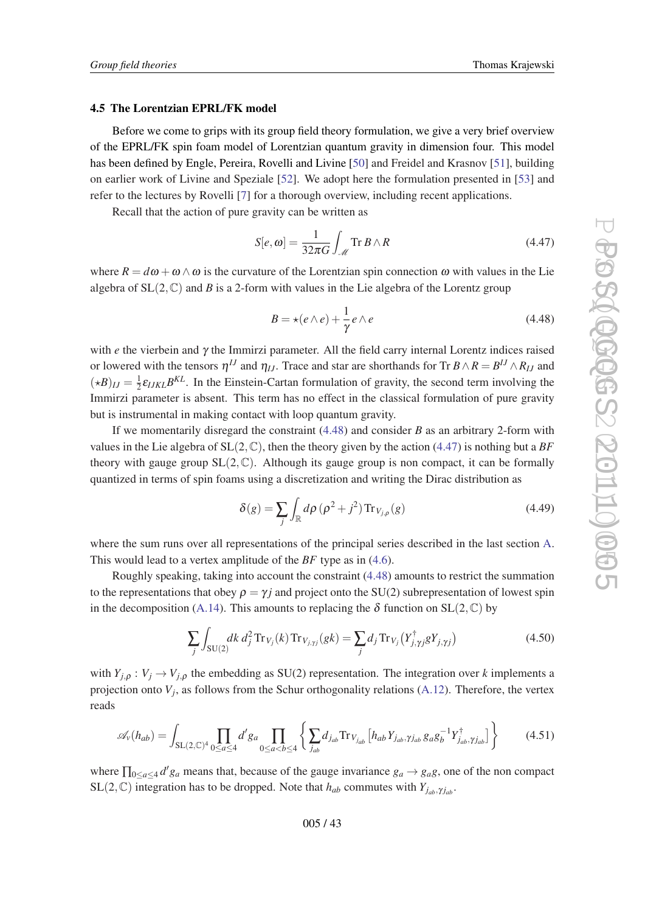### 4.5 The Lorentzian EPRL/FK model

Before we come to grips with its group field theory formulation, we give a very brief overview of the EPRL/FK spin foam model of Lorentzian quantum gravity in dimension four. This model has been defined by Engle, Pereira, Rovelli and Livine [50] and Freidel and Krasnov [51], building on earlier work of Livine and Speziale [52]. We adopt here the formulation presented in [53] and refer to the lectures by Rovelli [7] for a thorough overview, including recent applications.

Recall that the action of pure gravity can be written as

$$S[e,\omega] = \frac{1}{32\pi G}\int_{\mathscr{M}} \mathrm{Tr}\, B\wedge R \tag{4.47}$$

where $R = d\omega + \omega\wedge\omega$ is the curvature of the Lorentzian spin connection $\omega$ with values in the Lie algebra of $\mathrm{SL}(2,\mathbb{C})$ and $B$ is a 2-form with values in the Lie algebra of the Lorentz group

$$B = \star(e\wedge e) + \frac{1}{\gamma} e\wedge e \tag{4.48}$$

with $e$ the vierbein and $\gamma$ the Immirzi parameter. All the field carry internal Lorentz indices raised or lowered with the tensors $\eta^{IJ}$ and $\eta_{IJ}$. Trace and star are shorthands for $\mathrm{Tr}\, B\wedge R = B^{IJ}\wedge R_{IJ}$ and $(\star B)_{IJ} = \frac{1}{2}\varepsilon_{IJKL}B^{KL}$. In the Einstein-Cartan formulation of gravity, the second term involving the Immirzi parameter is absent. This term has no effect in the classical formulation of pure gravity but is instrumental in making contact with loop quantum gravity.

If we momentarily disregard the constraint (4.48) and consider $B$ as an arbitrary 2-form with values in the Lie algebra of $\mathrm{SL}(2,\mathbb{C})$, then the theory given by the action (4.47) is nothing but a *BF* theory with gauge group $\mathrm{SL}(2,\mathbb{C})$. Although its gauge group is non compact, it can be formally quantized in terms of spin foams using a discretization and writing the Dirac distribution as

$$\delta(g) = \sum_j \int_{\mathbb{R}} d\rho\, (\rho^2 + j^2)\,\mathrm{Tr}_{V_{j,\rho}}(g) \tag{4.49}$$

where the sum runs over all representations of the principal series described in the last section A. This would lead to a vertex amplitude of the *BF* type as in (4.6).

Roughly speaking, taking into account the constraint (4.48) amounts to restrict the summation to the representations that obey $\rho = \gamma j$ and project onto the $\mathrm{SU}(2)$ subrepresentation of lowest spin in the decomposition (A.14). This amounts to replacing the $\delta$ function on $\mathrm{SL}(2,\mathbb{C})$ by

$$\sum_j \int_{\mathrm{SU}(2)} dk\, d_j^2\, \mathrm{Tr}_{V_j}(k)\,\mathrm{Tr}_{V_{j,\gamma j}}(gk) = \sum_j d_j\, \mathrm{Tr}_{V_j}\big(Y_{j,\gamma j}^\dagger g Y_{j,\gamma j}\big) \tag{4.50}$$

with $Y_{j,\rho}: V_j \to V_{j,\rho}$ the embedding as $\mathrm{SU}(2)$ representation. The integration over $k$ implements a projection onto $V_j$, as follows from the Schur orthogonality relations (A.12). Therefore, the vertex reads

$$\mathscr{A}_v(h_{ab}) = \int_{\mathrm{SL}(2,\mathbb{C})^4} \prod_{0\leq a\leq 4} d'g_a \prod_{0\leq a<b\leq 4} \left\{ \sum_{j_{ab}} d_{j_{ab}}\, \mathrm{Tr}_{V_{j_{ab}}}\Big[h_{ab}\, Y_{j_{ab},\gamma j_{ab}}\, g_a g_b^{-1} Y_{j_{ab},\gamma j_{ab}}^\dagger\Big]\right\} \tag{4.51}$$

where $\prod_{0\leq a\leq 4} d'g_a$ means that, because of the gauge invariance $g_a \to g_a g$, one of the non compact $\mathrm{SL}(2,\mathbb{C})$ integration has to be dropped. Note that $h_{ab}$ commutes with $Y_{j_{ab},\gamma j_{ab}}$.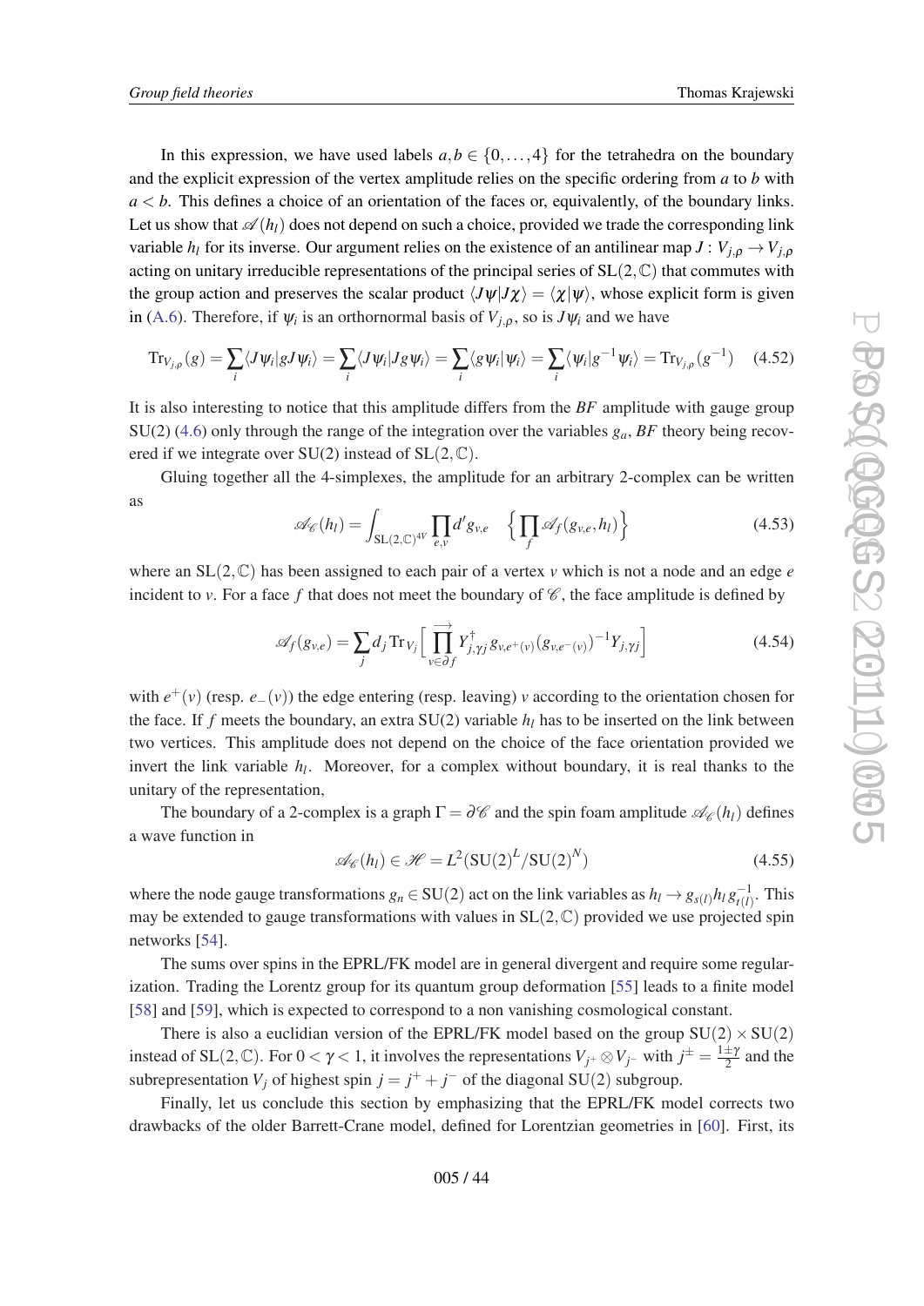In this expression, we have used labels $a,b \in \{0,\dots,4\}$ for the tetrahedra on the boundary and the explicit expression of the vertex amplitude relies on the specific ordering from $a$ to $b$ with $a<b$. This defines a choice of an orientation of the faces or, equivalently, of the boundary links. Let us show that $\mathscr{A}(h_l)$ does not depend on such a choice, provided we trade the corresponding link variable $h_l$ for its inverse. Our argument relies on the existence of an antilinear map $J: V_{j,\rho} \rightarrow V_{j,\rho}$ acting on unitary irreducible representations of the principal series of $\mathrm{SL}(2,\mathbb{C})$ that commutes with the group action and preserves the scalar product $\langle J\psi | J\chi\rangle = \langle \chi|\psi\rangle$, whose explicit form is given in (A.6). Therefore, if $\psi_i$ is an orthornormal basis of $V_{j,\rho}$, so is $J\psi_i$ and we have

$$\mathrm{Tr}_{V_{j,\rho}}(g) = \sum_i \langle J\psi_i | gJ\psi_i\rangle = \sum_i \langle J\psi_i | Jg\psi_i\rangle = \sum_i \langle g\psi_i|\psi_i\rangle = \sum_i \langle \psi_i | g^{-1}\psi_i\rangle = \mathrm{Tr}_{V_{j,\rho}}(g^{-1}) \quad (4.52)$$

It is also interesting to notice that this amplitude differs from the *BF* amplitude with gauge group SU(2) (4.6) only through the range of the integration over the variables $g_a$, *BF* theory being recovered if we integrate over SU(2) instead of $\mathrm{SL}(2,\mathbb{C})$.

Gluing together all the 4-simplexes, the amplitude for an arbitrary 2-complex can be written as

$$\mathscr{A}_{\mathscr{C}}(h_l) = \int_{\mathrm{SL}(2,\mathbb{C})^{4V}} \prod_{e,v} d'g_{v,e} \quad \Big\{ \prod_f \mathscr{A}_f(g_{v,e}, h_l) \Big\} \quad (4.53)$$

where an $\mathrm{SL}(2,\mathbb{C})$ has been assigned to each pair of a vertex $v$ which is not a node and an edge $e$ incident to $v$. For a face $f$ that does not meet the boundary of $\mathscr{C}$, the face amplitude is defined by

$$\mathscr{A}_f(g_{v,e}) = \sum_j d_j \,\mathrm{Tr}_{V_j}\Big[ \overrightarrow{\prod_{v\in\partial f}} Y^{\dagger}_{j,\gamma j}\, g_{v,e^+(v)} (g_{v,e^-(v)})^{-1} Y_{j,\gamma j} \Big] \quad (4.54)$$

with $e^+(v)$ (resp. $e_-(v)$) the edge entering (resp. leaving) $v$ according to the orientation chosen for the face. If $f$ meets the boundary, an extra SU(2) variable $h_l$ has to be inserted on the link between two vertices. This amplitude does not depend on the choice of the face orientation provided we invert the link variable $h_l$. Moreover, for a complex without boundary, it is real thanks to the unitary of the representation,

The boundary of a 2-complex is a graph $\Gamma = \partial\mathscr{C}$ and the spin foam amplitude $\mathscr{A}_{\mathscr{C}}(h_l)$ defines a wave function in

$$\mathscr{A}_{\mathscr{C}}(h_l) \in \mathscr{H} = L^2(\mathrm{SU}(2)^L/\mathrm{SU}(2)^N) \quad (4.55)$$

where the node gauge transformations $g_n \in \mathrm{SU}(2)$ act on the link variables as $h_l \rightarrow g_{s(l)} h_l g^{-1}_{t(l)}$. This may be extended to gauge transformations with values in $\mathrm{SL}(2,\mathbb{C})$ provided we use projected spin networks [54].

The sums over spins in the EPRL/FK model are in general divergent and require some regularization. Trading the Lorentz group for its quantum group deformation [55] leads to a finite model [58] and [59], which is expected to correspond to a non vanishing cosmological constant.

There is also a euclidian version of the EPRL/FK model based on the group $\mathrm{SU}(2)\times\mathrm{SU}(2)$ instead of $\mathrm{SL}(2,\mathbb{C})$. For $0<\gamma<1$, it involves the representations $V_{j^+}\otimes V_{j^-}$ with $j^{\pm} = \frac{1\pm\gamma}{2}$ and the subrepresentation $V_j$ of highest spin $j = j^+ + j^-$ of the diagonal SU(2) subgroup.

Finally, let us conclude this section by emphasizing that the EPRL/FK model corrects two drawbacks of the older Barrett-Crane model, defined for Lorentzian geometries in [60]. First, its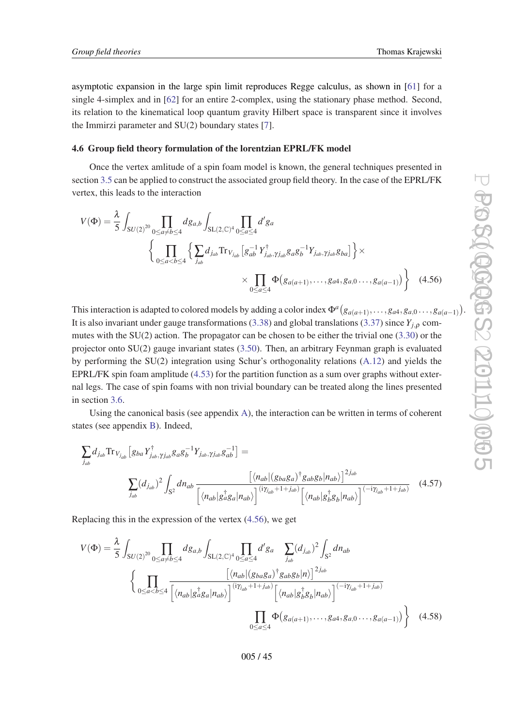asymptotic expansion in the large spin limit reproduces Regge calculus, as shown in [61] for a single 4-simplex and in [62] for an entire 2-complex, using the stationary phase method. Second, its relation to the kinematical loop quantum gravity Hilbert space is transparent since it involves the Immirzi parameter and SU(2) boundary states [7].

### 4.6 Group field theory formulation of the lorentzian EPRL/FK model

Once the vertex amlitude of a spin foam model is known, the general techniques presented in section 3.5 can be applied to construct the associated group field theory. In the case of the EPRL/FK vertex, this leads to the interaction

$$V(\Phi) = \frac{\lambda}{5}\int_{\mathrm{SU}(2)^{20}} \prod_{0\leq a\neq b\leq 4} dg_{a,b} \int_{\mathrm{SL}(2,\mathbb{C})^4} \prod_{0\leq a\leq 4} d'g_a \left\{ \prod_{0\leq a<b\leq 4} \left\{ \sum_{j_{ab}} d_{j_{ab}} \mathrm{Tr}_{V_{j_{ab}}} \left[ g_{ab}^{-1} Y^{\dagger}_{j_{ab},\gamma j_{ab}} g_a g_b^{-1} Y_{j_{ab},\gamma j_{ab}} g_{ba} \right] \right\} \times \right.$$
$$\left. \times \prod_{0\leq a\leq 4} \Phi\big(g_{a(a+1)},\dots,g_{a4},g_{a,0}\dots,g_{a(a-1)}\big) \right\} \tag{4.56}$$

This interaction is adapted to colored models by adding a color index $\Phi^a\big(g_{a(a+1)},\dots,g_{a4},g_{a,0}\dots,g_{a(a-1)}\big)$. It is also invariant under gauge transformations (3.38) and global translations (3.37) since $Y_{j,\rho}$ commutes with the SU(2) action. The propagator can be chosen to be either the trivial one (3.30) or the projector onto SU(2) gauge invariant states (3.50). Then, an arbitrary Feynman graph is evaluated by performing the SU(2) integration using Schur's orthogonality relations (A.12) and yields the EPRL/FK spin foam amplitude (4.53) for the partition function as a sum over graphs without external legs. The case of spin foams with non trivial boundary can be treated along the lines presented in section 3.6.

Using the canonical basis (see appendix A), the interaction can be written in terms of coherent states (see appendix B). Indeed,

$$\sum_{j_{ab}} d_{j_{ab}} \mathrm{Tr}_{V_{j_{ab}}} \left[ g_{ba} Y^{\dagger}_{j_{ab},\gamma j_{ab}} g_a g_b^{-1} Y_{j_{ab},\gamma j_{ab}} g_{ab}^{-1} \right] =$$
$$\sum_{j_{ab}} (d_{j_{ab}})^2 \int_{S^2} dn_{ab} \frac{\left[\langle n_{ab}|(g_{ba}g_a)^{\dagger} g_{ab} g_b |n_{ab}\rangle\right]^{2j_{ab}}}{\left[\langle n_{ab}|g_a^{\dagger} g_a|n_{ab}\rangle\right]^{(\mathrm{i}\gamma_{j_{ab}}+1+j_{ab})} \left[\langle n_{ab}|g_b^{\dagger} g_b|n_{ab}\rangle\right]^{(-\mathrm{i}\gamma_{j_{ab}}+1+j_{ab})}} \tag{4.57}$$

Replacing this in the expression of the vertex (4.56), we get

$$V(\Phi) = \frac{\lambda}{5}\int_{\mathrm{SU}(2)^{20}} \prod_{0\leq a\neq b\leq 4} dg_{a,b} \int_{\mathrm{SL}(2,\mathbb{C})^4} \prod_{0\leq a\leq 4} d'g_a \sum_{j_{ab}} (d_{j_{ab}})^2 \int_{S^2} dn_{ab}$$
$$\left\{ \prod_{0\leq a<b\leq 4} \frac{\left[\langle n_{ab}|(g_{ba}g_a)^{\dagger} g_{ab} g_b|n\rangle\right]^{2j_{ab}}}{\left[\langle n_{ab}|g_a^{\dagger} g_a|n_{ab}\rangle\right]^{(\mathrm{i}\gamma_{j_{ab}}+1+j_{ab})} \left[\langle n_{ab}|g_b^{\dagger} g_b|n_{ab}\rangle\right]^{(-\mathrm{i}\gamma_{j_{ab}}+1+j_{ab})}} \right.$$
$$\left. \prod_{0\leq a\leq 4} \Phi\big(g_{a(a+1)},\dots,g_{a4},g_{a,0}\dots,g_{a(a-1)}\big) \right\} \tag{4.58}$$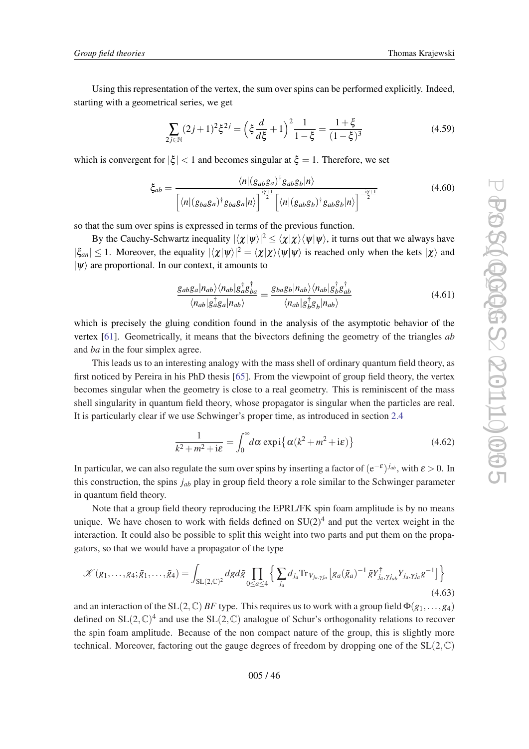Using this representation of the vertex, the sum over spins can be performed explicitly. Indeed, starting with a geometrical series, we get

$$\sum_{2j\in\mathbb{N}} (2j+1)^2 \xi^{2j} = \Big(\xi \frac{d}{d\xi} + 1\Big)^2 \frac{1}{1-\xi} = \frac{1+\xi}{(1-\xi)^3} \tag{4.59}$$

which is convergent for $|\xi| < 1$ and becomes singular at $\xi = 1$. Therefore, we set

$$\xi_{ab} = \frac{\langle n|(g_{ab}g_a)^\dagger g_{ab}g_b|n\rangle}{\Big[\langle n|(g_{ba}g_a)^\dagger g_{ba}g_a|n\rangle\Big]^{\frac{i\gamma+1}{2}}\Big[\langle n|(g_{ab}g_b)^\dagger g_{ab}g_b|n\rangle\Big]^{\frac{-i\gamma+1}{2}}} \tag{4.60}$$

so that the sum over spins is expressed in terms of the previous function.

By the Cauchy-Schwartz inequality $|\langle\chi|\psi\rangle|^2 \leq \langle\chi|\chi\rangle\langle\psi|\psi\rangle$, it turns out that we always have $|\xi_{an}| \leq 1$. Moreover, the equality $|\langle\chi|\psi\rangle|^2 = \langle\chi|\chi\rangle\langle\psi|\psi\rangle$ is reached only when the kets $|\chi\rangle$ and $|\psi\rangle$ are proportional. In our context, it amounts to

$$\frac{g_{ab}g_a|n_{ab}\rangle\langle n_{ab}|g_a^\dagger g_{ba}^\dagger}{\langle n_{ab}|g_a^\dagger g_a|n_{ab}\rangle} = \frac{g_{ba}g_b|n_{ab}\rangle\langle n_{ab}|g_b^\dagger g_{ab}^\dagger}{\langle n_{ab}|g_b^\dagger g_b|n_{ab}\rangle} \tag{4.61}$$

which is precisely the gluing condition found in the analysis of the asymptotic behavior of the vertex [61]. Geometrically, it means that the bivectors defining the geometry of the triangles *ab* and *ba* in the four simplex agree.

This leads us to an interesting analogy with the mass shell of ordinary quantum field theory, as first noticed by Pereira in his PhD thesis [65]. From the viewpoint of group field theory, the vertex becomes singular when the geometry is close to a real geometry. This is reminiscent of the mass shell singularity in quantum field theory, whose propagator is singular when the particles are real. It is particularly clear if we use Schwinger's proper time, as introduced in section 2.4

$$\frac{1}{k^2+m^2+i\varepsilon} = \int_0^\infty d\alpha \exp i\big\{\alpha(k^2+m^2+i\varepsilon)\big\} \tag{4.62}$$

In particular, we can also regulate the sum over spins by inserting a factor of $(e^{-\varepsilon})^{j_{ab}}$, with $\varepsilon > 0$. In this construction, the spins $j_{ab}$ play in group field theory a role similar to the Schwinger parameter in quantum field theory.

Note that a group field theory reproducing the EPRL/FK spin foam amplitude is by no means unique. We have chosen to work with fields defined on $\mathrm{SU}(2)^4$ and put the vertex weight in the interaction. It could also be possible to split this weight into two parts and put them on the propagators, so that we would have a propagator of the type

$$\mathscr{K}(g_1,\dots,g_4;\tilde{g}_1,\dots,\tilde{g}_4) = \int_{\mathrm{SL}(2,\mathbb{C})^2} dg d\tilde{g} \prod_{0\leq a\leq 4} \Big\{ \sum_{j_a} d_{j_a} \mathrm{Tr}_{V_{j_a,\gamma j_a}}\big[g_a(\tilde{g}_a)^{-1}\tilde{g}Y^\dagger_{j_a,\gamma j_{ab}} Y_{j_a,\gamma j_a} g^{-1}\big]\Big\} \tag{4.63}$$

and an interaction of the $\mathrm{SL}(2,\mathbb{C})$ *BF* type. This requires us to work with a group field $\Phi(g_1,\dots,g_4)$ defined on $\mathrm{SL}(2,\mathbb{C})^4$ and use the $\mathrm{SL}(2,\mathbb{C})$ analogue of Schur's orthogonality relations to recover the spin foam amplitude. Because of the non compact nature of the group, this is slightly more technical. Moreover, factoring out the gauge degrees of freedom by dropping one of the $\mathrm{SL}(2,\mathbb{C})$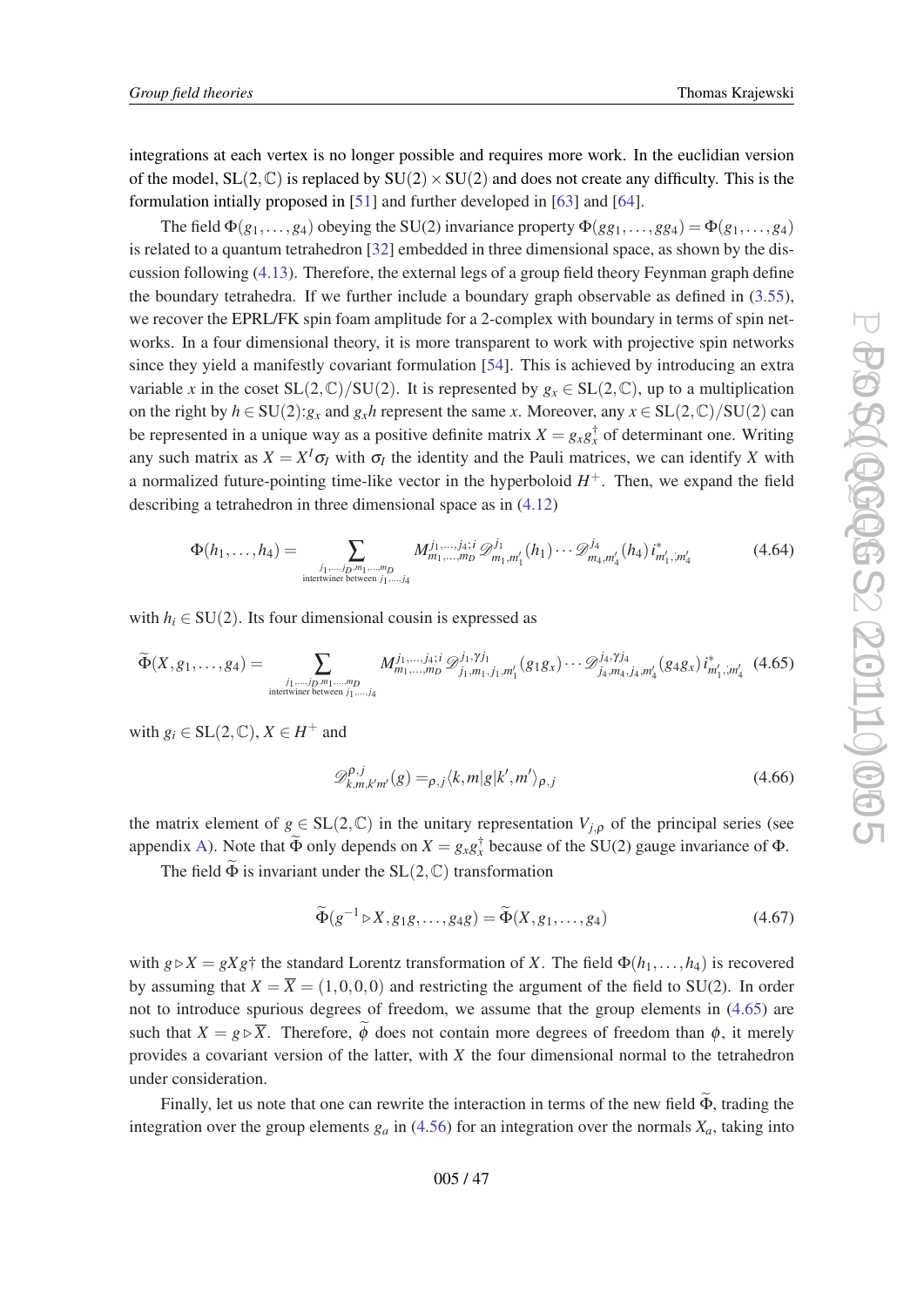integrations at each vertex is no longer possible and requires more work. In the euclidian version of the model, $\mathrm{SL}(2,\mathbb{C})$ is replaced by $\mathrm{SU}(2)\times\mathrm{SU}(2)$ and does not create any difficulty. This is the formulation intially proposed in [51] and further developed in [63] and [64].

The field $\Phi(g_1,\dots,g_4)$ obeying the SU(2) invariance property $\Phi(gg_1,\dots,gg_4)=\Phi(g_1,\dots,g_4)$ is related to a quantum tetrahedron [32] embedded in three dimensional space, as shown by the discussion following (4.13). Therefore, the external legs of a group field theory Feynman graph define the boundary tetrahedra. If we further include a boundary graph observable as defined in (3.55), we recover the EPRL/FK spin foam amplitude for a 2-complex with boundary in terms of spin networks. In a four dimensional theory, it is more transparent to work with projective spin networks since they yield a manifestly covariant formulation [54]. This is achieved by introducing an extra variable $x$ in the coset $\mathrm{SL}(2,\mathbb{C})/\mathrm{SU}(2)$. It is represented by $g_x\in\mathrm{SL}(2,\mathbb{C})$, up to a multiplication on the right by $h\in\mathrm{SU}(2)$:$g_x$ and $g_xh$ represent the same $x$. Moreover, any $x\in\mathrm{SL}(2,\mathbb{C})/\mathrm{SU}(2)$ can be represented in a unique way as a positive definite matrix $X=g_xg_x^\dagger$ of determinant one. Writing any such matrix as $X=X^I\sigma_I$ with $\sigma_I$ the identity and the Pauli matrices, we can identify $X$ with a normalized future-pointing time-like vector in the hyperboloid $H^+$. Then, we expand the field describing a tetrahedron in three dimensional space as in (4.12)

$$\Phi(h_1,\dots,h_4)=\sum_{\substack{j_1,\dots,j_D,m_1,\dots,m_D\\ \text{intertwiner between } j_1,\dots,j_4}} M^{j_1,\dots,j_4;i}_{m_1,\dots,m_D}\,\mathscr{D}^{j_1}_{m_1,m_1'}(h_1)\cdots\mathscr{D}^{j_4}_{m_4,m_4'}(h_4)\,i^*_{m_1',;m_4'} \tag{4.64}$$

with $h_i\in\mathrm{SU}(2)$. Its four dimensional cousin is expressed as

$$\widetilde{\Phi}(X,g_1,\dots,g_4)=\sum_{\substack{j_1,\dots,j_D,m_1,\dots,m_D\\ \text{intertwiner between } j_1,\dots,j_4}} M^{j_1,\dots,j_4;i}_{m_1,\dots,m_D}\,\mathscr{D}^{j_1,\gamma j_1}_{j_1,m_1,j_1,m_1'}(g_1g_x)\cdots\mathscr{D}^{j_4,\gamma j_4}_{j_4,m_4,j_4,m_4'}(g_4g_x)\,i^*_{m_1',;m_4'} \tag{4.65}$$

with $g_i\in\mathrm{SL}(2,\mathbb{C})$, $X\in H^+$ and

$$\mathscr{D}^{\rho,j}_{k,m,k'm'}(g)={}_{\rho,j}\langle k,m|g|k',m'\rangle_{\rho,j} \tag{4.66}$$

the matrix element of $g\in\mathrm{SL}(2,\mathbb{C})$ in the unitary representation $V_{j,\rho}$ of the principal series (see appendix A). Note that $\widetilde{\Phi}$ only depends on $X=g_xg_x^\dagger$ because of the SU(2) gauge invariance of $\Phi$.

The field $\widetilde{\Phi}$ is invariant under the $\mathrm{SL}(2,\mathbb{C})$ transformation

$$\widetilde{\Phi}(g^{-1}\triangleright X,g_1g,\dots,g_4g)=\widetilde{\Phi}(X,g_1,\dots,g_4) \tag{4.67}$$

with $g\triangleright X=gXg\dagger$ the standard Lorentz transformation of $X$. The field $\Phi(h_1,\dots,h_4)$ is recovered by assuming that $X=\overline{X}=(1,0,0,0)$ and restricting the argument of the field to SU(2). In order not to introduce spurious degrees of freedom, we assume that the group elements in (4.65) are such that $X=g\triangleright\overline{X}$. Therefore, $\widetilde{\phi}$ does not contain more degrees of freedom than $\phi$, it merely provides a covariant version of the latter, with $X$ the four dimensional normal to the tetrahedron under consideration.

Finally, let us note that one can rewrite the interaction in terms of the new field $\widetilde{\Phi}$, trading the integration over the group elements $g_a$ in (4.56) for an integration over the normals $X_a$, taking into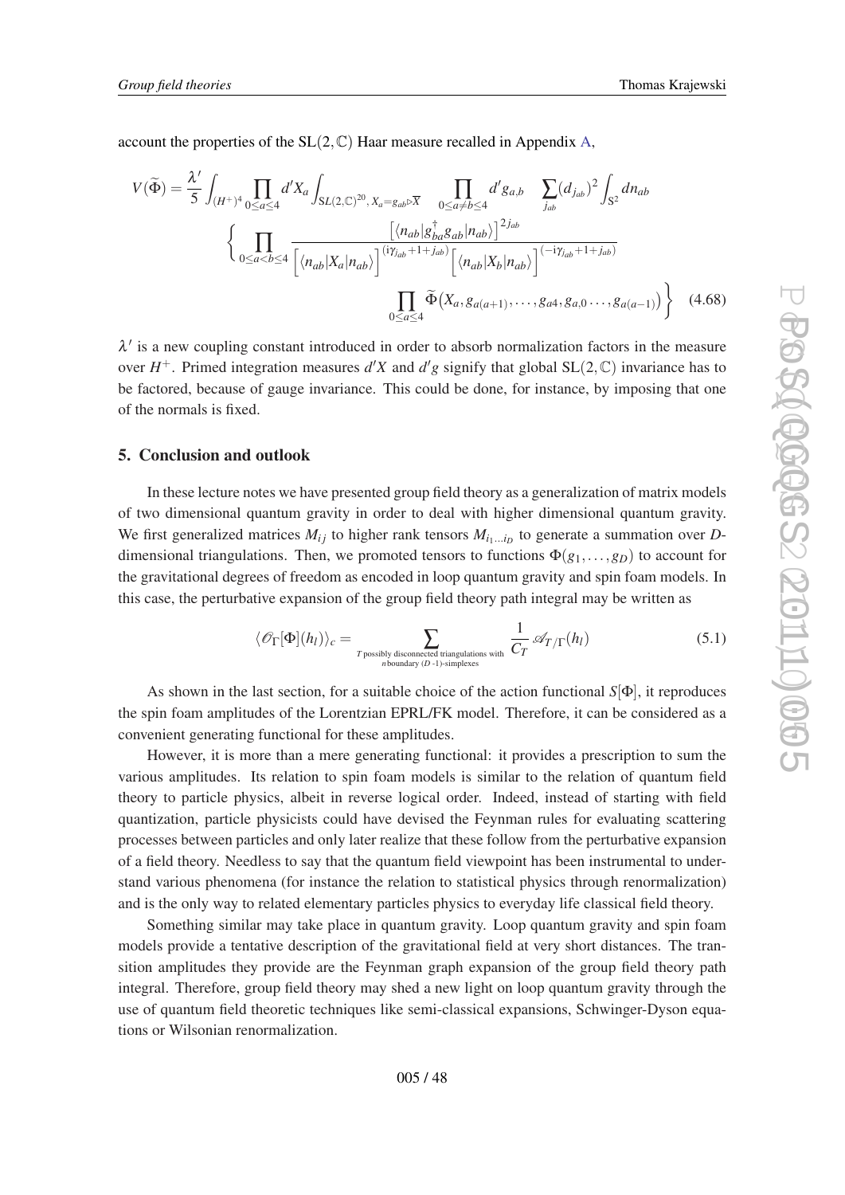account the properties of the $\mathrm{SL}(2,\mathbb{C})$ Haar measure recalled in Appendix A,

$$
\begin{aligned}
V(\widetilde{\Phi}) = \frac{\lambda'}{5} \int_{(H^+)^4} \prod_{0\leq a\leq 4} d'X_a \int_{\mathrm{SL}(2,\mathbb{C})^{20},\, X_a = g_{ab}\triangleright \overline{X}} \prod_{0\leq a\neq b\leq 4} d'g_{a,b} \sum_{j_{ab}} (d_{j_{ab}})^2 \int_{\mathrm{S}^2} dn_{ab} \\
\left\{ \prod_{0\leq a<b\leq 4} \frac{\left[\langle n_{ab}|g_{ba}^{\dagger} g_{ab}|n_{ab}\rangle\right]^{2j_{ab}}}{\left[\langle n_{ab}|X_a|n_{ab}\rangle\right]^{(\mathrm{i}\gamma_{j_{ab}}+1+j_{ab})}\left[\langle n_{ab}|X_b|n_{ab}\rangle\right]^{(-\mathrm{i}\gamma_{j_{ab}}+1+j_{ab})}} \right. \\
\left. \prod_{0\leq a\leq 4} \widetilde{\Phi}\big(X_a, g_{a(a+1)}, \dots, g_{a4}, g_{a,0} \dots, g_{a(a-1)}\big) \right\}
\end{aligned}
\tag{4.68}
$$

$\lambda'$ is a new coupling constant introduced in order to absorb normalization factors in the measure over $H^+$. Primed integration measures $d'X$ and $d'g$ signify that global $\mathrm{SL}(2,\mathbb{C})$ invariance has to be factored, because of gauge invariance. This could be done, for instance, by imposing that one of the normals is fixed.

## 5. Conclusion and outlook

In these lecture notes we have presented group field theory as a generalization of matrix models of two dimensional quantum gravity in order to deal with higher dimensional quantum gravity. We first generalized matrices $M_{ij}$ to higher rank tensors $M_{i_1\dots i_D}$ to generate a summation over $D$-dimensional triangulations. Then, we promoted tensors to functions $\Phi(g_1,\dots,g_D)$ to account for the gravitational degrees of freedom as encoded in loop quantum gravity and spin foam models. In this case, the perturbative expansion of the group field theory path integral may be written as

$$
\langle \mathscr{O}_{\Gamma}[\Phi](h_l)\rangle_c = \sum_{\substack{T \text{ possibly disconnected triangulations with} \\ n \text{ boundary } (D\text{ -1})\text{-simplexes}}} \frac{1}{C_T}\, \mathscr{A}_{T/\Gamma}(h_l) \tag{5.1}
$$

As shown in the last section, for a suitable choice of the action functional $S[\Phi]$, it reproduces the spin foam amplitudes of the Lorentzian EPRL/FK model. Therefore, it can be considered as a convenient generating functional for these amplitudes.

However, it is more than a mere generating functional: it provides a prescription to sum the various amplitudes. Its relation to spin foam models is similar to the relation of quantum field theory to particle physics, albeit in reverse logical order. Indeed, instead of starting with field quantization, particle physicists could have devised the Feynman rules for evaluating scattering processes between particles and only later realize that these follow from the perturbative expansion of a field theory. Needless to say that the quantum field viewpoint has been instrumental to understand various phenomena (for instance the relation to statistical physics through renormalization) and is the only way to related elementary particles physics to everyday life classical field theory.

Something similar may take place in quantum gravity. Loop quantum gravity and spin foam models provide a tentative description of the gravitational field at very short distances. The transition amplitudes they provide are the Feynman graph expansion of the group field theory path integral. Therefore, group field theory may shed a new light on loop quantum gravity through the use of quantum field theoretic techniques like semi-classical expansions, Schwinger-Dyson equations or Wilsonian renormalization.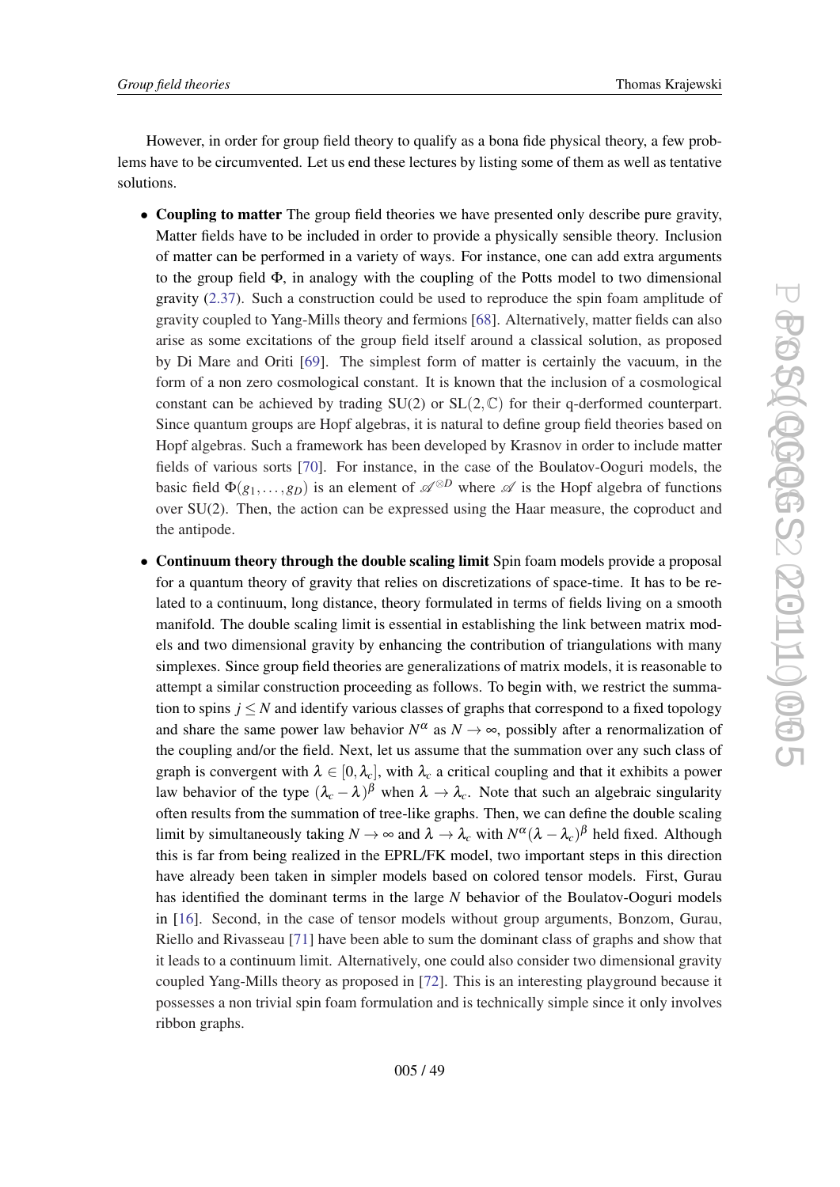However, in order for group field theory to qualify as a bona fide physical theory, a few problems have to be circumvented. Let us end these lectures by listing some of them as well as tentative solutions.

- **Coupling to matter** The group field theories we have presented only describe pure gravity, Matter fields have to be included in order to provide a physically sensible theory. Inclusion of matter can be performed in a variety of ways. For instance, one can add extra arguments to the group field $\Phi$, in analogy with the coupling of the Potts model to two dimensional gravity (2.37). Such a construction could be used to reproduce the spin foam amplitude of gravity coupled to Yang-Mills theory and fermions [68]. Alternatively, matter fields can also arise as some excitations of the group field itself around a classical solution, as proposed by Di Mare and Oriti [69]. The simplest form of matter is certainly the vacuum, in the form of a non zero cosmological constant. It is known that the inclusion of a cosmological constant can be achieved by trading SU(2) or $\mathrm{SL}(2,\mathbb{C})$ for their q-derformed counterpart. Since quantum groups are Hopf algebras, it is natural to define group field theories based on Hopf algebras. Such a framework has been developed by Krasnov in order to include matter fields of various sorts [70]. For instance, in the case of the Boulatov-Ooguri models, the basic field $\Phi(g_1,\ldots,g_D)$ is an element of $\mathscr{A}^{\otimes D}$ where $\mathscr{A}$ is the Hopf algebra of functions over SU(2). Then, the action can be expressed using the Haar measure, the coproduct and the antipode.

- **Continuum theory through the double scaling limit** Spin foam models provide a proposal for a quantum theory of gravity that relies on discretizations of space-time. It has to be related to a continuum, long distance, theory formulated in terms of fields living on a smooth manifold. The double scaling limit is essential in establishing the link between matrix models and two dimensional gravity by enhancing the contribution of triangulations with many simplexes. Since group field theories are generalizations of matrix models, it is reasonable to attempt a similar construction proceeding as follows. To begin with, we restrict the summation to spins $j \leq N$ and identify various classes of graphs that correspond to a fixed topology and share the same power law behavior $N^{\alpha}$ as $N \to \infty$, possibly after a renormalization of the coupling and/or the field. Next, let us assume that the summation over any such class of graph is convergent with $\lambda \in [0,\lambda_c]$, with $\lambda_c$ a critical coupling and that it exhibits a power law behavior of the type $(\lambda_c - \lambda)^{\beta}$ when $\lambda \to \lambda_c$. Note that such an algebraic singularity often results from the summation of tree-like graphs. Then, we can define the double scaling limit by simultaneously taking $N \to \infty$ and $\lambda \to \lambda_c$ with $N^{\alpha}(\lambda - \lambda_c)^{\beta}$ held fixed. Although this is far from being realized in the EPRL/FK model, two important steps in this direction have already been taken in simpler models based on colored tensor models. First, Gurau has identified the dominant terms in the large $N$ behavior of the Boulatov-Ooguri models in [16]. Second, in the case of tensor models without group arguments, Bonzom, Gurau, Riello and Rivasseau [71] have been able to sum the dominant class of graphs and show that it leads to a continuum limit. Alternatively, one could also consider two dimensional gravity coupled Yang-Mills theory as proposed in [72]. This is an interesting playground because it possesses a non trivial spin foam formulation and is technically simple since it only involves ribbon graphs.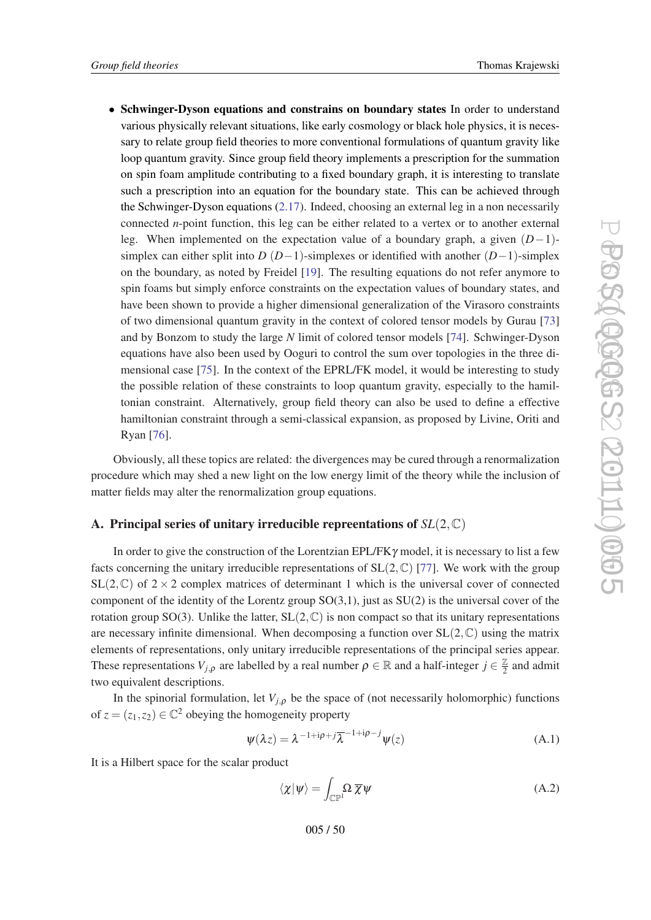- **Schwinger-Dyson equations and constrains on boundary states** In order to understand various physically relevant situations, like early cosmology or black hole physics, it is necessary to relate group field theories to more conventional formulations of quantum gravity like loop quantum gravity. Since group field theory implements a prescription for the summation on spin foam amplitude contributing to a fixed boundary graph, it is interesting to translate such a prescription into an equation for the boundary state. This can be achieved through the Schwinger-Dyson equations (2.17). Indeed, choosing an external leg in a non necessarily connected $n$-point function, this leg can be either related to a vertex or to another external leg. When implemented on the expectation value of a boundary graph, a given $(D-1)$-simplex can either split into $D$ $(D-1)$-simplexes or identified with another $(D-1)$-simplex on the boundary, as noted by Freidel [19]. The resulting equations do not refer anymore to spin foams but simply enforce constraints on the expectation values of boundary states, and have been shown to provide a higher dimensional generalization of the Virasoro constraints of two dimensional quantum gravity in the context of colored tensor models by Gurau [73] and by Bonzom to study the large $N$ limit of colored tensor models [74]. Schwinger-Dyson equations have also been used by Ooguri to control the sum over topologies in the three dimensional case [75]. In the context of the EPRL/FK model, it would be interesting to study the possible relation of these constraints to loop quantum gravity, especially to the hamiltonian constraint. Alternatively, group field theory can also be used to define a effective hamiltonian constraint through a semi-classical expansion, as proposed by Livine, Oriti and Ryan [76].

Obviously, all these topics are related: the divergences may be cured through a renormalization procedure which may shed a new light on the low energy limit of the theory while the inclusion of matter fields may alter the renormalization group equations.

## A. Principal series of unitary irreducible repreentations of $SL(2,\mathbb{C})$

In order to give the construction of the Lorentzian EPL/FK$\gamma$ model, it is necessary to list a few facts concerning the unitary irreducible representations of $\mathrm{SL}(2,\mathbb{C})$ [77]. We work with the group $\mathrm{SL}(2,\mathbb{C})$ of $2\times 2$ complex matrices of determinant 1 which is the universal cover of connected component of the identity of the Lorentz group SO(3,1), just as SU(2) is the universal cover of the rotation group SO(3). Unlike the latter, $\mathrm{SL}(2,\mathbb{C})$ is non compact so that its unitary representations are necessary infinite dimensional. When decomposing a function over $\mathrm{SL}(2,\mathbb{C})$ using the matrix elements of representations, only unitary irreducible representations of the principal series appear. These representations $V_{j,\rho}$ are labelled by a real number $\rho\in\mathbb{R}$ and a half-integer $j\in\frac{\mathbb{Z}}{2}$ and admit two equivalent descriptions.

In the spinorial formulation, let $V_{j,\rho}$ be the space of (not necessarily holomorphic) functions of $z=(z_1,z_2)\in\mathbb{C}^2$ obeying the homogeneity property

$$\psi(\lambda z)=\lambda^{-1+\mathrm{i}\rho+j}\overline{\lambda}^{-1+\mathrm{i}\rho-j}\psi(z) \tag{A.1}$$

It is a Hilbert space for the scalar product

$$\langle\chi|\psi\rangle=\int_{\mathbb{CP}^1}\Omega\,\overline{\chi}\psi \tag{A.2}$$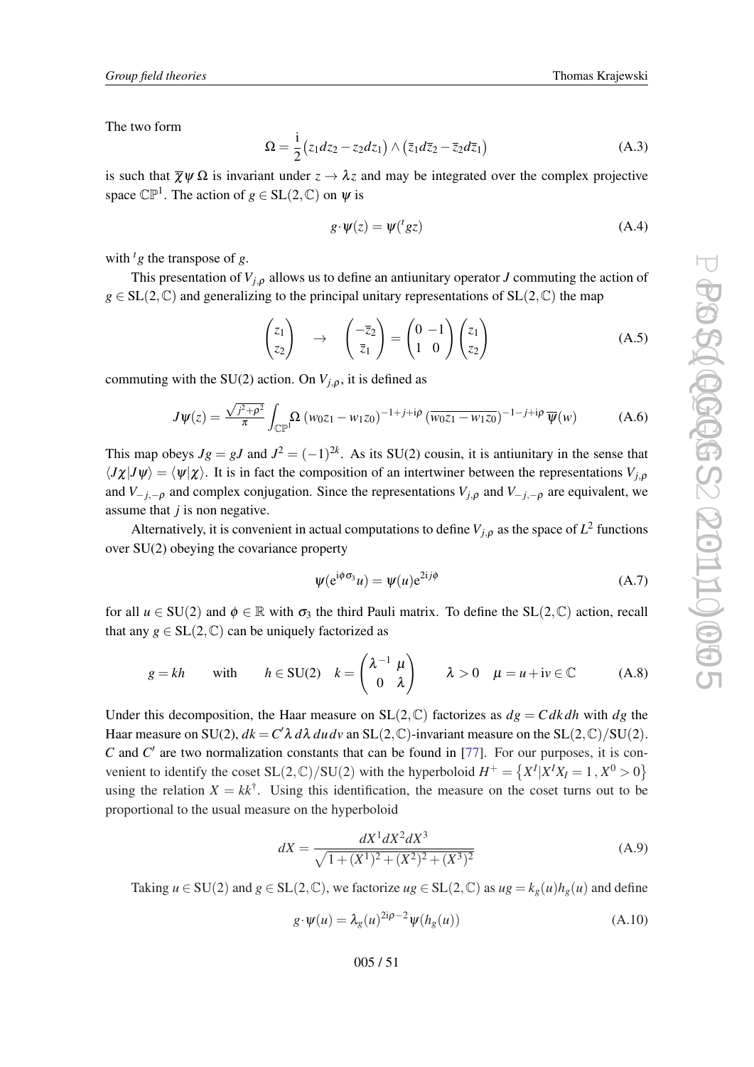The two form

$$\Omega = \frac{\mathrm{i}}{2}\big(z_1 dz_2 - z_2 dz_1\big) \wedge \big(\bar{z}_1 d\bar{z}_2 - \bar{z}_2 d\bar{z}_1\big) \tag{A.3}$$

is such that $\overline{\chi}\psi\,\Omega$ is invariant under $z \to \lambda z$ and may be integrated over the complex projective space $\mathbb{CP}^1$. The action of $g \in \mathrm{SL}(2,\mathbb{C})$ on $\psi$ is

$$g \cdot \psi(z) = \psi({}^t g z) \tag{A.4}$$

with ${}^t g$ the transpose of $g$.

This presentation of $V_{j,\rho}$ allows us to define an antiunitary operator $J$ commuting the action of $g \in \mathrm{SL}(2,\mathbb{C})$ and generalizing to the principal unitary representations of $\mathrm{SL}(2,\mathbb{C})$ the map

$$\begin{pmatrix} z_1 \\ z_2 \end{pmatrix} \quad \to \quad \begin{pmatrix} -\bar{z}_2 \\ \bar{z}_1 \end{pmatrix} = \begin{pmatrix} 0 & -1 \\ 1 & 0 \end{pmatrix} \begin{pmatrix} z_1 \\ z_2 \end{pmatrix} \tag{A.5}$$

commuting with the SU(2) action. On $V_{j,\rho}$, it is defined as

$$J\psi(z) = \frac{\sqrt{j^2+\rho^2}}{\pi} \int_{\mathbb{CP}^1} \Omega \, (w_0 z_1 - w_1 z_0)^{-1+j+\mathrm{i}\rho} \, (\overline{w_0 z_1 - w_1 z_0})^{-1-j+\mathrm{i}\rho} \, \overline{\psi}(w) \tag{A.6}$$

This map obeys $Jg = gJ$ and $J^2 = (-1)^{2k}$. As its SU(2) cousin, it is antiunitary in the sense that $\langle J\chi | J\psi \rangle = \langle \psi | \chi \rangle$. It is in fact the composition of an intertwiner between the representations $V_{j,\rho}$ and $V_{-j,-\rho}$ and complex conjugation. Since the representations $V_{j,\rho}$ and $V_{-j,-\rho}$ are equivalent, we assume that $j$ is non negative.

Alternatively, it is convenient in actual computations to define $V_{j,\rho}$ as the space of $L^2$ functions over SU(2) obeying the covariance property

$$\psi(\mathrm{e}^{\mathrm{i}\phi\sigma_3} u) = \psi(u) \mathrm{e}^{2\mathrm{i}j\phi} \tag{A.7}$$

for all $u \in \mathrm{SU}(2)$ and $\phi \in \mathbb{R}$ with $\sigma_3$ the third Pauli matrix. To define the $\mathrm{SL}(2,\mathbb{C})$ action, recall that any $g \in \mathrm{SL}(2,\mathbb{C})$ can be uniquely factorized as

$$g = kh \qquad \text{with} \qquad h \in \mathrm{SU}(2) \quad k = \begin{pmatrix} \lambda^{-1} & \mu \\ 0 & \lambda \end{pmatrix} \qquad \lambda > 0 \quad \mu = u + \mathrm{i}v \in \mathbb{C} \tag{A.8}$$

Under this decomposition, the Haar measure on $\mathrm{SL}(2,\mathbb{C})$ factorizes as $dg = C\,dk\,dh$ with $dg$ the Haar measure on SU(2), $dk = C'\lambda\,d\lambda\,du\,dv$ an $\mathrm{SL}(2,\mathbb{C})$-invariant measure on the $\mathrm{SL}(2,\mathbb{C})/\mathrm{SU}(2)$. $C$ and $C'$ are two normalization constants that can be found in [77]. For our purposes, it is convenient to identify the coset $\mathrm{SL}(2,\mathbb{C})/\mathrm{SU}(2)$ with the hyperboloid $H^+ = \left\{X^I | X^I X_I = 1\,, X^0 > 0\right\}$ using the relation $X = kk^\dagger$. Using this identification, the measure on the coset turns out to be proportional to the usual measure on the hyperboloid

$$dX = \frac{dX^1 dX^2 dX^3}{\sqrt{1+(X^1)^2+(X^2)^2+(X^3)^2}} \tag{A.9}$$

Taking $u \in \mathrm{SU}(2)$ and $g \in \mathrm{SL}(2,\mathbb{C})$, we factorize $ug \in \mathrm{SL}(2,\mathbb{C})$ as $ug = k_g(u)h_g(u)$ and define

$$g \cdot \psi(u) = \lambda_g(u)^{2\mathrm{i}\rho-2} \psi(h_g(u)) \tag{A.10}$$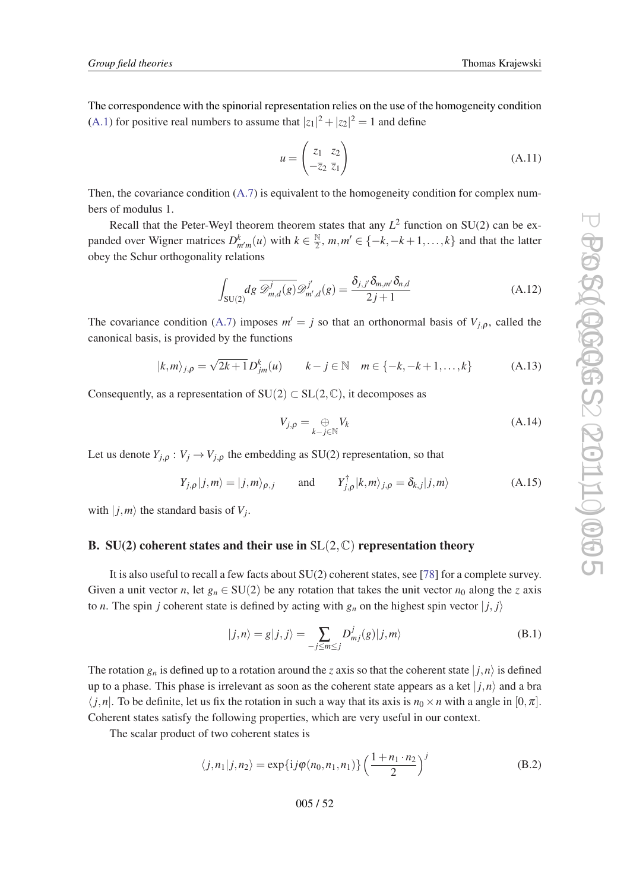The correspondence with the spinorial representation relies on the use of the homogeneity condition (A.1) for positive real numbers to assume that $|z_1|^2+|z_2|^2=1$ and define

$$u=\begin{pmatrix} z_1 & z_2 \\ -\overline{z}_2 & \overline{z}_1 \end{pmatrix} \tag{A.11}$$

Then, the covariance condition (A.7) is equivalent to the homogeneity condition for complex numbers of modulus 1.

Recall that the Peter-Weyl theorem theorem states that any $L^2$ function on SU(2) can be expanded over Wigner matrices $D^k_{m'm}(u)$ with $k\in\frac{\mathbb{N}}{2}$, $m,m'\in\{-k,-k+1,\dots,k\}$ and that the latter obey the Schur orthogonality relations

$$\int_{\mathrm{SU}(2)} dg\, \overline{\mathscr{D}^j_{m,d}(g)}\mathscr{D}^{j'}_{m',d}(g)=\frac{\delta_{j,j'}\delta_{m,m'}\delta_{n,d}}{2j+1} \tag{A.12}$$

The covariance condition (A.7) imposes $m'=j$ so that an orthonormal basis of $V_{j,\rho}$, called the canonical basis, is provided by the functions

$$|k,m\rangle_{j,\rho}=\sqrt{2k+1}\,D^k_{jm}(u) \qquad k-j\in\mathbb{N} \quad m\in\{-k,-k+1,\dots,k\} \tag{A.13}$$

Consequently, as a representation of $\mathrm{SU}(2)\subset \mathrm{SL}(2,\mathbb{C})$, it decomposes as

$$V_{j,\rho}=\underset{k-j\in\mathbb{N}}{\oplus} V_k \tag{A.14}$$

Let us denote $Y_{j,\rho}:V_j\to V_{j,\rho}$ the embedding as SU(2) representation, so that

$$Y_{j,\rho}|j,m\rangle=|j,m\rangle_{\rho,j} \qquad \text{and} \qquad Y^\dagger_{j,\rho}|k,m\rangle_{j,\rho}=\delta_{k,j}|j,m\rangle \tag{A.15}$$

with $|j,m\rangle$ the standard basis of $V_j$.

## B. SU(2) coherent states and their use in $\mathrm{SL}(2,\mathbb{C})$ representation theory

It is also useful to recall a few facts about SU(2) coherent states, see [78] for a complete survey. Given a unit vector $n$, let $g_n\in\mathrm{SU}(2)$ be any rotation that takes the unit vector $n_0$ along the $z$ axis to $n$. The spin $j$ coherent state is defined by acting with $g_n$ on the highest spin vector $|j,j\rangle$

$$|j,n\rangle=g|j,j\rangle=\sum_{-j\leq m\leq j} D^j_{mj}(g)|j,m\rangle \tag{B.1}$$

The rotation $g_n$ is defined up to a rotation around the $z$ axis so that the coherent state $|j,n\rangle$ is defined up to a phase. This phase is irrelevant as soon as the coherent state appears as a ket $|j,n\rangle$ and a bra $\langle j,n|$. To be definite, let us fix the rotation in such a way that its axis is $n_0\times n$ with a angle in $[0,\pi]$. Coherent states satisfy the following properties, which are very useful in our context.

The scalar product of two coherent states is

$$\langle j,n_1|j,n_2\rangle=\exp\{\mathrm{i}j\varphi(n_0,n_1,n_1)\}\left(\frac{1+n_1\cdot n_2}{2}\right)^j \tag{B.2}$$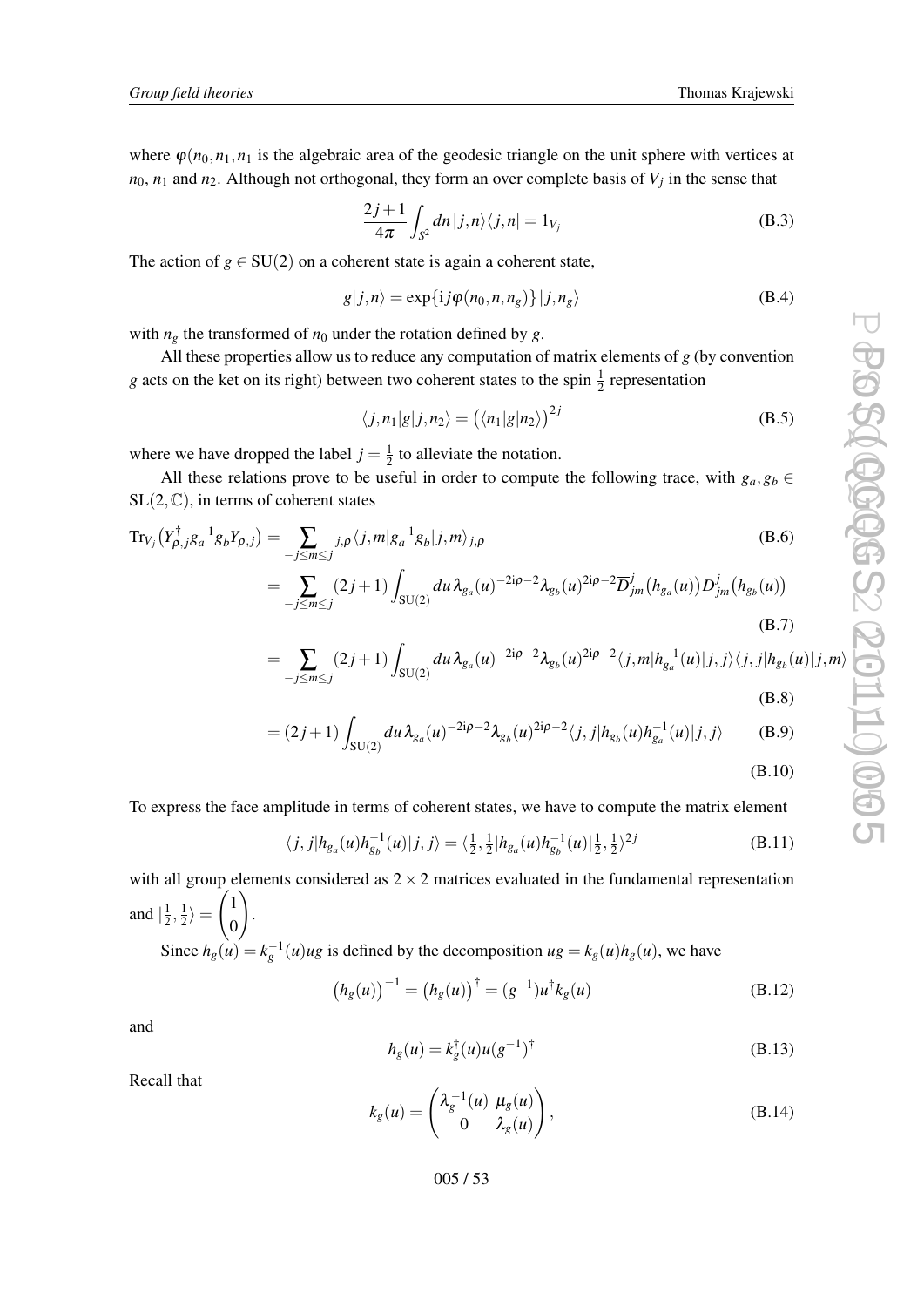where $\varphi(n_0, n_1, n_1$ is the algebraic area of the geodesic triangle on the unit sphere with vertices at $n_0$, $n_1$ and $n_2$. Although not orthogonal, they form an over complete basis of $V_j$ in the sense that

$$\frac{2j+1}{4\pi} \int_{S^2} dn \, |j,n\rangle\langle j,n| = 1_{V_j} \tag{B.3}$$

The action of $g \in \mathrm{SU}(2)$ on a coherent state is again a coherent state,

$$g|j,n\rangle = \exp\{\mathrm{i} j \varphi(n_0, n, n_g)\} \, |j, n_g\rangle \tag{B.4}$$

with $n_g$ the transformed of $n_0$ under the rotation defined by $g$.

All these properties allow us to reduce any computation of matrix elements of $g$ (by convention $g$ acts on the ket on its right) between two coherent states to the spin $\frac{1}{2}$ representation

$$\langle j, n_1|g|j, n_2\rangle = \big(\langle n_1|g|n_2\rangle\big)^{2j} \tag{B.5}$$

where we have dropped the label $j = \frac{1}{2}$ to alleviate the notation.

All these relations prove to be useful in order to compute the following trace, with $g_a, g_b \in \mathrm{SL}(2,\mathbb{C})$, in terms of coherent states

$$\mathrm{Tr}_{V_j}\big(Y^\dagger_{\rho,j} g_a^{-1} g_b Y_{\rho,j}\big) = \sum_{-j \leq m \leq j} {}_{j,\rho}\langle j,m|g_a^{-1} g_b|j,m\rangle_{j,\rho} \tag{B.6}$$

$$= \sum_{-j \leq m \leq j} (2j+1) \int_{\mathrm{SU}(2)} du \, \lambda_{g_a}(u)^{-2\mathrm{i}\rho-2} \lambda_{g_b}(u)^{2\mathrm{i}\rho-2} \overline{D}^j_{jm}\big(h_{g_a}(u)\big) D^j_{jm}\big(h_{g_b}(u)\big) \tag{B.7}$$

$$= \sum_{-j \leq m \leq j} (2j+1) \int_{\mathrm{SU}(2)} du \, \lambda_{g_a}(u)^{-2\mathrm{i}\rho-2} \lambda_{g_b}(u)^{2\mathrm{i}\rho-2} \langle j,m|h^{-1}_{g_a}(u)|j,j\rangle\langle j,j|h_{g_b}(u)|j,m\rangle \tag{B.8}$$

$$= (2j+1) \int_{\mathrm{SU}(2)} du \, \lambda_{g_a}(u)^{-2\mathrm{i}\rho-2} \lambda_{g_b}(u)^{2\mathrm{i}\rho-2} \langle j,j|h_{g_b}(u) h^{-1}_{g_a}(u)|j,j\rangle \tag{B.9}$$

$$\tag{B.10}$$

To express the face amplitude in terms of coherent states, we have to compute the matrix element

$$\langle j,j|h_{g_a}(u) h^{-1}_{g_b}(u)|j,j\rangle = \langle \tfrac{1}{2}, \tfrac{1}{2}|h_{g_a}(u) h^{-1}_{g_b}(u)|\tfrac{1}{2}, \tfrac{1}{2}\rangle^{2j} \tag{B.11}$$

with all group elements considered as $2 \times 2$ matrices evaluated in the fundamental representation and $|\frac{1}{2}, \frac{1}{2}\rangle = \begin{pmatrix} 1 \\ 0 \end{pmatrix}$.

Since $h_g(u) = k_g^{-1}(u) u g$ is defined by the decomposition $ug = k_g(u) h_g(u)$, we have

$$\big(h_g(u)\big)^{-1} = \big(h_g(u)\big)^\dagger = (g^{-1}) u^\dagger k_g(u) \tag{B.12}$$

and

$$h_g(u) = k_g^\dagger(u) u (g^{-1})^\dagger \tag{B.13}$$

Recall that

$$k_g(u) = \begin{pmatrix} \lambda_g^{-1}(u) & \mu_g(u) \\ 0 & \lambda_g(u) \end{pmatrix}, \tag{B.14}$$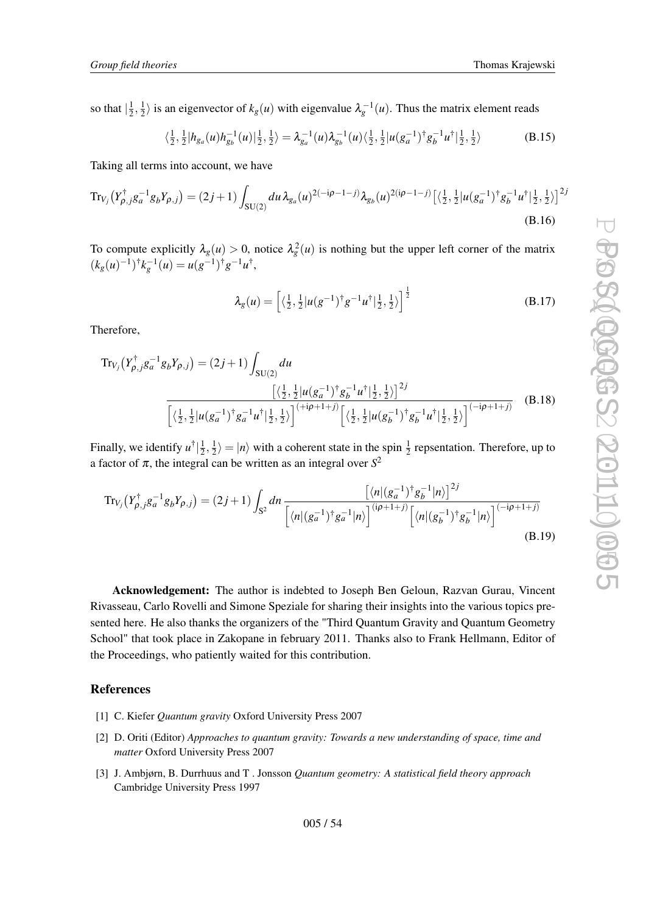so that $|\frac{1}{2},\frac{1}{2}\rangle$ is an eigenvector of $k_g(u)$ with eigenvalue $\lambda_g^{-1}(u)$. Thus the matrix element reads

$$\langle \tfrac{1}{2},\tfrac{1}{2}|h_{g_a}(u)h_{g_b}^{-1}(u)|\tfrac{1}{2},\tfrac{1}{2}\rangle = \lambda_{g_a}^{-1}(u)\lambda_{g_b}^{-1}(u)\langle \tfrac{1}{2},\tfrac{1}{2}|u(g_a^{-1})^\dagger g_b^{-1}u^\dagger|\tfrac{1}{2},\tfrac{1}{2}\rangle \tag{B.15}$$

Taking all terms into account, we have

$$\mathrm{Tr}_{V_j}\big(Y_{\rho,j}^\dagger g_a^{-1}g_b Y_{\rho,j}\big) = (2j+1)\int_{\mathrm{SU}(2)} du\,\lambda_{g_a}(u)^{2(-\mathrm{i}\rho-1-j)}\lambda_{g_b}(u)^{2(\mathrm{i}\rho-1-j)}\big[\langle \tfrac{1}{2},\tfrac{1}{2}|u(g_a^{-1})^\dagger g_b^{-1}u^\dagger|\tfrac{1}{2},\tfrac{1}{2}\rangle\big]^{2j} \tag{B.16}$$

To compute explicitly $\lambda_g(u)>0$, notice $\lambda_g^2(u)$ is nothing but the upper left corner of the matrix $(k_g(u)^{-1})^\dagger k_g^{-1}(u) = u(g^{-1})^\dagger g^{-1}u^\dagger$,

$$\lambda_g(u) = \Big[\langle \tfrac{1}{2},\tfrac{1}{2}|u(g^{-1})^\dagger g^{-1}u^\dagger|\tfrac{1}{2},\tfrac{1}{2}\rangle\Big]^{\frac{1}{2}} \tag{B.17}$$

Therefore,

$$\mathrm{Tr}_{V_j}\big(Y_{\rho,j}^\dagger g_a^{-1}g_b Y_{\rho,j}\big) = (2j+1)\int_{\mathrm{SU}(2)} du \frac{\big[\langle \tfrac{1}{2},\tfrac{1}{2}|u(g_a^{-1})^\dagger g_b^{-1}u^\dagger|\tfrac{1}{2},\tfrac{1}{2}\rangle\big]^{2j}}{\Big[\langle \tfrac{1}{2},\tfrac{1}{2}|u(g_a^{-1})^\dagger g_a^{-1}u^\dagger|\tfrac{1}{2},\tfrac{1}{2}\rangle\Big]^{(+\mathrm{i}\rho+1+j)}\Big[\langle \tfrac{1}{2},\tfrac{1}{2}|u(g_b^{-1})^\dagger g_b^{-1}u^\dagger|\tfrac{1}{2},\tfrac{1}{2}\rangle\Big]^{(-\mathrm{i}\rho+1+j)}} \tag{B.18}$$

Finally, we identify $u^\dagger|\frac{1}{2},\frac{1}{2}\rangle = |n\rangle$ with a coherent state in the spin $\frac{1}{2}$ repsentation. Therefore, up to a factor of $\pi$, the integral can be written as an integral over $S^2$

$$\mathrm{Tr}_{V_j}\big(Y_{\rho,j}^\dagger g_a^{-1}g_b Y_{\rho,j}\big) = (2j+1)\int_{\mathrm{S}^2} dn\,\frac{\big[\langle n|(g_a^{-1})^\dagger g_b^{-1}|n\rangle\big]^{2j}}{\Big[\langle n|(g_a^{-1})^\dagger g_a^{-1}|n\rangle\Big]^{(\mathrm{i}\rho+1+j)}\Big[\langle n|(g_b^{-1})^\dagger g_b^{-1}|n\rangle\Big]^{(-\mathrm{i}\rho+1+j)}} \tag{B.19}$$

**Acknowledgement:** The author is indebted to Joseph Ben Geloun, Razvan Gurau, Vincent Rivasseau, Carlo Rovelli and Simone Speziale for sharing their insights into the various topics presented here. He also thanks the organizers of the "Third Quantum Gravity and Quantum Geometry School" that took place in Zakopane in february 2011. Thanks also to Frank Hellmann, Editor of the Proceedings, who patiently waited for this contribution.

## References

[1] C. Kiefer *Quantum gravity* Oxford University Press 2007

[2] D. Oriti (Editor) *Approaches to quantum gravity: Towards a new understanding of space, time and matter* Oxford University Press 2007

[3] J. Ambjørn, B. Durrhuus and T . Jonsson *Quantum geometry: A statistical field theory approach* Cambridge University Press 1997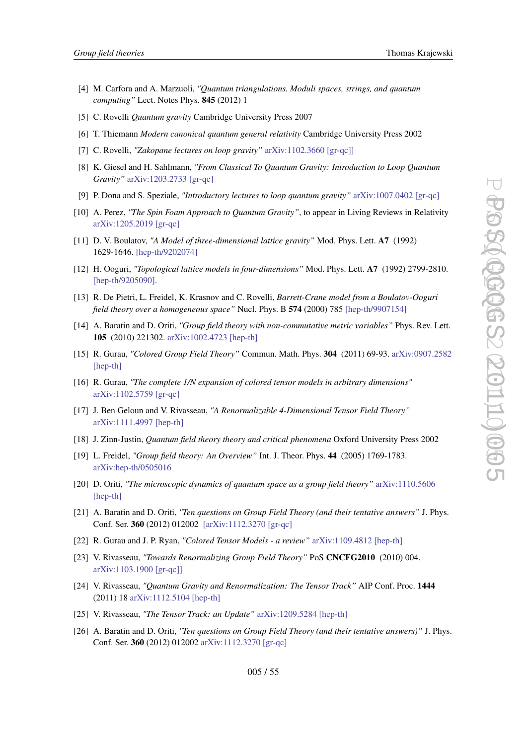[4] M. Carfora and A. Marzuoli, *"Quantum triangulations. Moduli spaces, strings, and quantum computing"* Lect. Notes Phys. **845** (2012) 1

[5] C. Rovelli *Quantum gravity* Cambridge University Press 2007

[6] T. Thiemann *Modern canonical quantum general relativity* Cambridge University Press 2002

[7] C. Rovelli, *"Zakopane lectures on loop gravity"* arXiv:1102.3660 [gr-qc]]

[8] K. Giesel and H. Sahlmann, *"From Classical To Quantum Gravity: Introduction to Loop Quantum Gravity"* arXiv:1203.2733 [gr-qc]

[9] P. Dona and S. Speziale, *"Introductory lectures to loop quantum gravity"* arXiv:1007.0402 [gr-qc]

[10] A. Perez, *"The Spin Foam Approach to Quantum Gravity"*, to appear in Living Reviews in Relativity arXiv:1205.2019 [gr-qc]

[11] D. V. Boulatov, *"A Model of three-dimensional lattice gravity"* Mod. Phys. Lett. **A7** (1992) 1629-1646. [hep-th/9202074]

[12] H. Ooguri, *"Topological lattice models in four-dimensions"* Mod. Phys. Lett. **A7** (1992) 2799-2810. [hep-th/9205090].

[13] R. De Pietri, L. Freidel, K. Krasnov and C. Rovelli, *Barrett-Crane model from a Boulatov-Ooguri field theory over a homogeneous space"* Nucl. Phys. B **574** (2000) 785 [hep-th/9907154]

[14] A. Baratin and D. Oriti, *"Group field theory with non-commutative metric variables"* Phys. Rev. Lett. **105** (2010) 221302. arXiv:1002.4723 [hep-th]

[15] R. Gurau, *"Colored Group Field Theory"* Commun. Math. Phys. **304** (2011) 69-93. arXiv:0907.2582 [hep-th]

[16] R. Gurau, *"The complete 1/N expansion of colored tensor models in arbitrary dimensions"* arXiv:1102.5759 [gr-qc]

[17] J. Ben Geloun and V. Rivasseau, *"A Renormalizable 4-Dimensional Tensor Field Theory"* arXiv:1111.4997 [hep-th]

[18] J. Zinn-Justin, *Quantum field theory theory and critical phenomena* Oxford University Press 2002

[19] L. Freidel, *"Group field theory: An Overview"* Int. J. Theor. Phys. **44** (2005) 1769-1783. arXiv:hep-th/0505016

[20] D. Oriti, *"The microscopic dynamics of quantum space as a group field theory"* arXiv:1110.5606 [hep-th]

[21] A. Baratin and D. Oriti, *"Ten questions on Group Field Theory (and their tentative answers"* J. Phys. Conf. Ser. **360** (2012) 012002 [arXiv:1112.3270 [gr-qc]

[22] R. Gurau and J. P. Ryan, *"Colored Tensor Models - a review"* arXiv:1109.4812 [hep-th]

[23] V. Rivasseau, *"Towards Renormalizing Group Field Theory"* PoS **CNCFG2010** (2010) 004. arXiv:1103.1900 [gr-qc]]

[24] V. Rivasseau, *"Quantum Gravity and Renormalization: The Tensor Track"* AIP Conf. Proc. **1444** (2011) 18 arXiv:1112.5104 [hep-th]

[25] V. Rivasseau, *"The Tensor Track: an Update"* arXiv:1209.5284 [hep-th]

[26] A. Baratin and D. Oriti, *"Ten questions on Group Field Theory (and their tentative answers)"* J. Phys. Conf. Ser. **360** (2012) 012002 arXiv:1112.3270 [gr-qc]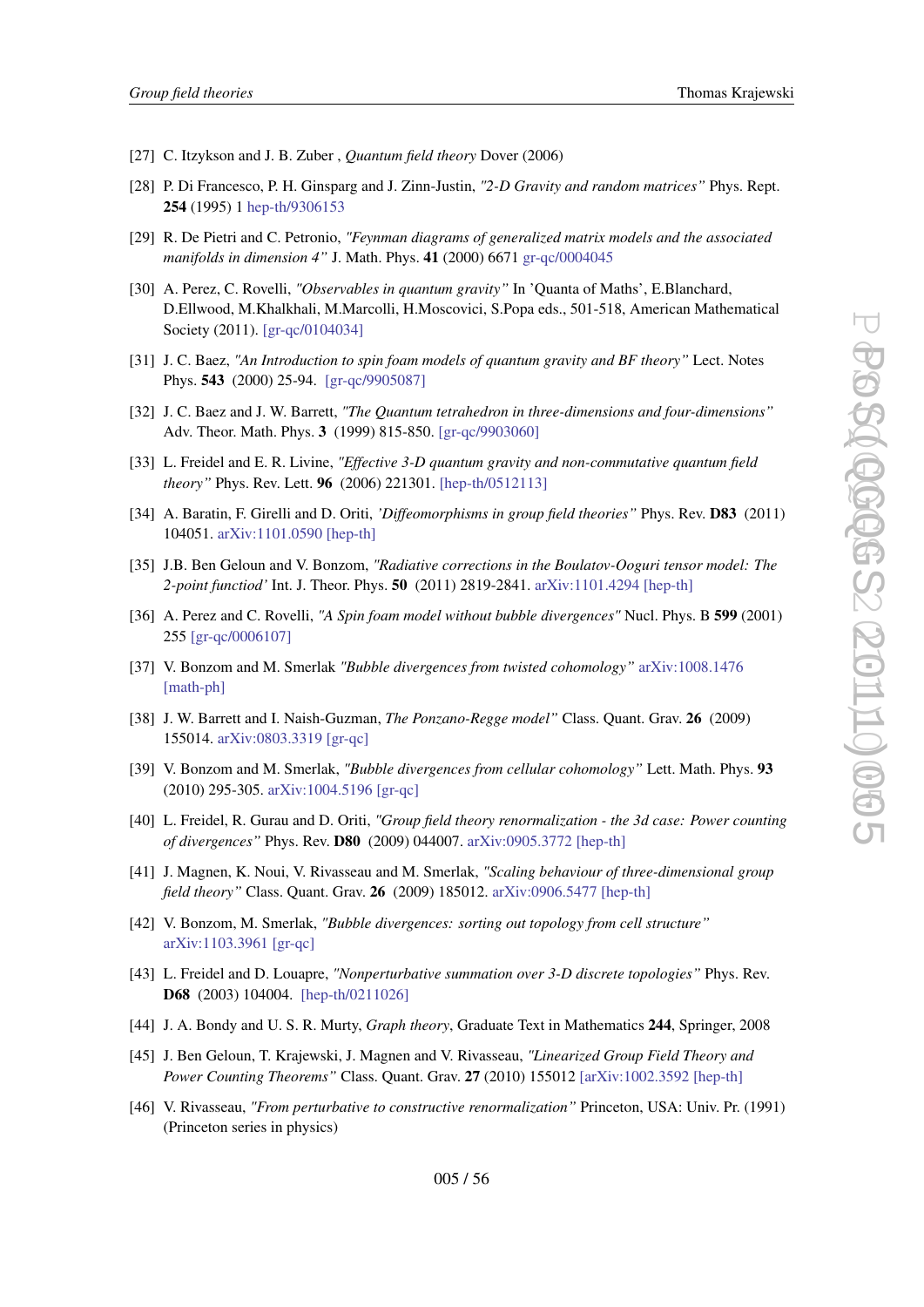[27] C. Itzykson and J. B. Zuber , *Quantum field theory* Dover (2006)

[28] P. Di Francesco, P. H. Ginsparg and J. Zinn-Justin, *"2-D Gravity and random matrices"* Phys. Rept. **254** (1995) 1 hep-th/9306153

[29] R. De Pietri and C. Petronio, *"Feynman diagrams of generalized matrix models and the associated manifolds in dimension 4"* J. Math. Phys. **41** (2000) 6671 gr-qc/0004045

[30] A. Perez, C. Rovelli, *"Observables in quantum gravity"* In 'Quanta of Maths', E.Blanchard, D.Ellwood, M.Khalkhali, M.Marcolli, H.Moscovici, S.Popa eds., 501-518, American Mathematical Society (2011). [gr-qc/0104034]

[31] J. C. Baez, *"An Introduction to spin foam models of quantum gravity and BF theory"* Lect. Notes Phys. **543** (2000) 25-94. [gr-qc/9905087]

[32] J. C. Baez and J. W. Barrett, *"The Quantum tetrahedron in three-dimensions and four-dimensions"* Adv. Theor. Math. Phys. **3** (1999) 815-850. [gr-qc/9903060]

[33] L. Freidel and E. R. Livine, *"Effective 3-D quantum gravity and non-commutative quantum field theory"* Phys. Rev. Lett. **96** (2006) 221301. [hep-th/0512113]

[34] A. Baratin, F. Girelli and D. Oriti, *'Diffeomorphisms in group field theories"* Phys. Rev. **D83** (2011) 104051. arXiv:1101.0590 [hep-th]

[35] J.B. Ben Geloun and V. Bonzom, *"Radiative corrections in the Boulatov-Ooguri tensor model: The 2-point functiod'* Int. J. Theor. Phys. **50** (2011) 2819-2841. arXiv:1101.4294 [hep-th]

[36] A. Perez and C. Rovelli, *"A Spin foam model without bubble divergences"* Nucl. Phys. B **599** (2001) 255 [gr-qc/0006107]

[37] V. Bonzom and M. Smerlak *"Bubble divergences from twisted cohomology"* arXiv:1008.1476 [math-ph]

[38] J. W. Barrett and I. Naish-Guzman, *The Ponzano-Regge model"* Class. Quant. Grav. **26** (2009) 155014. arXiv:0803.3319 [gr-qc]

[39] V. Bonzom and M. Smerlak, *"Bubble divergences from cellular cohomology"* Lett. Math. Phys. **93** (2010) 295-305. arXiv:1004.5196 [gr-qc]

[40] L. Freidel, R. Gurau and D. Oriti, *"Group field theory renormalization - the 3d case: Power counting of divergences"* Phys. Rev. **D80** (2009) 044007. arXiv:0905.3772 [hep-th]

[41] J. Magnen, K. Noui, V. Rivasseau and M. Smerlak, *"Scaling behaviour of three-dimensional group field theory"* Class. Quant. Grav. **26** (2009) 185012. arXiv:0906.5477 [hep-th]

[42] V. Bonzom, M. Smerlak, *"Bubble divergences: sorting out topology from cell structure"* arXiv:1103.3961 [gr-qc]

[43] L. Freidel and D. Louapre, *"Nonperturbative summation over 3-D discrete topologies"* Phys. Rev. **D68** (2003) 104004. [hep-th/0211026]

[44] J. A. Bondy and U. S. R. Murty, *Graph theory*, Graduate Text in Mathematics **244**, Springer, 2008

[45] J. Ben Geloun, T. Krajewski, J. Magnen and V. Rivasseau, *"Linearized Group Field Theory and Power Counting Theorems"* Class. Quant. Grav. **27** (2010) 155012 [arXiv:1002.3592 [hep-th]

[46] V. Rivasseau, *"From perturbative to constructive renormalization"* Princeton, USA: Univ. Pr. (1991) (Princeton series in physics)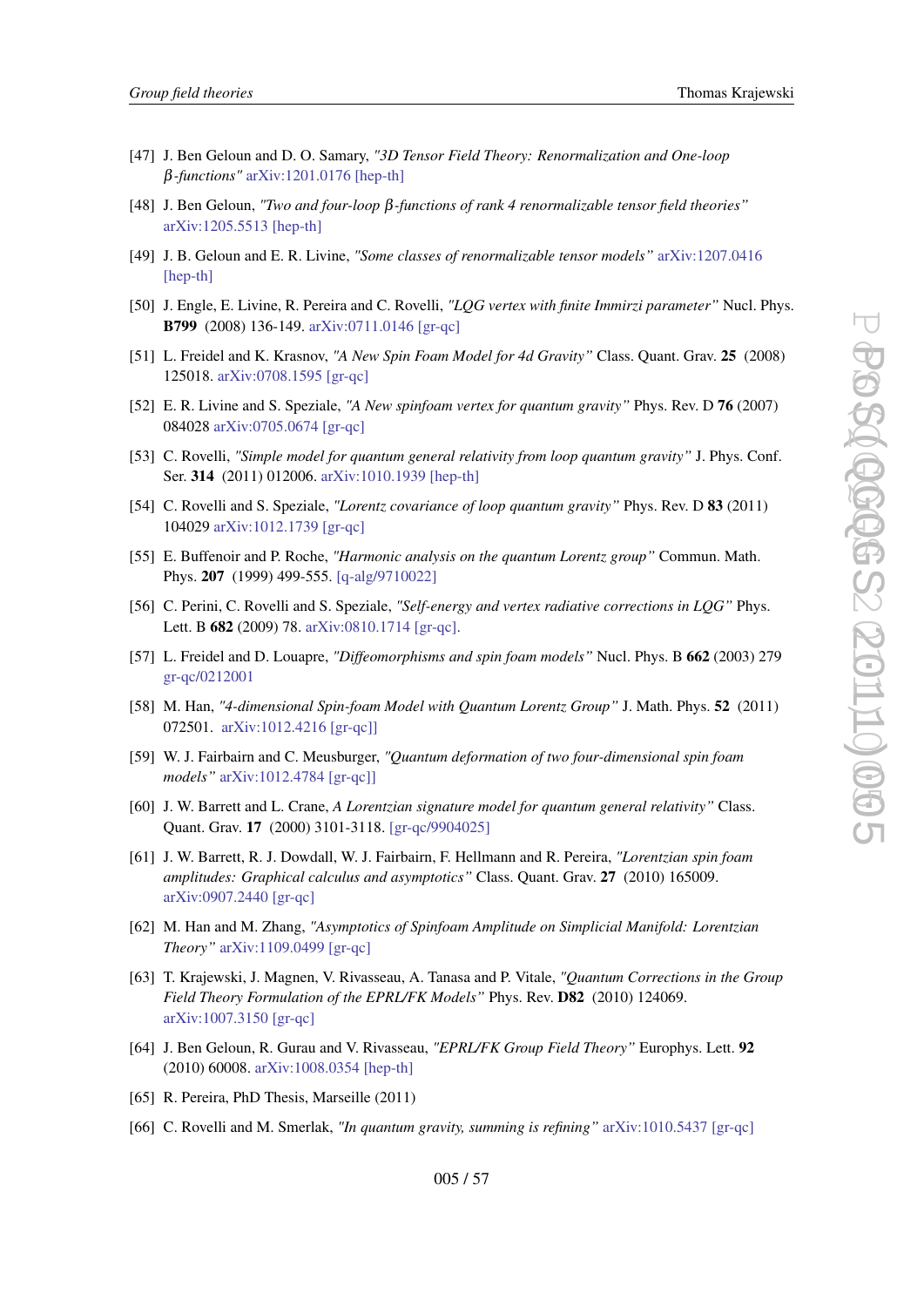[47] J. Ben Geloun and D. O. Samary, *"3D Tensor Field Theory: Renormalization and One-loop $\beta$-functions"* arXiv:1201.0176 [hep-th]

[48] J. Ben Geloun, *"Two and four-loop $\beta$-functions of rank 4 renormalizable tensor field theories"* arXiv:1205.5513 [hep-th]

[49] J. B. Geloun and E. R. Livine, *"Some classes of renormalizable tensor models"* arXiv:1207.0416 [hep-th]

[50] J. Engle, E. Livine, R. Pereira and C. Rovelli, *"LQG vertex with finite Immirzi parameter"* Nucl. Phys. **B799** (2008) 136-149. arXiv:0711.0146 [gr-qc]

[51] L. Freidel and K. Krasnov, *"A New Spin Foam Model for 4d Gravity"* Class. Quant. Grav. **25** (2008) 125018. arXiv:0708.1595 [gr-qc]

[52] E. R. Livine and S. Speziale, *"A New spinfoam vertex for quantum gravity"* Phys. Rev. D **76** (2007) 084028 arXiv:0705.0674 [gr-qc]

[53] C. Rovelli, *"Simple model for quantum general relativity from loop quantum gravity"* J. Phys. Conf. Ser. **314** (2011) 012006. arXiv:1010.1939 [hep-th]

[54] C. Rovelli and S. Speziale, *"Lorentz covariance of loop quantum gravity"* Phys. Rev. D **83** (2011) 104029 arXiv:1012.1739 [gr-qc]

[55] E. Buffenoir and P. Roche, *"Harmonic analysis on the quantum Lorentz group"* Commun. Math. Phys. **207** (1999) 499-555. [q-alg/9710022]

[56] C. Perini, C. Rovelli and S. Speziale, *"Self-energy and vertex radiative corrections in LQG"* Phys. Lett. B **682** (2009) 78. arXiv:0810.1714 [gr-qc].

[57] L. Freidel and D. Louapre, *"Diffeomorphisms and spin foam models"* Nucl. Phys. B **662** (2003) 279 gr-qc/0212001

[58] M. Han, *"4-dimensional Spin-foam Model with Quantum Lorentz Group"* J. Math. Phys. **52** (2011) 072501. arXiv:1012.4216 [gr-qc]]

[59] W. J. Fairbairn and C. Meusburger, *"Quantum deformation of two four-dimensional spin foam models"* arXiv:1012.4784 [gr-qc]]

[60] J. W. Barrett and L. Crane, *A Lorentzian signature model for quantum general relativity"* Class. Quant. Grav. **17** (2000) 3101-3118. [gr-qc/9904025]

[61] J. W. Barrett, R. J. Dowdall, W. J. Fairbairn, F. Hellmann and R. Pereira, *"Lorentzian spin foam amplitudes: Graphical calculus and asymptotics"* Class. Quant. Grav. **27** (2010) 165009. arXiv:0907.2440 [gr-qc]

[62] M. Han and M. Zhang, *"Asymptotics of Spinfoam Amplitude on Simplicial Manifold: Lorentzian Theory"* arXiv:1109.0499 [gr-qc]

[63] T. Krajewski, J. Magnen, V. Rivasseau, A. Tanasa and P. Vitale, *"Quantum Corrections in the Group Field Theory Formulation of the EPRL/FK Models"* Phys. Rev. **D82** (2010) 124069. arXiv:1007.3150 [gr-qc]

[64] J. Ben Geloun, R. Gurau and V. Rivasseau, *"EPRL/FK Group Field Theory"* Europhys. Lett. **92** (2010) 60008. arXiv:1008.0354 [hep-th]

[65] R. Pereira, PhD Thesis, Marseille (2011)

[66] C. Rovelli and M. Smerlak, *"In quantum gravity, summing is refining"* arXiv:1010.5437 [gr-qc]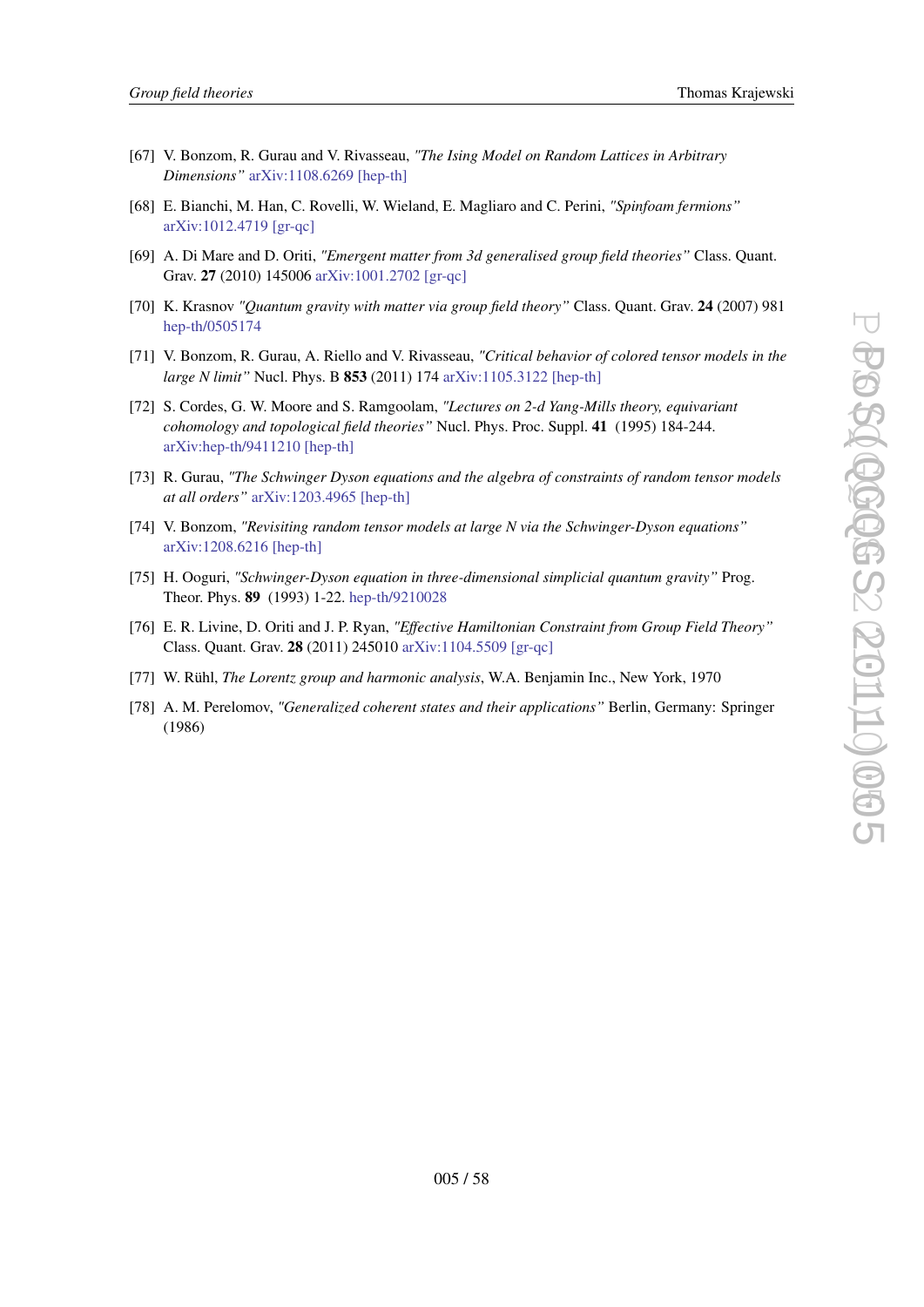[67] V. Bonzom, R. Gurau and V. Rivasseau, *"The Ising Model on Random Lattices in Arbitrary Dimensions"* arXiv:1108.6269 [hep-th]

[68] E. Bianchi, M. Han, C. Rovelli, W. Wieland, E. Magliaro and C. Perini, *"Spinfoam fermions"* arXiv:1012.4719 [gr-qc]

[69] A. Di Mare and D. Oriti, *"Emergent matter from 3d generalised group field theories"* Class. Quant. Grav. **27** (2010) 145006 arXiv:1001.2702 [gr-qc]

[70] K. Krasnov *"Quantum gravity with matter via group field theory"* Class. Quant. Grav. **24** (2007) 981 hep-th/0505174

[71] V. Bonzom, R. Gurau, A. Riello and V. Rivasseau, *"Critical behavior of colored tensor models in the large N limit"* Nucl. Phys. B **853** (2011) 174 arXiv:1105.3122 [hep-th]

[72] S. Cordes, G. W. Moore and S. Ramgoolam, *"Lectures on 2-d Yang-Mills theory, equivariant cohomology and topological field theories"* Nucl. Phys. Proc. Suppl. **41** (1995) 184-244. arXiv:hep-th/9411210 [hep-th]

[73] R. Gurau, *"The Schwinger Dyson equations and the algebra of constraints of random tensor models at all orders"* arXiv:1203.4965 [hep-th]

[74] V. Bonzom, *"Revisiting random tensor models at large N via the Schwinger-Dyson equations"* arXiv:1208.6216 [hep-th]

[75] H. Ooguri, *"Schwinger-Dyson equation in three-dimensional simplicial quantum gravity"* Prog. Theor. Phys. **89** (1993) 1-22. hep-th/9210028

[76] E. R. Livine, D. Oriti and J. P. Ryan, *"Effective Hamiltonian Constraint from Group Field Theory"* Class. Quant. Grav. **28** (2011) 245010 arXiv:1104.5509 [gr-qc]

[77] W. Rühl, *The Lorentz group and harmonic analysis*, W.A. Benjamin Inc., New York, 1970

[78] A. M. Perelomov, *"Generalized coherent states and their applications"* Berlin, Germany: Springer (1986)